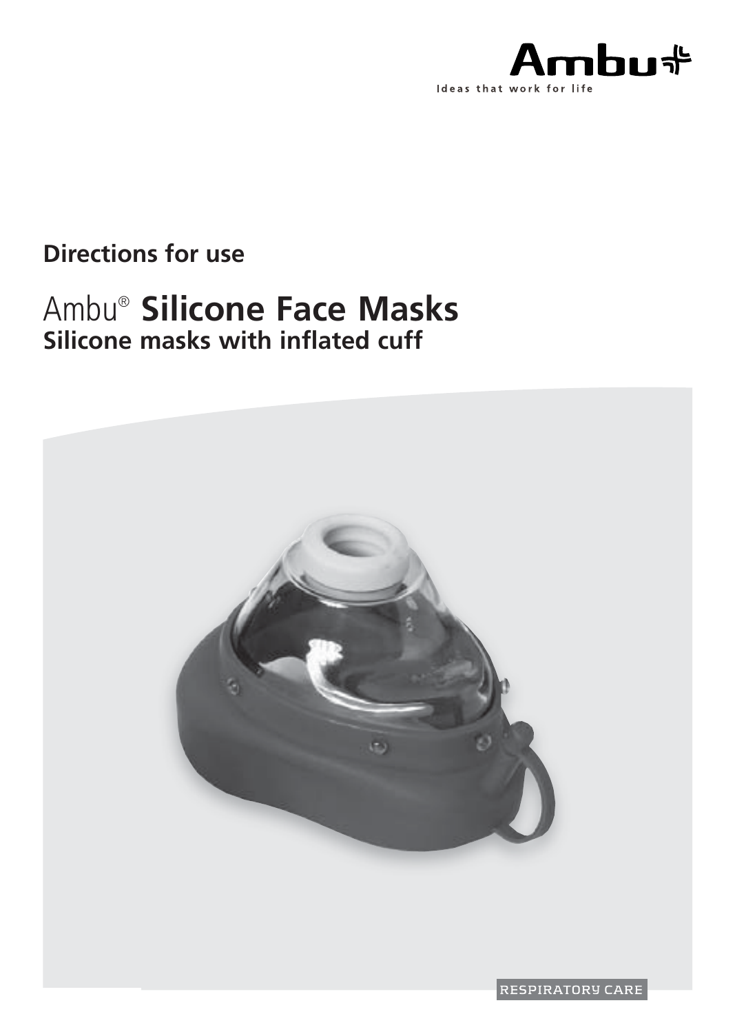Ambu

Ideas that work for life

## Directions for use

# Ambu® **Silicone Face Masks**

## Silicone masks with inflated cuff

RESPIRATORY CARE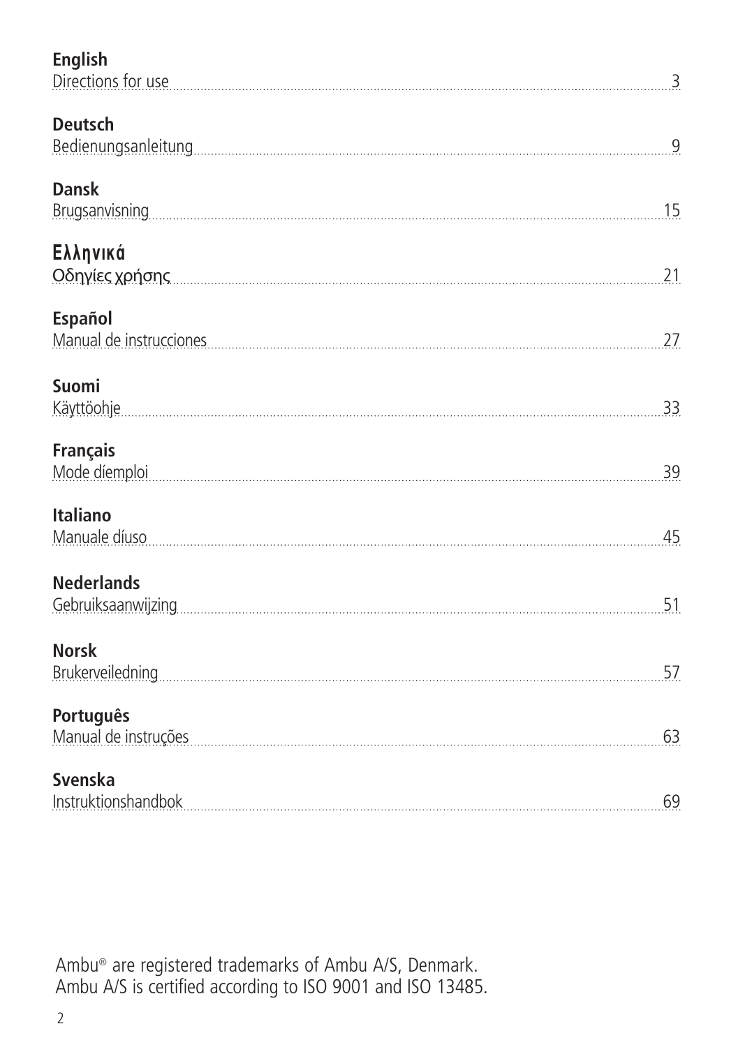**English**
Directions for use ........ 3

**Deutsch**
Bedienungsanleitung ........ 9

**Dansk**
Brugsanvisning ........ 15

**Ελληνικά**
Οδηγίες χρήσης ........ 21

**Español**
Manual de instrucciones ........ 27

**Suomi**
Käyttöohje ........ 33

**Français**
Mode díemploi ........ 39

**Italiano**
Manuale díuso ........ 45

**Nederlands**
Gebruiksaanwijzing ........ 51

**Norsk**
Brukerveiledning ........ 57

**Português**
Manual de instruções ........ 63

**Svenska**
Instruktionshandbok ........ 69

Ambu® are registered trademarks of Ambu A/S, Denmark.
Ambu A/S is certified according to ISO 9001 and ISO 13485.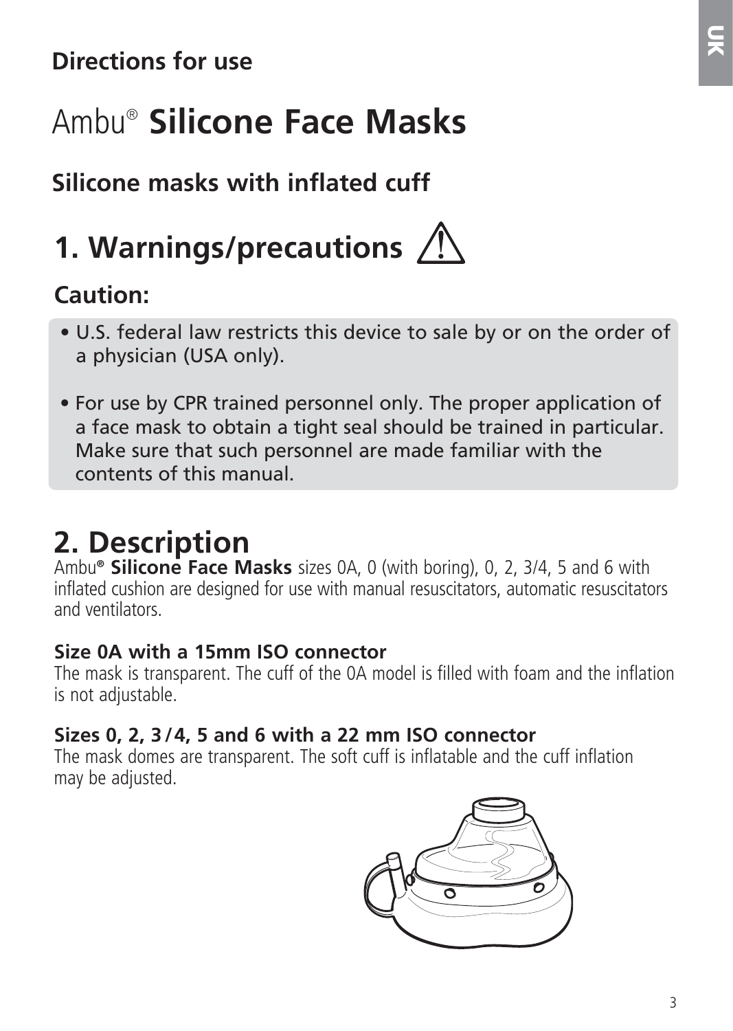**Directions for use**

# Ambu® **Silicone Face Masks**

## Silicone masks with inflated cuff

## 1. Warnings/precautions ⚠

### Caution:

- U.S. federal law restricts this device to sale by or on the order of a physician (USA only).
- For use by CPR trained personnel only. The proper application of a face mask to obtain a tight seal should be trained in particular. Make sure that such personnel are made familiar with the contents of this manual.

## 2. Description

Ambu® **Silicone Face Masks** sizes 0A, 0 (with boring), 0, 2, 3/4, 5 and 6 with inflated cushion are designed for use with manual resuscitators, automatic resuscitators and ventilators.

**Size 0A with a 15mm ISO connector**
The mask is transparent. The cuff of the 0A model is filled with foam and the inflation is not adjustable.

**Sizes 0, 2, 3/4, 5 and 6 with a 22 mm ISO connector**
The mask domes are transparent. The soft cuff is inflatable and the cuff inflation may be adjusted.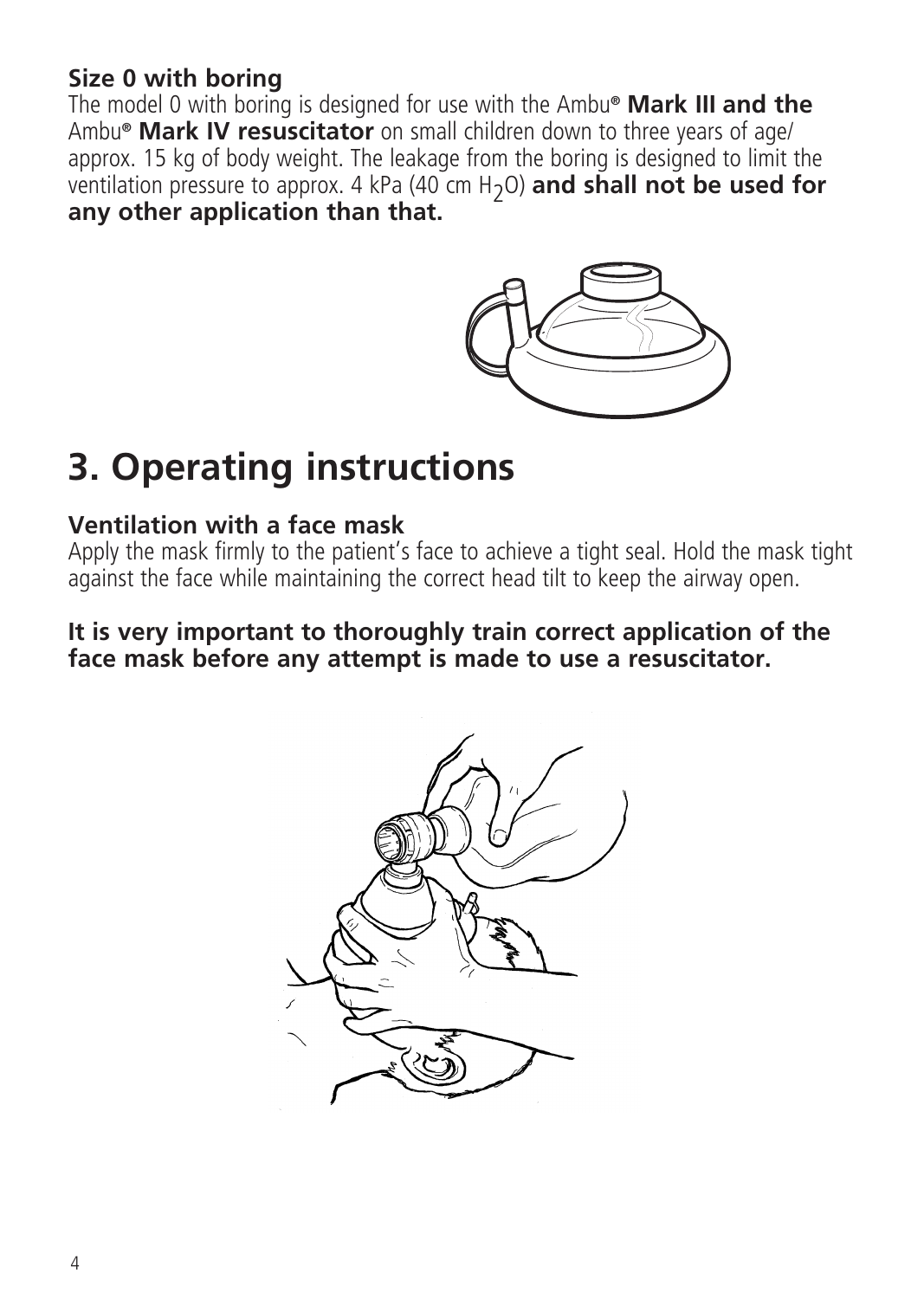**Size 0 with boring**

The model 0 with boring is designed for use with the Ambu® **Mark III and the** Ambu® **Mark IV resuscitator** on small children down to three years of age/ approx. 15 kg of body weight. The leakage from the boring is designed to limit the ventilation pressure to approx. 4 kPa (40 cm $H_2O$) **and shall not be used for any other application than that.**

# 3. Operating instructions

### Ventilation with a face mask

Apply the mask firmly to the patient's face to achieve a tight seal. Hold the mask tight against the face while maintaining the correct head tilt to keep the airway open.

**It is very important to thoroughly train correct application of the face mask before any attempt is made to use a resuscitator.**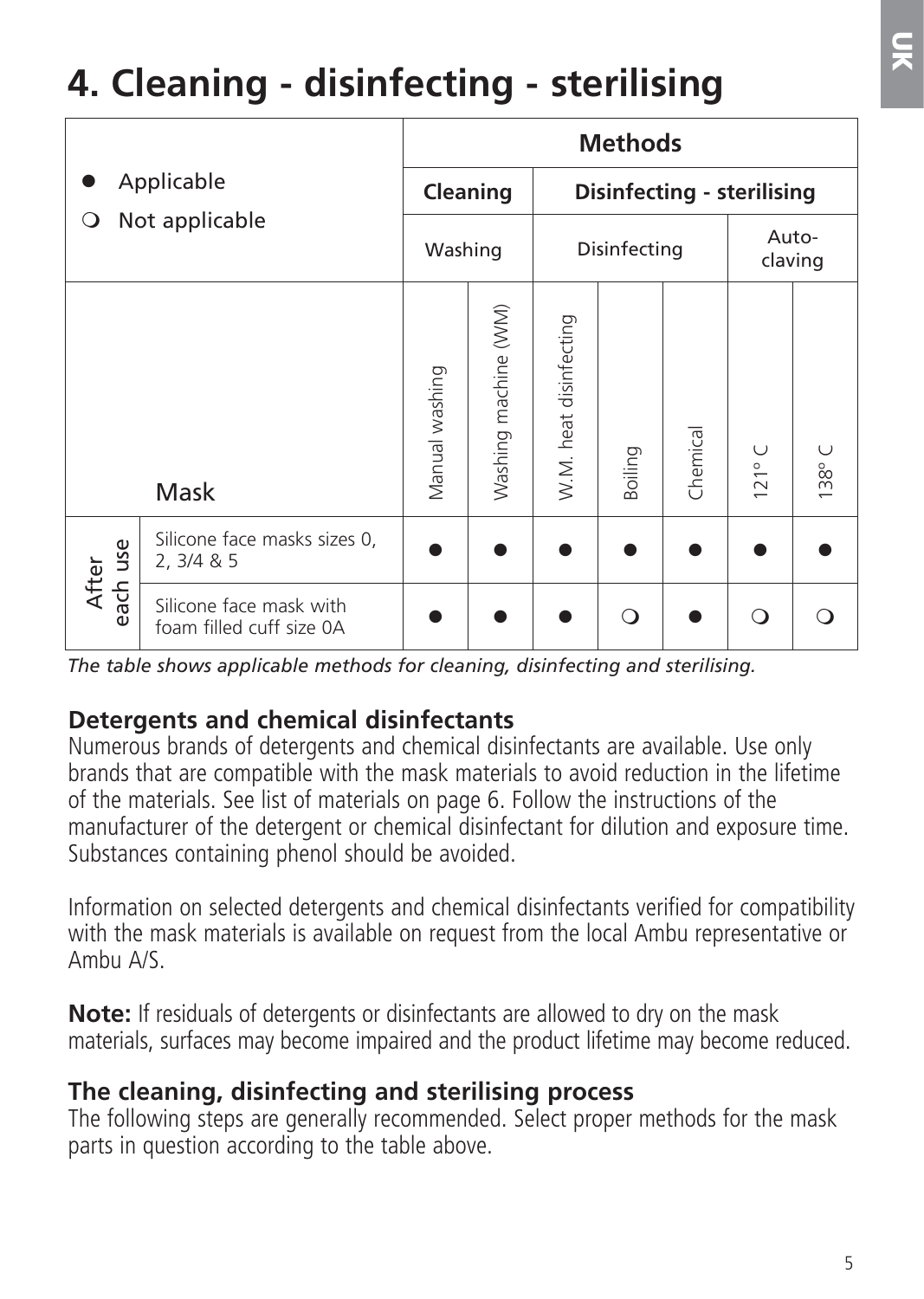# 4. Cleaning - disinfecting - sterilising

| ● Applicable<br>❍ Not applicable | | Methods | | | | | | |
|---|---|---|---|---|---|---|---|---|
| | | Cleaning | | Disinfecting - sterilising | | | | |
| | | Washing | | Disinfecting | | | Auto-claving | |
| | Mask | Manual washing | Washing machine (WM) | W.M. heat disinfecting | Boiling | Chemical | 121° C | 138° C |
| After each use | Silicone face masks sizes 0, 2, 3/4 & 5 | ● | ● | ● | ● | ● | ● | ● |
| | Silicone face mask with foam filled cuff size 0A | ● | ● | ● | ❍ | ● | ❍ | ❍ |

*The table shows applicable methods for cleaning, disinfecting and sterilising.*

### Detergents and chemical disinfectants

Numerous brands of detergents and chemical disinfectants are available. Use only brands that are compatible with the mask materials to avoid reduction in the lifetime of the materials. See list of materials on page 6. Follow the instructions of the manufacturer of the detergent or chemical disinfectant for dilution and exposure time. Substances containing phenol should be avoided.

Information on selected detergents and chemical disinfectants verified for compatibility with the mask materials is available on request from the local Ambu representative or Ambu A/S.

**Note:** If residuals of detergents or disinfectants are allowed to dry on the mask materials, surfaces may become impaired and the product lifetime may become reduced.

### The cleaning, disinfecting and sterilising process

The following steps are generally recommended. Select proper methods for the mask parts in question according to the table above.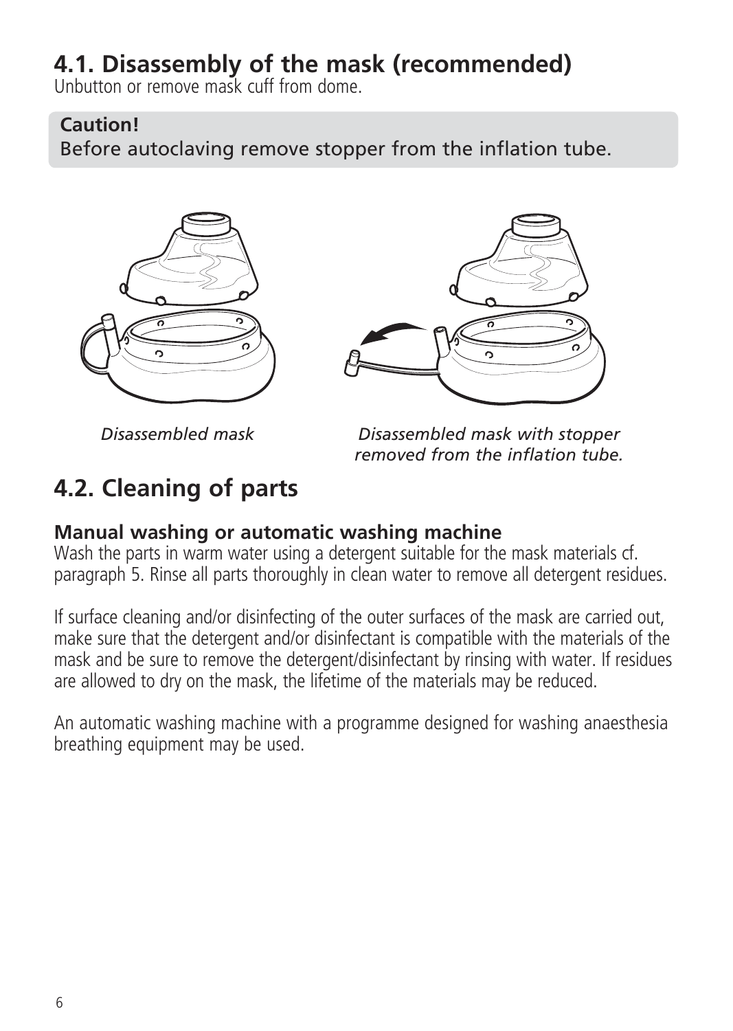## 4.1. Disassembly of the mask (recommended)

Unbutton or remove mask cuff from dome.

**Caution!**
Before autoclaving remove stopper from the inflation tube.

*Disassembled mask*

*Disassembled mask with stopper removed from the inflation tube.*

## 4.2. Cleaning of parts

### Manual washing or automatic washing machine

Wash the parts in warm water using a detergent suitable for the mask materials cf. paragraph 5. Rinse all parts thoroughly in clean water to remove all detergent residues.

If surface cleaning and/or disinfecting of the outer surfaces of the mask are carried out, make sure that the detergent and/or disinfectant is compatible with the materials of the mask and be sure to remove the detergent/disinfectant by rinsing with water. If residues are allowed to dry on the mask, the lifetime of the materials may be reduced.

An automatic washing machine with a programme designed for washing anaesthesia breathing equipment may be used.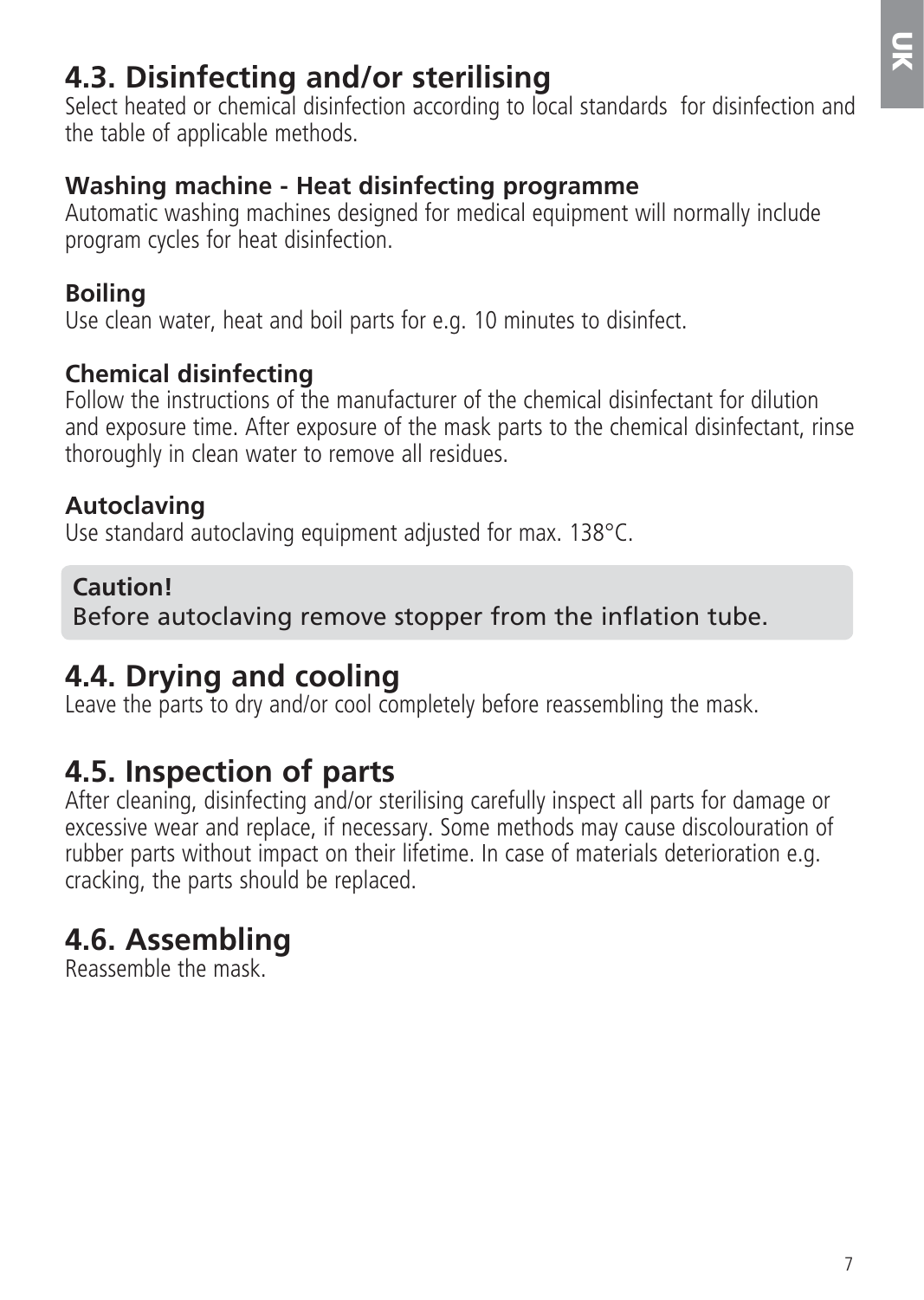## 4.3. Disinfecting and/or sterilising

Select heated or chemical disinfection according to local standards for disinfection and the table of applicable methods.

**Washing machine - Heat disinfecting programme**

Automatic washing machines designed for medical equipment will normally include program cycles for heat disinfection.

**Boiling**

Use clean water, heat and boil parts for e.g. 10 minutes to disinfect.

**Chemical disinfecting**

Follow the instructions of the manufacturer of the chemical disinfectant for dilution and exposure time. After exposure of the mask parts to the chemical disinfectant, rinse thoroughly in clean water to remove all residues.

**Autoclaving**

Use standard autoclaving equipment adjusted for max. 138°C.

**Caution!**

Before autoclaving remove stopper from the inflation tube.

## 4.4. Drying and cooling

Leave the parts to dry and/or cool completely before reassembling the mask.

## 4.5. Inspection of parts

After cleaning, disinfecting and/or sterilising carefully inspect all parts for damage or excessive wear and replace, if necessary. Some methods may cause discolouration of rubber parts without impact on their lifetime. In case of materials deterioration e.g. cracking, the parts should be replaced.

## 4.6. Assembling

Reassemble the mask.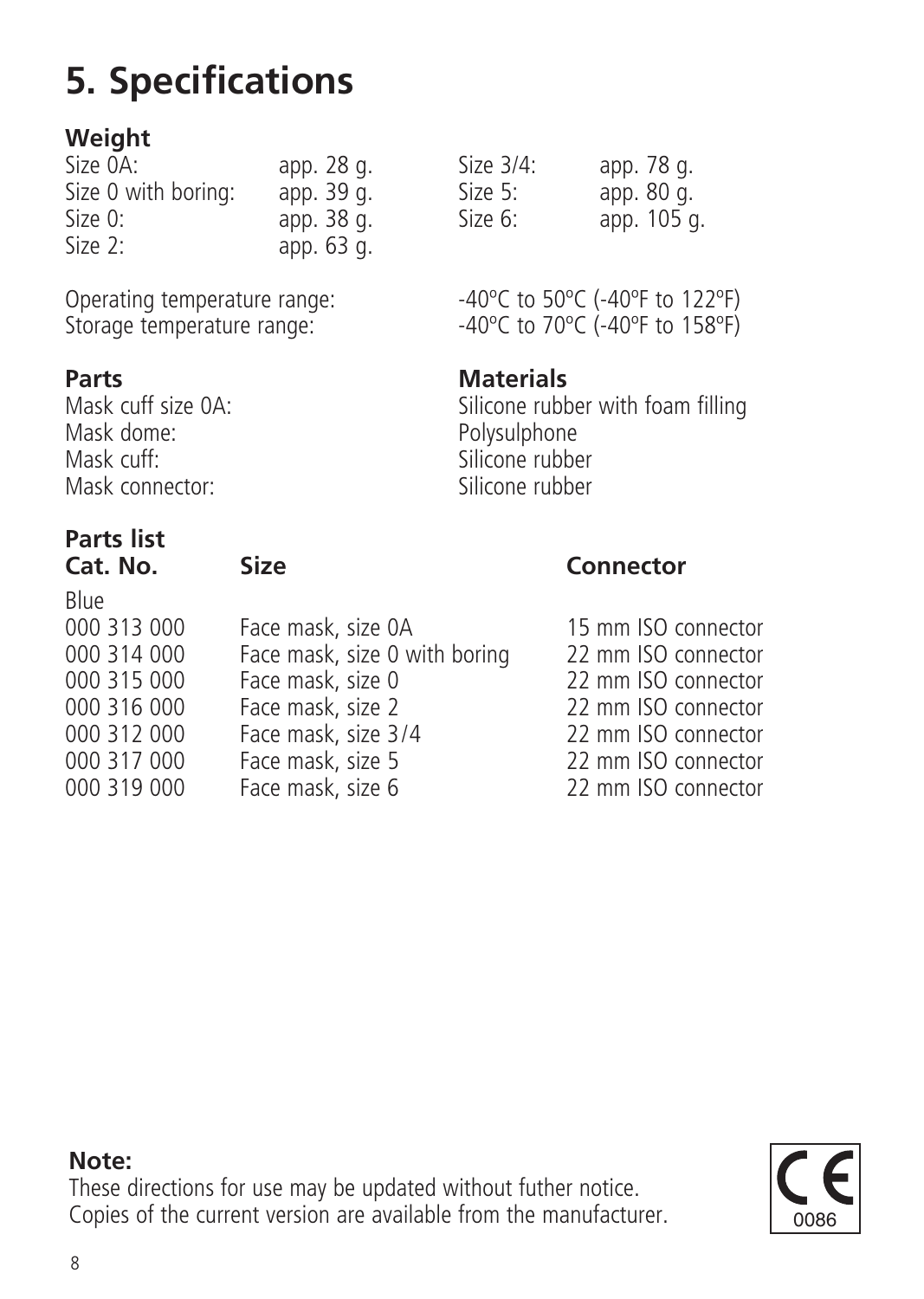# 5. Specifications

**Weight**

| | | | |
|---|---|---|---|
| Size 0A: | app. 28 g. | Size 3/4: | app. 78 g. |
| Size 0 with boring: | app. 39 g. | Size 5: | app. 80 g. |
| Size 0: | app. 38 g. | Size 6: | app. 105 g. |
| Size 2: | app. 63 g. | | |

Operating temperature range: -40ºC to 50ºC (-40ºF to 122ºF)
Storage temperature range: -40ºC to 70ºC (-40ºF to 158ºF)

| **Parts** | **Materials** |
|---|---|
| Mask cuff size 0A: | Silicone rubber with foam filling |
| Mask dome: | Polysulphone |
| Mask cuff: | Silicone rubber |
| Mask connector: | Silicone rubber |

**Parts list**

| **Cat. No.** | **Size** | **Connector** |
|---|---|---|
| Blue | | |
| 000 313 000 | Face mask, size 0A | 15 mm ISO connector |
| 000 314 000 | Face mask, size 0 with boring | 22 mm ISO connector |
| 000 315 000 | Face mask, size 0 | 22 mm ISO connector |
| 000 316 000 | Face mask, size 2 | 22 mm ISO connector |
| 000 312 000 | Face mask, size 3/4 | 22 mm ISO connector |
| 000 317 000 | Face mask, size 5 | 22 mm ISO connector |
| 000 319 000 | Face mask, size 6 | 22 mm ISO connector |

**Note:**
These directions for use may be updated without futher notice.
Copies of the current version are available from the manufacturer.

CE 0086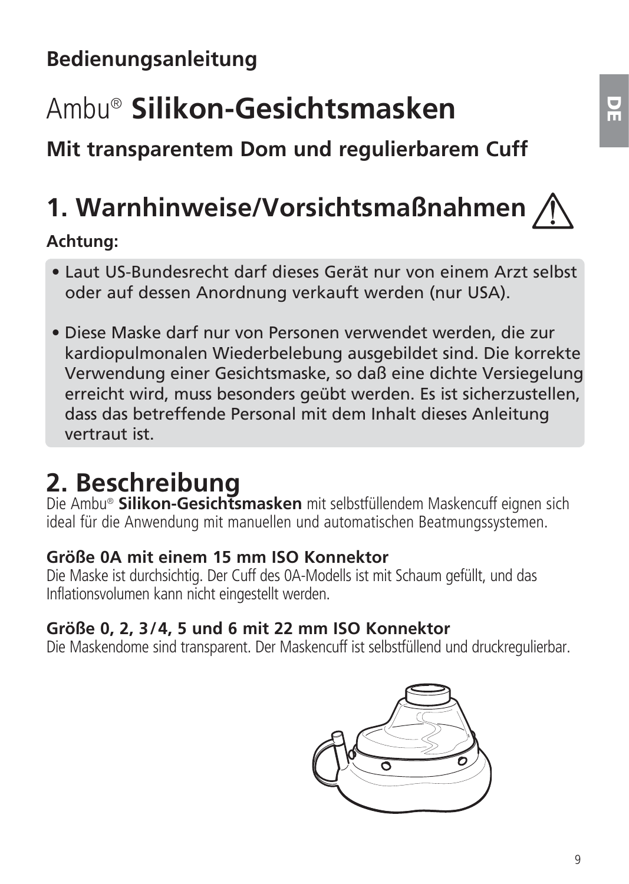**Bedienungsanleitung**

# Ambu® **Silikon-Gesichtsmasken**

**Mit transparentem Dom und regulierbarem Cuff**

## 1. Warnhinweise/Vorsichtsmaßnahmen ⚠

**Achtung:**

- Laut US-Bundesrecht darf dieses Gerät nur von einem Arzt selbst oder auf dessen Anordnung verkauft werden (nur USA).
- Diese Maske darf nur von Personen verwendet werden, die zur kardiopulmonalen Wiederbelebung ausgebildet sind. Die korrekte Verwendung einer Gesichtsmaske, so daß eine dichte Versiegelung erreicht wird, muss besonders geübt werden. Es ist sicherzustellen, dass das betreffende Personal mit dem Inhalt dieses Anleitung vertraut ist.

## 2. Beschreibung

Die Ambu® **Silikon-Gesichtsmasken** mit selbstfüllendem Maskencuff eignen sich ideal für die Anwendung mit manuellen und automatischen Beatmungssystemen.

**Größe 0A mit einem 15 mm ISO Konnektor**
Die Maske ist durchsichtig. Der Cuff des 0A-Modells ist mit Schaum gefüllt, und das Inflationsvolumen kann nicht eingestellt werden.

**Größe 0, 2, 3/4, 5 und 6 mit 22 mm ISO Konnektor**
Die Maskendome sind transparent. Der Maskencuff ist selbstfüllend und druckregulierbar.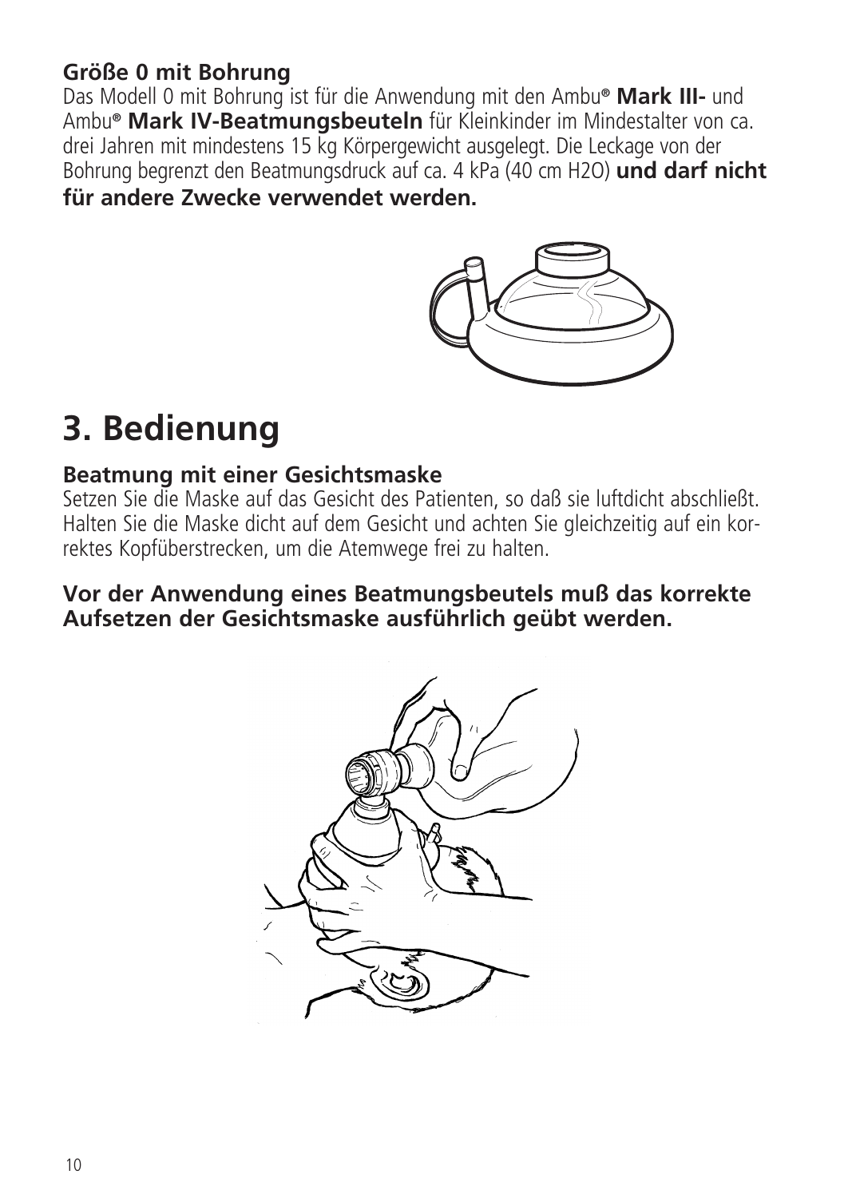**Größe 0 mit Bohrung**

Das Modell 0 mit Bohrung ist für die Anwendung mit den Ambu® **Mark III-** und Ambu® **Mark IV-Beatmungsbeuteln** für Kleinkinder im Mindestalter von ca. drei Jahren mit mindestens 15 kg Körpergewicht ausgelegt. Die Leckage von der Bohrung begrenzt den Beatmungsdruck auf ca. 4 kPa (40 cm $H_2O$) **und darf nicht für andere Zwecke verwendet werden.**

# 3. Bedienung

**Beatmung mit einer Gesichtsmaske**

Setzen Sie die Maske auf das Gesicht des Patienten, so daß sie luftdicht abschließt. Halten Sie die Maske dicht auf dem Gesicht und achten Sie gleichzeitig auf ein korrektes Kopfüberstrecken, um die Atemwege frei zu halten.

**Vor der Anwendung eines Beatmungsbeutels muß das korrekte Aufsetzen der Gesichtsmaske ausführlich geübt werden.**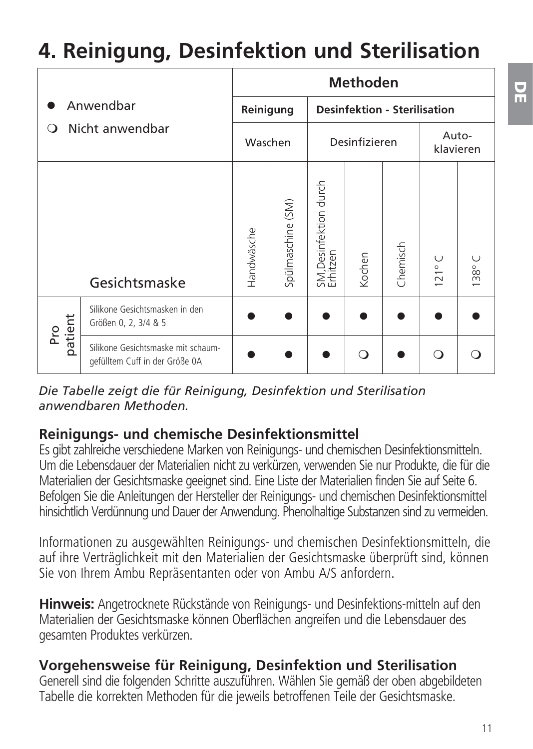# 4. Reinigung, Desinfektion und Sterilisation

| ● Anwendbar<br>❍ Nicht anwendbar | | Methoden | | | | | | |
|---|---|---|---|---|---|---|---|---|
| | | Reinigung | | Desinfektion - Sterilisation | | | | |
| | | Waschen | | Desinfizieren | | | Auto-klavieren | |
| | Gesichtsmaske | Handwäsche | Spülmaschine (SM) | SM,Desinfektion durch Erhitzen | Kochen | Chemisch | 121° C | 138° C |
| Pro patient | Silikone Gesichtsmasken in den Größen 0, 2, 3/4 & 5 | ● | ● | ● | ● | ● | ● | ● |
| Pro patient | Silikone Gesichtsmaske mit schaum-gefülltem Cuff in der Größe 0A | ● | ● | ● | ❍ | ● | ❍ | ❍ |

*Die Tabelle zeigt die für Reinigung, Desinfektion und Sterilisation anwendbaren Methoden.*

### Reinigungs- und chemische Desinfektionsmittel

Es gibt zahlreiche verschiedene Marken von Reinigungs- und chemischen Desinfektionsmitteln. Um die Lebensdauer der Materialien nicht zu verkürzen, verwenden Sie nur Produkte, die für die Materialien der Gesichtsmaske geeignet sind. Eine Liste der Materialien finden Sie auf Seite 6. Befolgen Sie die Anleitungen der Hersteller der Reinigungs- und chemischen Desinfektionsmittel hinsichtlich Verdünnung und Dauer der Anwendung. Phenolhaltige Substanzen sind zu vermeiden.

Informationen zu ausgewählten Reinigungs- und chemischen Desinfektionsmitteln, die auf ihre Verträglichkeit mit den Materialien der Gesichtsmaske überprüft sind, können Sie von Ihrem Ambu Repräsentanten oder von Ambu A/S anfordern.

**Hinweis:** Angetrocknete Rückstände von Reinigungs- und Desinfektions-mitteln auf den Materialien der Gesichtsmaske können Oberflächen angreifen und die Lebensdauer des gesamten Produktes verkürzen.

### Vorgehensweise für Reinigung, Desinfektion und Sterilisation

Generell sind die folgenden Schritte auszuführen. Wählen Sie gemäß der oben abgebildeten Tabelle die korrekten Methoden für die jeweils betroffenen Teile der Gesichtsmaske.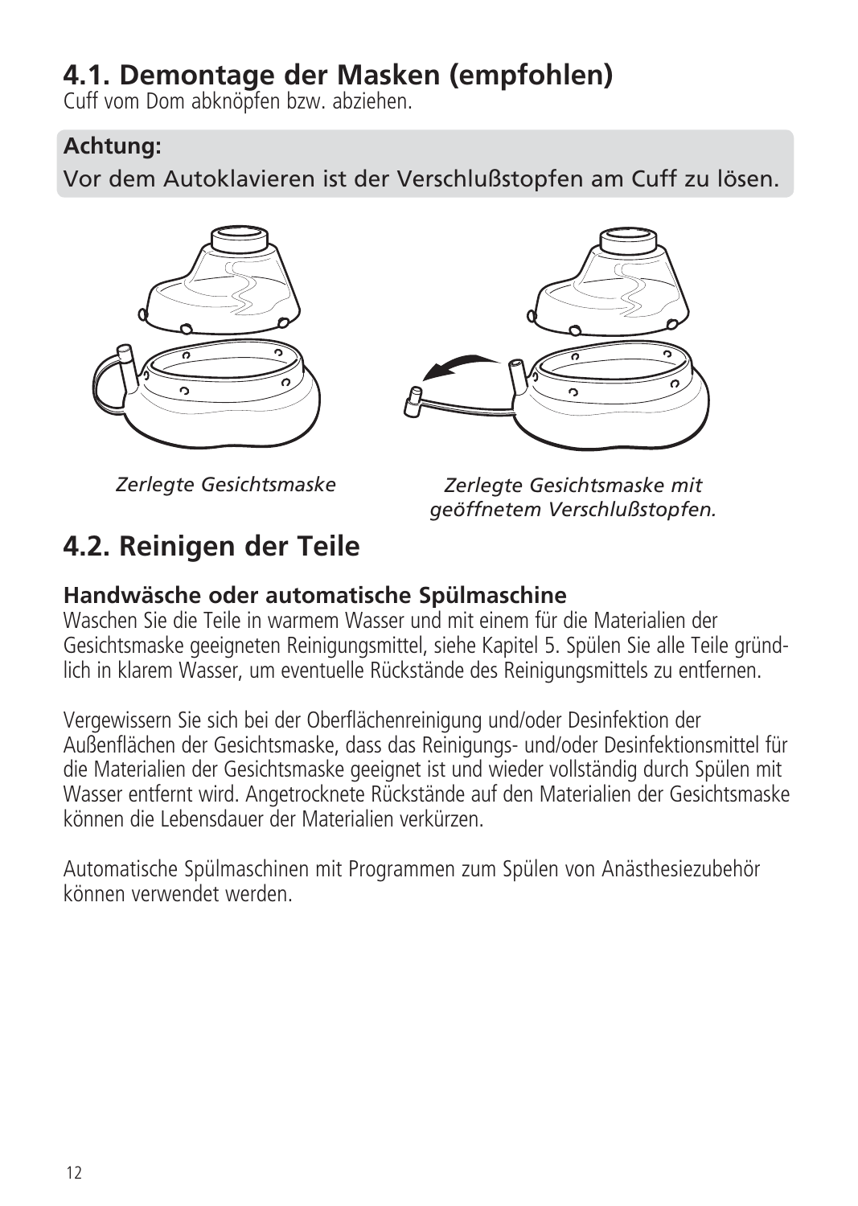## 4.1. Demontage der Masken (empfohlen)

Cuff vom Dom abknöpfen bzw. abziehen.

**Achtung:**
Vor dem Autoklavieren ist der Verschlußstopfen am Cuff zu lösen.

*Zerlegte Gesichtsmaske*

*Zerlegte Gesichtsmaske mit geöffnetem Verschlußstopfen.*

## 4.2. Reinigen der Teile

**Handwäsche oder automatische Spülmaschine**

Waschen Sie die Teile in warmem Wasser und mit einem für die Materialien der Gesichtsmaske geeigneten Reinigungsmittel, siehe Kapitel 5. Spülen Sie alle Teile gründlich in klarem Wasser, um eventuelle Rückstände des Reinigungsmittels zu entfernen.

Vergewissern Sie sich bei der Oberflächenreinigung und/oder Desinfektion der Außenflächen der Gesichtsmaske, dass das Reinigungs- und/oder Desinfektionsmittel für die Materialien der Gesichtsmaske geeignet ist und wieder vollständig durch Spülen mit Wasser entfernt wird. Angetrocknete Rückstände auf den Materialien der Gesichtsmaske können die Lebensdauer der Materialien verkürzen.

Automatische Spülmaschinen mit Programmen zum Spülen von Anästhesiezubehör können verwendet werden.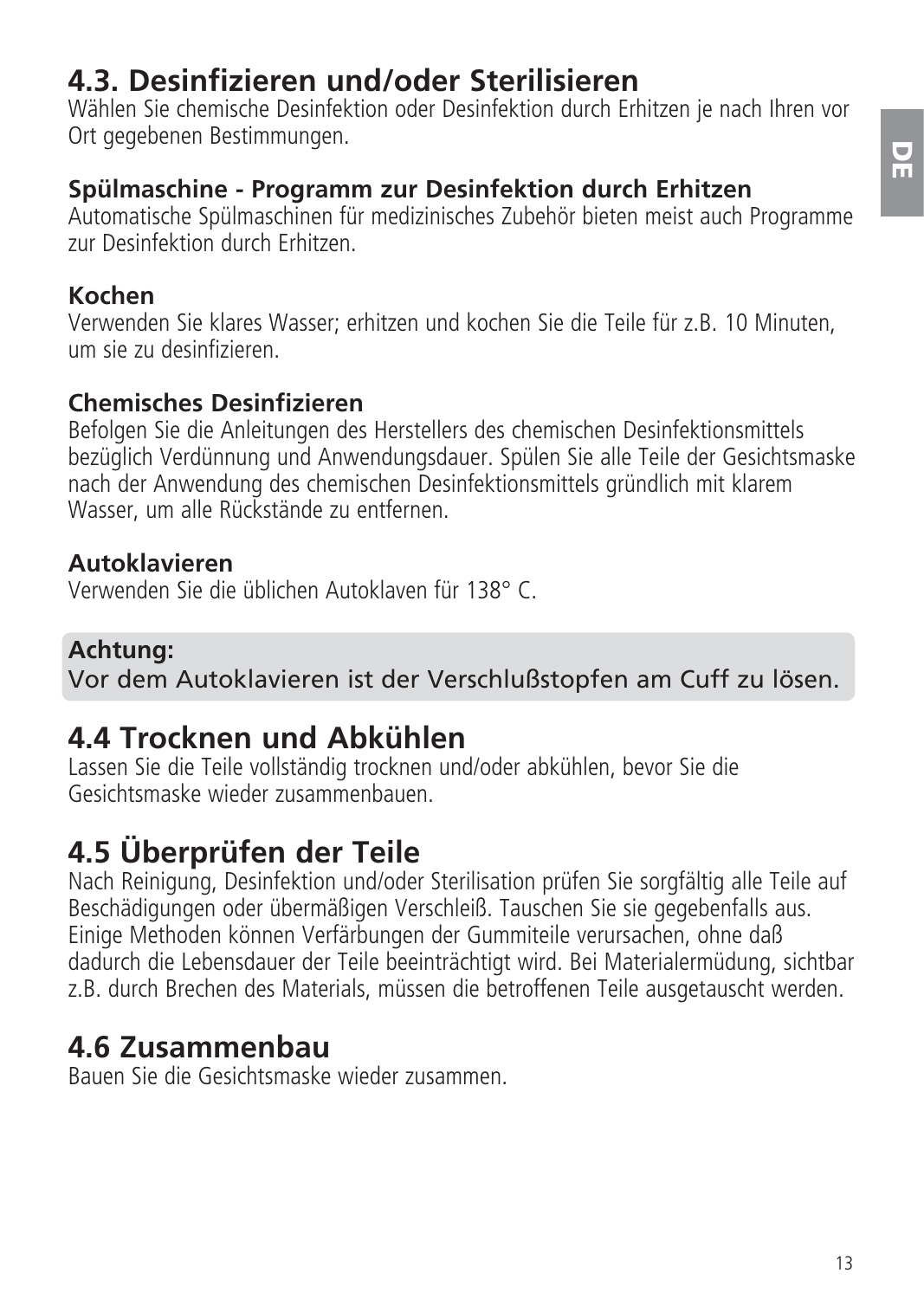## 4.3. Desinfizieren und/oder Sterilisieren

Wählen Sie chemische Desinfektion oder Desinfektion durch Erhitzen je nach Ihren vor Ort gegebenen Bestimmungen.

### Spülmaschine - Programm zur Desinfektion durch Erhitzen

Automatische Spülmaschinen für medizinisches Zubehör bieten meist auch Programme zur Desinfektion durch Erhitzen.

### Kochen

Verwenden Sie klares Wasser; erhitzen und kochen Sie die Teile für z.B. 10 Minuten, um sie zu desinfizieren.

### Chemisches Desinfizieren

Befolgen Sie die Anleitungen des Herstellers des chemischen Desinfektionsmittels bezüglich Verdünnung und Anwendungsdauer. Spülen Sie alle Teile der Gesichtsmaske nach der Anwendung des chemischen Desinfektionsmittels gründlich mit klarem Wasser, um alle Rückstände zu entfernen.

### Autoklavieren

Verwenden Sie die üblichen Autoklaven für 138° C.

**Achtung:**
Vor dem Autoklavieren ist der Verschlußstopfen am Cuff zu lösen.

## 4.4 Trocknen und Abkühlen

Lassen Sie die Teile vollständig trocknen und/oder abkühlen, bevor Sie die Gesichtsmaske wieder zusammenbauen.

## 4.5 Überprüfen der Teile

Nach Reinigung, Desinfektion und/oder Sterilisation prüfen Sie sorgfältig alle Teile auf Beschädigungen oder übermäßigen Verschleiß. Tauschen Sie sie gegebenenfalls aus. Einige Methoden können Verfärbungen der Gummiteile verursachen, ohne daß dadurch die Lebensdauer der Teile beeinträchtigt wird. Bei Materialermüdung, sichtbar z.B. durch Brechen des Materials, müssen die betroffenen Teile ausgetauscht werden.

## 4.6 Zusammenbau

Bauen Sie die Gesichtsmaske wieder zusammen.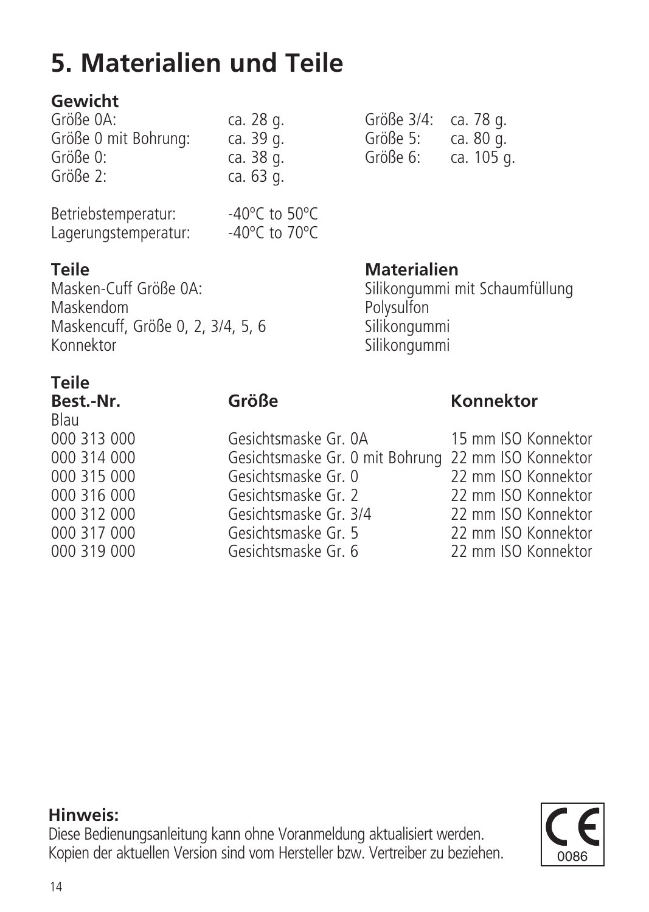# 5. Materialien und Teile

### Gewicht

| | | | |
|---|---|---|---|
| Größe 0A: | ca. 28 g. | Größe 3/4: | ca. 78 g. |
| Größe 0 mit Bohrung: | ca. 39 g. | Größe 5: | ca. 80 g. |
| Größe 0: | ca. 38 g. | Größe 6: | ca. 105 g. |
| Größe 2: | ca. 63 g. | | |

Betriebstemperatur: -40ºC to 50ºC
Lagerungstemperatur: -40ºC to 70ºC

| **Teile** | **Materialien** |
|---|---|
| Masken-Cuff Größe 0A: | Silikongummi mit Schaumfüllung |
| Maskendom | Polysulfon |
| Maskencuff, Größe 0, 2, 3/4, 5, 6 | Silikongummi |
| Konnektor | Silikongummi |

### Teile

| Best.-Nr. | Größe | Konnektor |
|---|---|---|
| Blau | | |
| 000 313 000 | Gesichtsmaske Gr. 0A | 15 mm ISO Konnektor |
| 000 314 000 | Gesichtsmaske Gr. 0 mit Bohrung | 22 mm ISO Konnektor |
| 000 315 000 | Gesichtsmaske Gr. 0 | 22 mm ISO Konnektor |
| 000 316 000 | Gesichtsmaske Gr. 2 | 22 mm ISO Konnektor |
| 000 312 000 | Gesichtsmaske Gr. 3/4 | 22 mm ISO Konnektor |
| 000 317 000 | Gesichtsmaske Gr. 5 | 22 mm ISO Konnektor |
| 000 319 000 | Gesichtsmaske Gr. 6 | 22 mm ISO Konnektor |

**Hinweis:**
Diese Bedienungsanleitung kann ohne Voranmeldung aktualisiert werden.
Kopien der aktuellen Version sind vom Hersteller bzw. Vertreiber zu beziehen.

CE 0086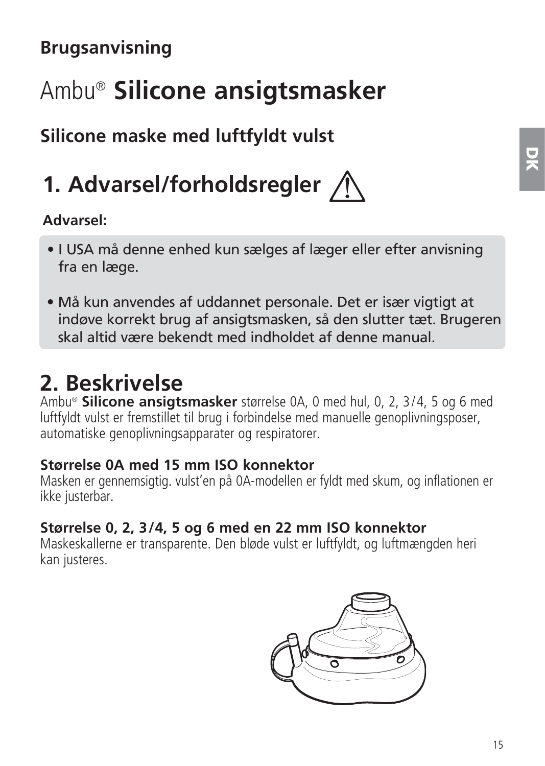**Brugsanvisning**

# Ambu® **Silicone ansigtsmasker**

## Silicone maske med luftfyldt vulst

## 1. Advarsel/forholdsregler ⚠

**Advarsel:**

- I USA må denne enhed kun sælges af læger eller efter anvisning fra en læge.
- Må kun anvendes af uddannet personale. Det er især vigtigt at indøve korrekt brug af ansigtsmasken, så den slutter tæt. Brugeren skal altid være bekendt med indholdet af denne manual.

## 2. Beskrivelse

Ambu® **Silicone ansigtsmasker** størrelse 0A, 0 med hul, 0, 2, 3/4, 5 og 6 med luftfyldt vulst er fremstillet til brug i forbindelse med manuelle genoplivningsposer, automatiske genoplivningsapparater og respiratorer.

**Størrelse 0A med 15 mm ISO konnektor**
Masken er gennemsigtig. vulst'en på 0A-modellen er fyldt med skum, og inflationen er ikke justerbar.

**Størrelse 0, 2, 3/4, 5 og 6 med en 22 mm ISO konnektor**
Maskeskallerne er transparente. Den bløde vulst er luftfyldt, og luftmængden heri kan justeres.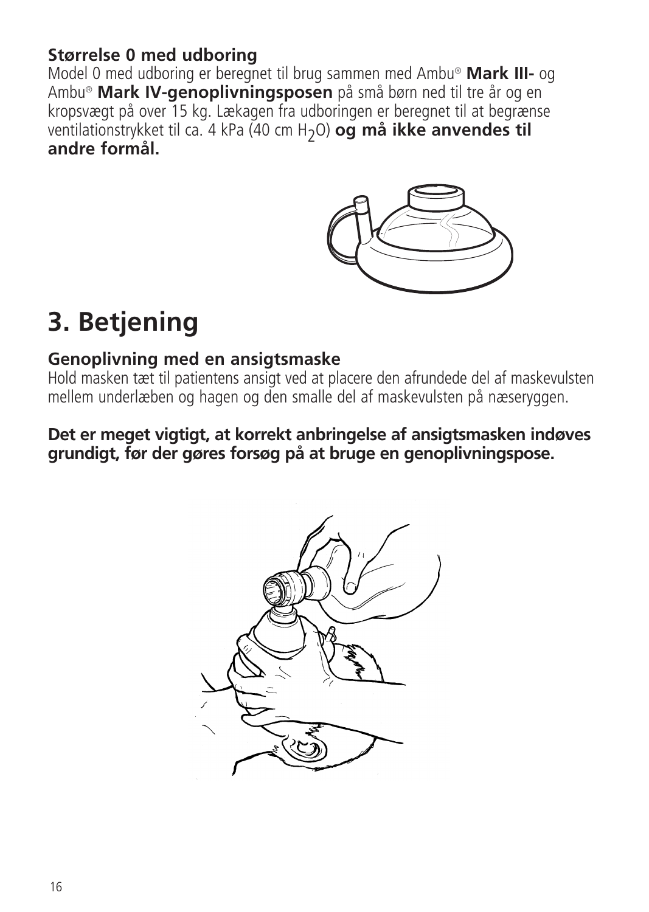### Størrelse 0 med udboring

Model 0 med udboring er beregnet til brug sammen med Ambu® **Mark III-** og Ambu® **Mark IV-genoplivningsposen** på små børn ned til tre år og en kropsvægt på over 15 kg. Lækagen fra udboringen er beregnet til at begrænse ventilationstrykket til ca. 4 kPa (40 cm $H_2O$) **og må ikke anvendes til andre formål.**

# 3. Betjening

### Genoplivning med en ansigtsmaske

Hold masken tæt til patientens ansigt ved at placere den afrundede del af maskevulsten mellem underlæben og hagen og den smalle del af maskevulsten på næseryggen.

**Det er meget vigtigt, at korrekt anbringelse af ansigtsmasken indøves grundigt, før der gøres forsøg på at bruge en genoplivningspose.**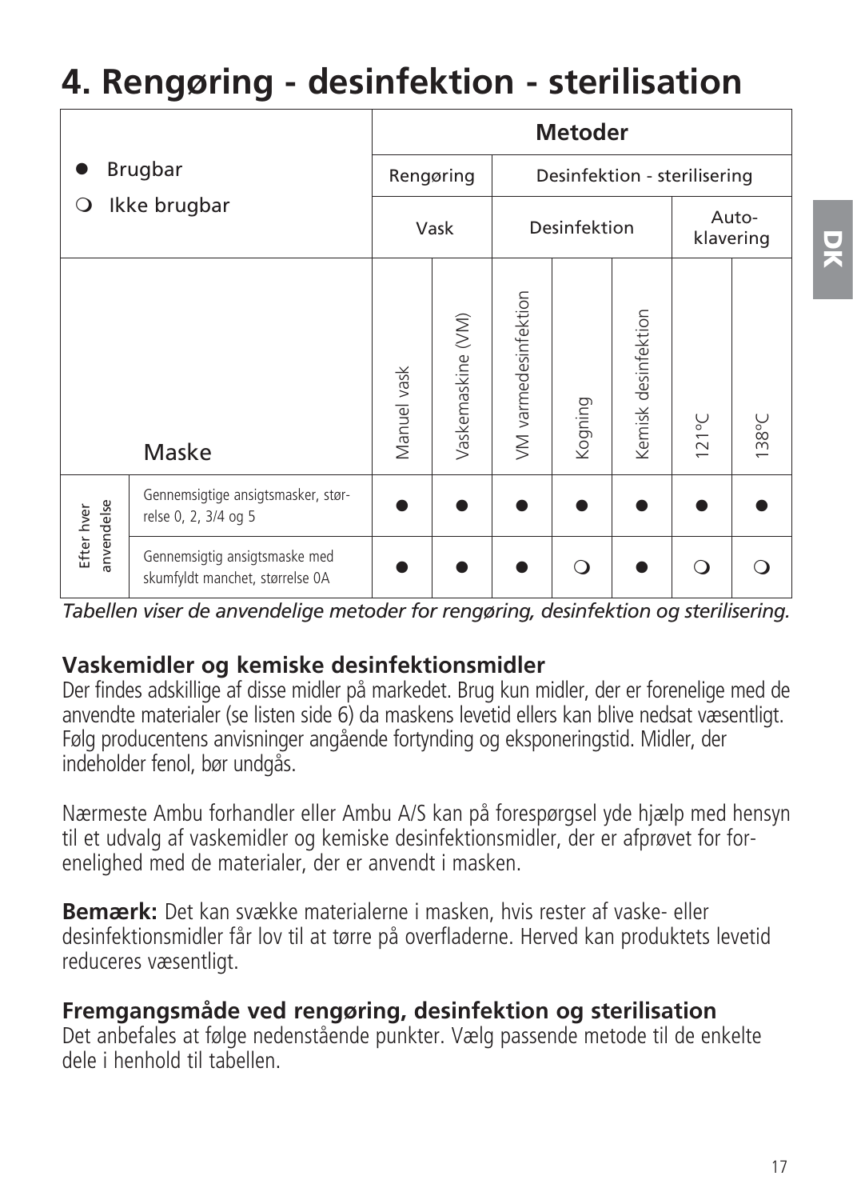# 4. Rengøring - desinfektion - sterilisation

| ● Brugbar<br>❍ Ikke brugbar | | Metoder | | | | | | |
|---|---|---|---|---|---|---|---|---|
| | | Rengøring | | Desinfektion - sterilisering | | | | |
| | | Vask | | Desinfektion | | | Auto-klavering | |
| | Maske | Manuel vask | Vaskemaskine (VM) | VM varmedesinfektion | Kogning | Kemisk desinfektion | 121°C | 138°C |
| Efter hver anvendelse | Gennemsigtige ansigtsmasker, størrelse 0, 2, 3/4 og 5 | ● | ● | ● | ● | ● | ● | ● |
| | Gennemsigtig ansigtsmaske med skumfyldt manchet, størrelse 0A | ● | ● | ● | ❍ | ● | ❍ | ❍ |

*Tabellen viser de anvendelige metoder for rengøring, desinfektion og sterilisering.*

### Vaskemidler og kemiske desinfektionsmidler

Der findes adskillige af disse midler på markedet. Brug kun midler, der er forenelige med de anvendte materialer (se listen side 6) da maskens levetid ellers kan blive nedsat væsentligt. Følg producentens anvisninger angående fortynding og eksponeringstid. Midler, der indeholder fenol, bør undgås.

Nærmeste Ambu forhandler eller Ambu A/S kan på forespørgsel yde hjælp med hensyn til et udvalg af vaskemidler og kemiske desinfektionsmidler, der er afprøvet for forenelighed med de materialer, der er anvendt i masken.

**Bemærk:** Det kan svække materialerne i masken, hvis rester af vaske- eller desinfektionsmidler får lov til at tørre på overfladerne. Herved kan produktets levetid reduceres væsentligt.

### Fremgangsmåde ved rengøring, desinfektion og sterilisation

Det anbefales at følge nedenstående punkter. Vælg passende metode til de enkelte dele i henhold til tabellen.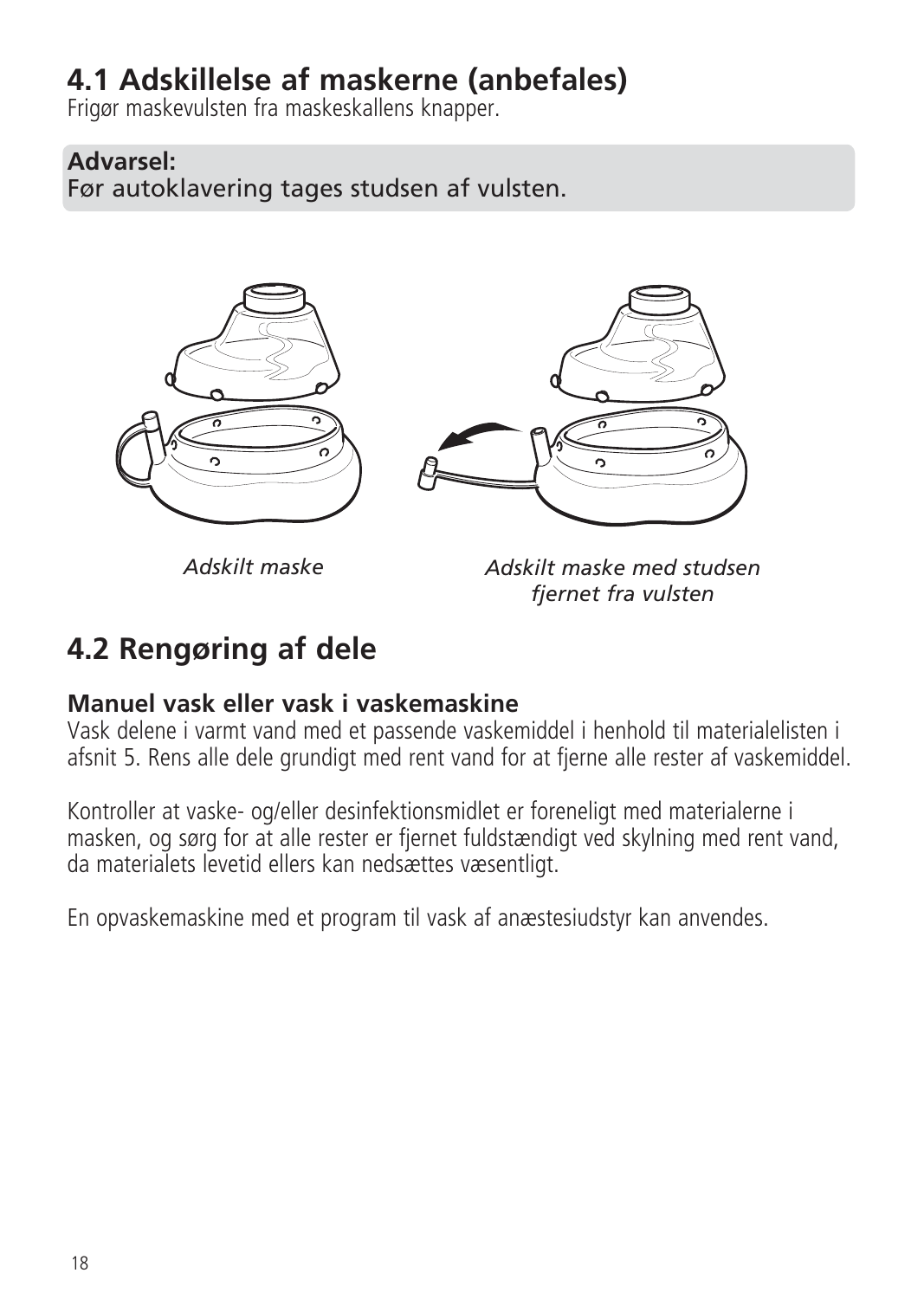## 4.1 Adskillelse af maskerne (anbefales)

Frigør maskevulsten fra maskeskallens knapper.

**Advarsel:**
Før autoklavering tages studsen af vulsten.

*Adskilt maske*

*Adskilt maske med studsen fjernet fra vulsten*

## 4.2 Rengøring af dele

### Manuel vask eller vask i vaskemaskine

Vask delene i varmt vand med et passende vaskemiddel i henhold til materialelisten i afsnit 5. Rens alle dele grundigt med rent vand for at fjerne alle rester af vaskemiddel.

Kontroller at vaske- og/eller desinfektionsmidlet er foreneligt med materialerne i masken, og sørg for at alle rester er fjernet fuldstændigt ved skylning med rent vand, da materialets levetid ellers kan nedsættes væsentligt.

En opvaskemaskine med et program til vask af anæstesiudstyr kan anvendes.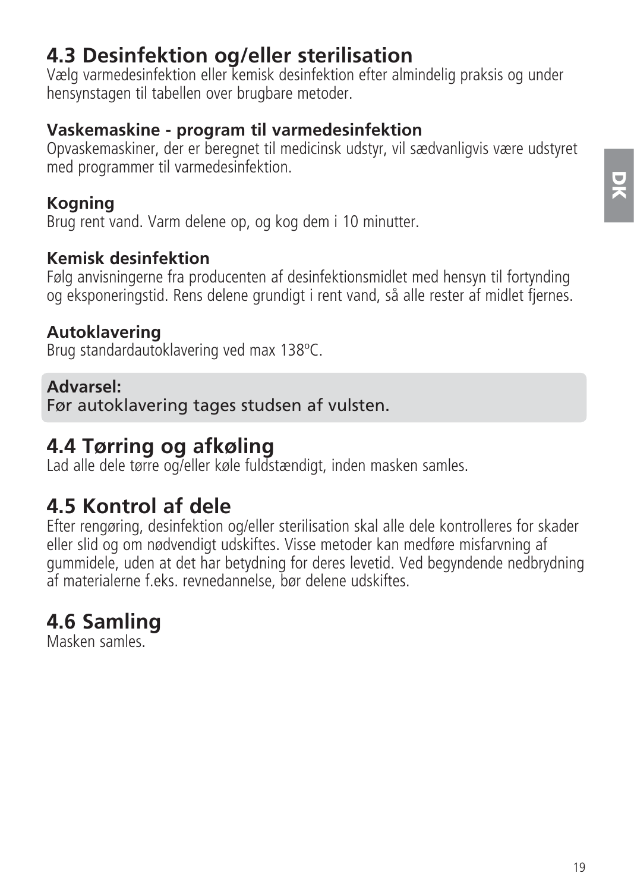## 4.3 Desinfektion og/eller sterilisation

Vælg varmedesinfektion eller kemisk desinfektion efter almindelig praksis og under hensynstagen til tabellen over brugbare metoder.

**Vaskemaskine - program til varmedesinfektion**
Opvaskemaskiner, der er beregnet til medicinsk udstyr, vil sædvanligvis være udstyret med programmer til varmedesinfektion.

**Kogning**
Brug rent vand. Varm delene op, og kog dem i 10 minutter.

**Kemisk desinfektion**
Følg anvisningerne fra producenten af desinfektionsmidlet med hensyn til fortynding og eksponeringstid. Rens delene grundigt i rent vand, så alle rester af midlet fjernes.

**Autoklavering**
Brug standardautoklavering ved max 138ºC.

**Advarsel:**
Før autoklavering tages studsen af vulsten.

## 4.4 Tørring og afkøling

Lad alle dele tørre og/eller køle fuldstændigt, inden masken samles.

## 4.5 Kontrol af dele

Efter rengøring, desinfektion og/eller sterilisation skal alle dele kontrolleres for skader eller slid og om nødvendigt udskiftes. Visse metoder kan medføre misfarvning af gummidele, uden at det har betydning for deres levetid. Ved begyndende nedbrydning af materialerne f.eks. revnedannelse, bør delene udskiftes.

## 4.6 Samling

Masken samles.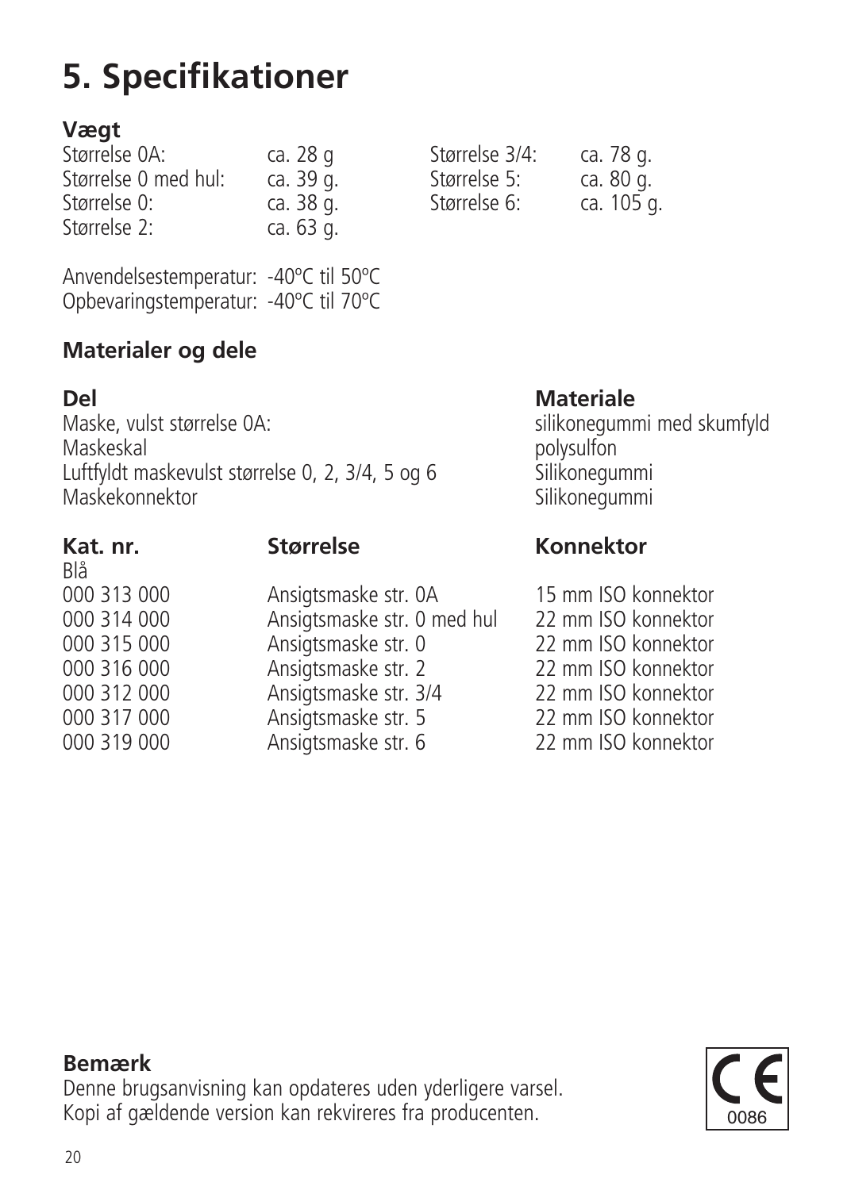# 5. Specifikationer

### Vægt

| | | | |
|---|---|---|---|
| Størrelse 0A: | ca. 28 g | Størrelse 3/4: | ca. 78 g. |
| Størrelse 0 med hul: | ca. 39 g. | Størrelse 5: | ca. 80 g. |
| Størrelse 0: | ca. 38 g. | Størrelse 6: | ca. 105 g. |
| Størrelse 2: | ca. 63 g. | | |

Anvendelsestemperatur: -40ºC til 50ºC
Opbevaringstemperatur: -40ºC til 70ºC

### Materialer og dele

| Del | Materiale |
|---|---|
| Maske, vulst størrelse 0A: | silikonegummi med skumfyld |
| Maskeskal | polysulfon |
| Luftfyldt maskevulst størrelse 0, 2, 3/4, 5 og 6 | Silikonegummi |
| Maskekonnektor | Silikonegummi |

| Kat. nr. | Størrelse | Konnektor |
|---|---|---|
| Blå | | |
| 000 313 000 | Ansigtsmaske str. 0A | 15 mm ISO konnektor |
| 000 314 000 | Ansigtsmaske str. 0 med hul | 22 mm ISO konnektor |
| 000 315 000 | Ansigtsmaske str. 0 | 22 mm ISO konnektor |
| 000 316 000 | Ansigtsmaske str. 2 | 22 mm ISO konnektor |
| 000 312 000 | Ansigtsmaske str. 3/4 | 22 mm ISO konnektor |
| 000 317 000 | Ansigtsmaske str. 5 | 22 mm ISO konnektor |
| 000 319 000 | Ansigtsmaske str. 6 | 22 mm ISO konnektor |

### Bemærk

Denne brugsanvisning kan opdateres uden yderligere varsel.
Kopi af gældende version kan rekvireres fra producenten.

CE 0086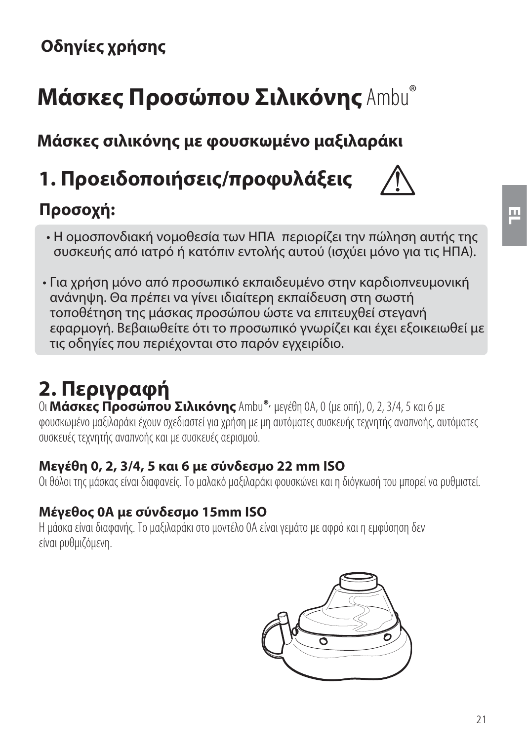**Οδηγίες χρήσης**

# Μάσκες Προσώπου Σιλικόνης Ambu®

## Μάσκες σιλικόνης με φουσκωμένο μαξιλαράκι

## 1. Προειδοποιήσεις/προφυλάξεις

### Προσοχή:

- Η ομοσπονδιακή νομοθεσία των ΗΠΑ περιορίζει την πώληση αυτής της συσκευής από ιατρό ή κατόπιν εντολής αυτού (ισχύει μόνο για τις ΗΠΑ).

- Για χρήση μόνο από προσωπικό εκπαιδευμένο στην καρδιοπνευμονική ανάνηψη. Θα πρέπει να γίνει ιδιαίτερη εκπαίδευση στη σωστή τοποθέτηση της μάσκας προσώπου ώστε να επιτευχθεί στεγανή εφαρμογή. Βεβαιωθείτε ότι το προσωπικό γνωρίζει και έχει εξοικειωθεί με τις οδηγίες που περιέχονται στο παρόν εγχειρίδιο.

## 2. Περιγραφή

Οι **Μάσκες Προσώπου Σιλικόνης** Ambu®, μεγέθη 0A, 0 (με οπή), 0, 2, 3/4, 5 και 6 με φουσκωμένο μαξιλαράκι έχουν σχεδιαστεί για χρήση με μη αυτόματες συσκευής τεχνητής αναπνοής, αυτόματες συσκευές τεχνητής αναπνοής και με συσκευές αερισμού.

### Μεγέθη 0, 2, 3/4, 5 και 6 με σύνδεσμο 22 mm ISO

Οι θόλοι της μάσκας είναι διαφανείς. Το μαλακό μαξιλαράκι φουσκώνει και η διόγκωσή του μπορεί να ρυθμιστεί.

### Μέγεθος 0A με σύνδεσμο 15mm ISO

Η μάσκα είναι διαφανής. Το μαξιλαράκι στο μοντέλο 0A είναι γεμάτο με αφρό και η εμφύσηση δεν είναι ρυθμιζόμενη.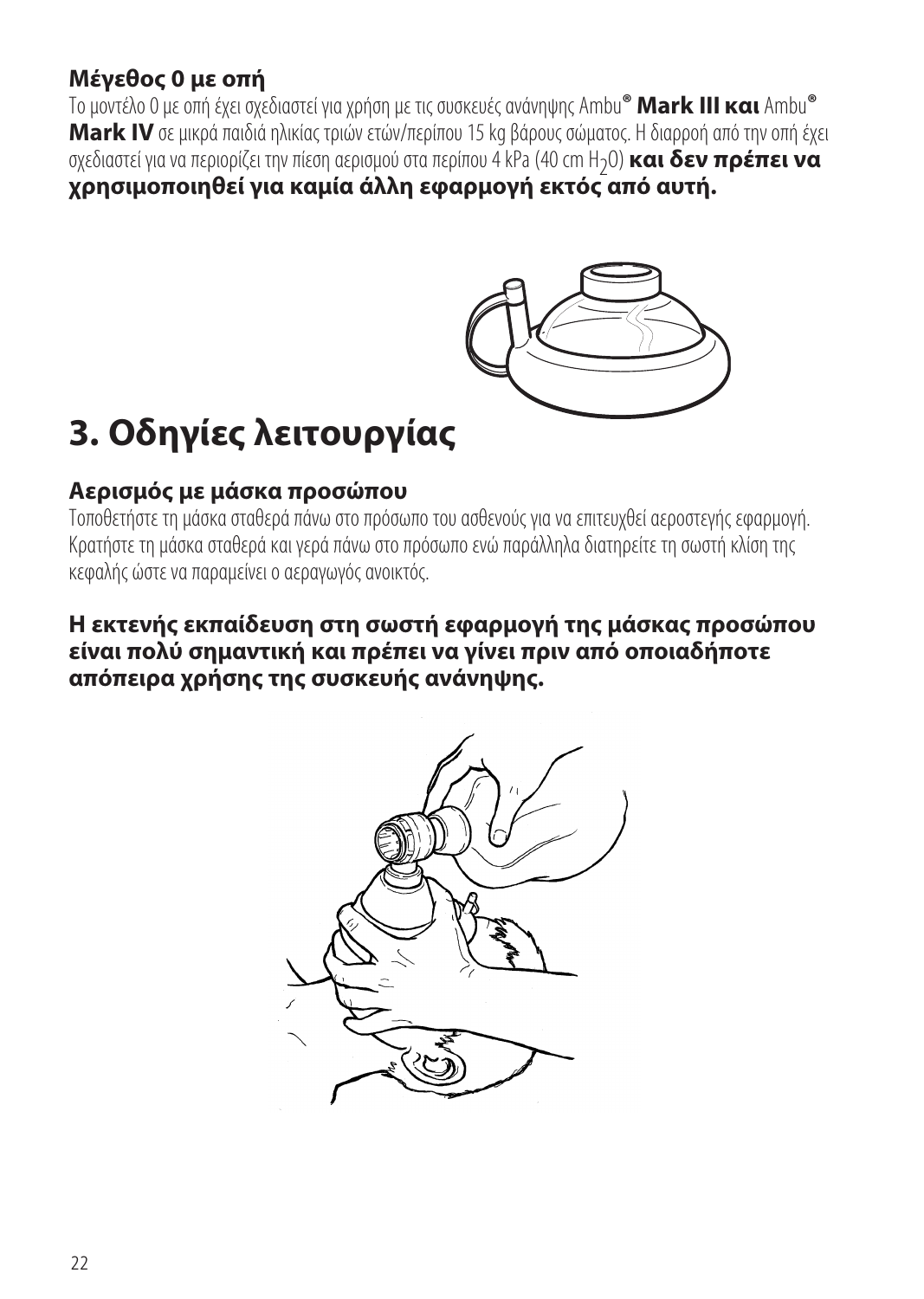### Μέγεθος 0 με οπή

Το μοντέλο 0 με οπή έχει σχεδιαστεί για χρήση με τις συσκευές ανάνηψης Ambu® **Mark III και** Ambu® **Mark IV** σε μικρά παιδιά ηλικίας τριών ετών/περίπου 15 kg βάρους σώματος. Η διαρροή από την οπή έχει σχεδιαστεί για να περιορίζει την πίεση αερισμού στα περίπου 4 kPa (40 cm $H_2O$) **και δεν πρέπει να χρησιμοποιηθεί για καμία άλλη εφαρμογή εκτός από αυτή.**

# 3. Οδηγίες λειτουργίας

### Αερισμός με μάσκα προσώπου

Τοποθετήστε τη μάσκα σταθερά πάνω στο πρόσωπο του ασθενούς για να επιτευχθεί αεροστεγής εφαρμογή. Κρατήστε τη μάσκα σταθερά και γερά πάνω στο πρόσωπο ενώ παράλληλα διατηρείτε τη σωστή κλίση της κεφαλής ώστε να παραμείνει ο αεραγωγός ανοικτός.

**Η εκτενής εκπαίδευση στη σωστή εφαρμογή της μάσκας προσώπου είναι πολύ σημαντική και πρέπει να γίνει πριν από οποιαδήποτε απόπειρα χρήσης της συσκευής ανάνηψης.**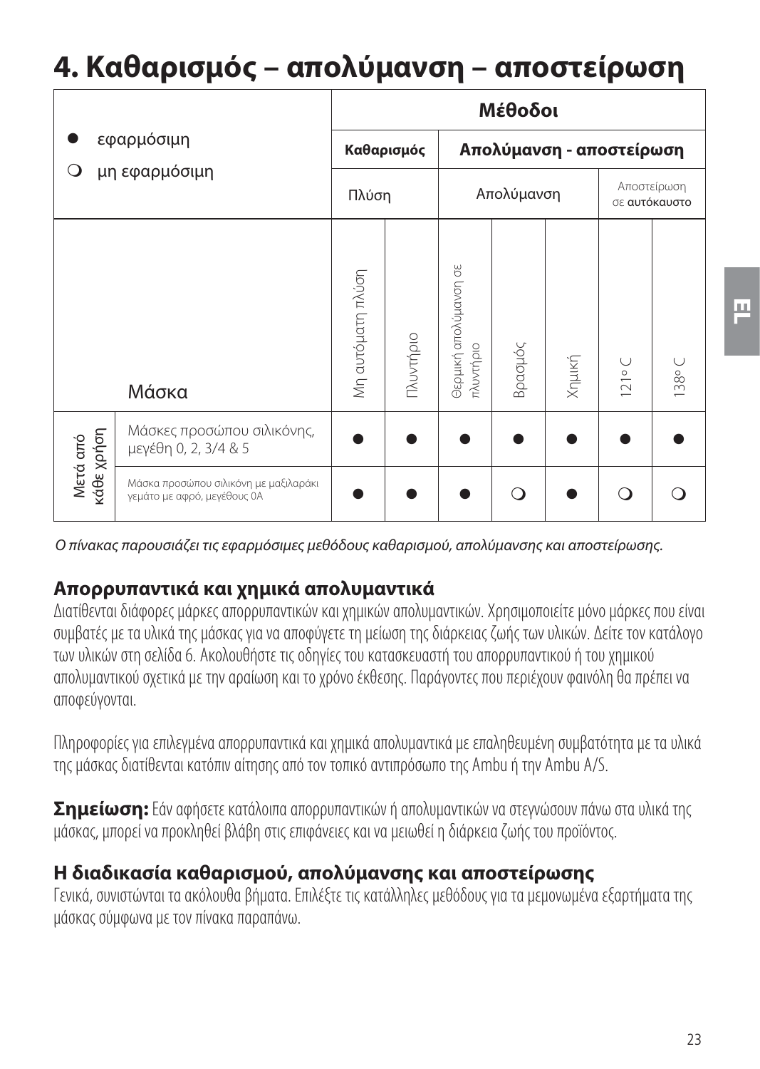# 4. Καθαρισμός – απολύμανση – αποστείρωση

| ● εφαρμόσιμη<br>❍ μη εφαρμόσιμη | | Μέθοδοι | | | | | | |
|---|---|---|---|---|---|---|---|---|
| | | Καθαρισμός | | Απολύμανση - αποστείρωση | | | | |
| | | Πλύση | | Απολύμανση | | | Αποστείρωση σε **αυτόκαυστο** | |
| | Μάσκα | Μη αυτόματη πλύση | Πλυντήριο | Θερμική απολύμανση σε πλυντήριο | Βρασμός | Χημική | 121° C | 138° C |
| Μετά από κάθε χρήση | Μάσκες προσώπου σιλικόνης, μεγέθη 0, 2, 3/4 & 5 | ● | ● | ● | ● | ● | ● | ● |
| | Μάσκα προσώπου σιλικόνη με μαξιλαράκι γεμάτο με αφρό, μεγέθους 0A | ● | ● | ● | ❍ | ● | ❍ | ❍ |

*Ο πίνακας παρουσιάζει τις εφαρμόσιμες μεθόδους καθαρισμού, απολύμανσης και αποστείρωσης.*

### Απορρυπαντικά και χημικά απολυμαντικά

Διατίθενται διάφορες μάρκες απορρυπαντικών και χημικών απολυμαντικών. Χρησιμοποιείτε μόνο μάρκες που είναι συμβατές με τα υλικά της μάσκας για να αποφύγετε τη μείωση της διάρκειας ζωής των υλικών. Δείτε τον κατάλογο των υλικών στη σελίδα 6. Ακολουθήστε τις οδηγίες του κατασκευαστή του απορρυπαντικού ή του χημικού απολυμαντικού σχετικά με την αραίωση και το χρόνο έκθεσης. Παράγοντες που περιέχουν φαινόλη θα πρέπει να αποφεύγονται.

Πληροφορίες για επιλεγμένα απορρυπαντικά και χημικά απολυμαντικά με επαληθευμένη συμβατότητα με τα υλικά της μάσκας διατίθενται κατόπιν αίτησης από τον τοπικό αντιπρόσωπο της Ambu ή την Ambu A/S.

**Σημείωση:** Εάν αφήσετε κατάλοιπα απορρυπαντικών ή απολυμαντικών να στεγνώσουν πάνω στα υλικά της μάσκας, μπορεί να προκληθεί βλάβη στις επιφάνειες και να μειωθεί η διάρκεια ζωής του προϊόντος.

### Η διαδικασία καθαρισμού, απολύμανσης και αποστείρωσης

Γενικά, συνιστώνται τα ακόλουθα βήματα. Επιλέξτε τις κατάλληλες μεθόδους για τα μεμονωμένα εξαρτήματα της μάσκας σύμφωνα με τον πίνακα παραπάνω.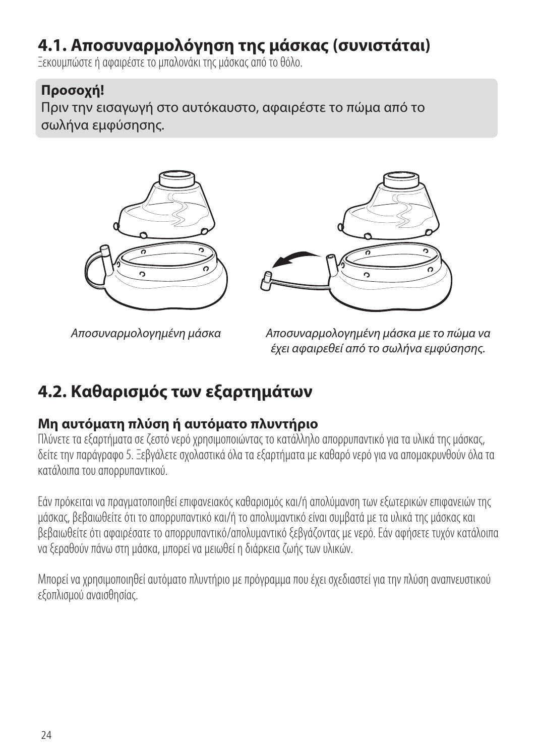## 4.1. Αποσυναρμολόγηση της μάσκας (συνιστάται)

Ξεκουμπώστε ή αφαιρέστε το μπαλονάκι της μάσκας από το θόλο.

**Προσοχή!**
Πριν την εισαγωγή στο αυτόκαυστο, αφαιρέστε το πώμα από το σωλήνα εμφύσησης.

*Αποσυναρμολογημένη μάσκα*

*Αποσυναρμολογημένη μάσκα με το πώμα να έχει αφαιρεθεί από το σωλήνα εμφύσησης.*

## 4.2. Καθαρισμός των εξαρτημάτων

### Μη αυτόματη πλύση ή αυτόματο πλυντήριο

Πλύνετε τα εξαρτήματα σε ζεστό νερό χρησιμοποιώντας το κατάλληλο απορρυπαντικό για τα υλικά της μάσκας, δείτε την παράγραφο 5. Ξεβγάλετε σχολαστικά όλα τα εξαρτήματα με καθαρό νερό για να απομακρυνθούν όλα τα κατάλοιπα του απορρυπαντικού.

Εάν πρόκειται να πραγματοποιηθεί επιφανειακός καθαρισμός και/ή απολύμανση των εξωτερικών επιφανειών της μάσκας, βεβαιωθείτε ότι το απορρυπαντικό και/ή το απολυμαντικό είναι συμβατά με τα υλικά της μάσκας και βεβαιωθείτε ότι αφαιρέσατε το απορρυπαντικό/απολυμαντικό ξεβγάζοντας με νερό. Εάν αφήσετε τυχόν κατάλοιπα να ξεραθούν πάνω στη μάσκα, μπορεί να μειωθεί η διάρκεια ζωής των υλικών.

Μπορεί να χρησιμοποιηθεί αυτόματο πλυντήριο με πρόγραμμα που έχει σχεδιαστεί για την πλύση αναπνευστικού εξοπλισμού αναισθησίας.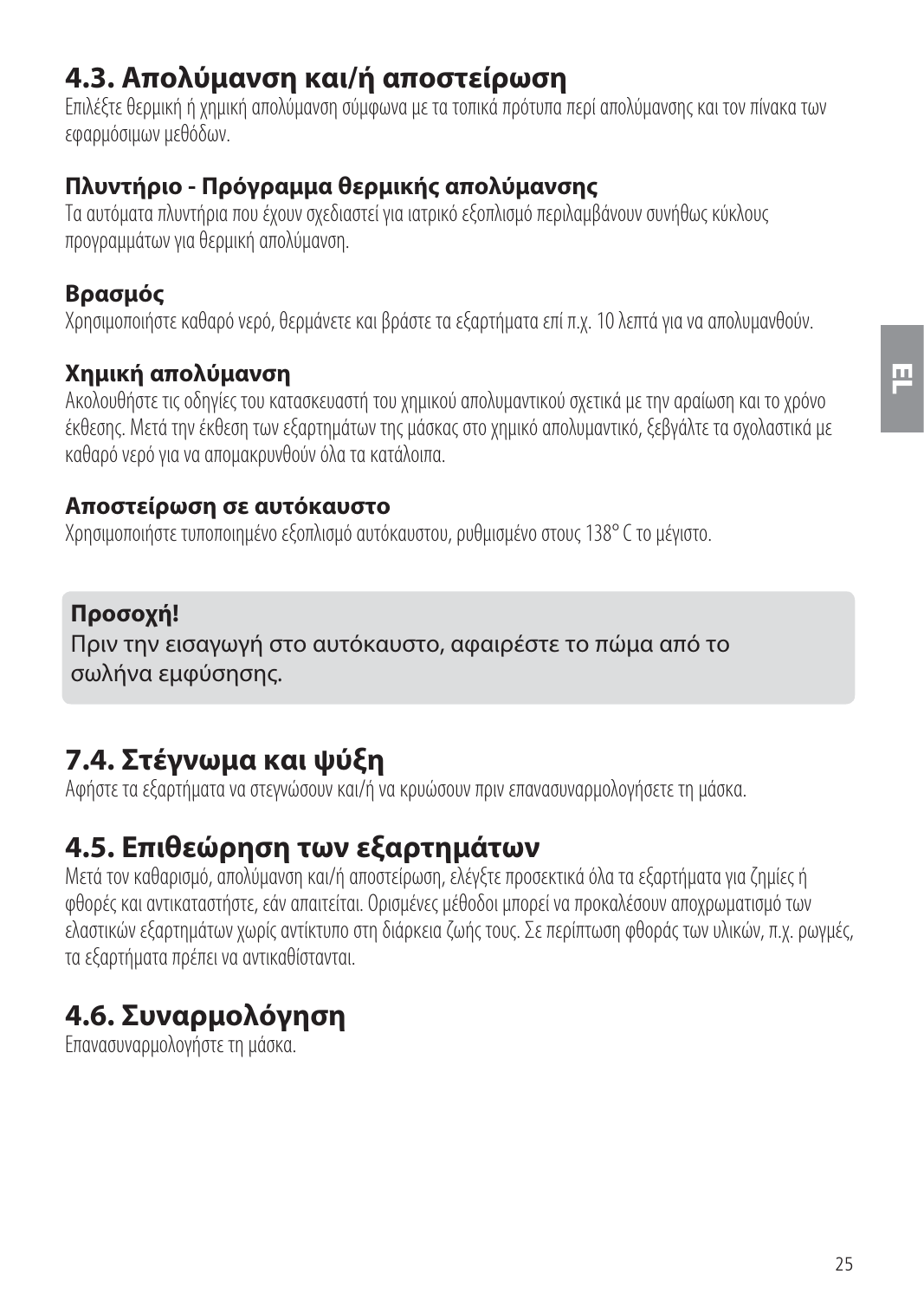## 4.3. Απολύμανση και/ή αποστείρωση

Επιλέξτε θερμική ή χημική απολύμανση σύμφωνα με τα τοπικά πρότυπα περί απολύμανσης και τον πίνακα των εφαρμόσιμων μεθόδων.

### Πλυντήριο - Πρόγραμμα θερμικής απολύμανσης

Τα αυτόματα πλυντήρια που έχουν σχεδιαστεί για ιατρικό εξοπλισμό περιλαμβάνουν συνήθως κύκλους προγραμμάτων για θερμική απολύμανση.

### Βρασμός

Χρησιμοποιήστε καθαρό νερό, θερμάνετε και βράστε τα εξαρτήματα επί π.χ. 10 λεπτά για να απολυμανθούν.

### Χημική απολύμανση

Ακολουθήστε τις οδηγίες του κατασκευαστή του χημικού απολυμαντικού σχετικά με την αραίωση και το χρόνο έκθεσης. Μετά την έκθεση των εξαρτημάτων της μάσκας στο χημικό απολυμαντικό, ξεβγάλτε τα σχολαστικά με καθαρό νερό για να απομακρυνθούν όλα τα κατάλοιπα.

### Αποστείρωση σε αυτόκαυστο

Χρησιμοποιήστε τυποποιημένο εξοπλισμό αυτόκαυστου, ρυθμισμένο στους 138° C το μέγιστο.

**Προσοχή!**
Πριν την εισαγωγή στο αυτόκαυστο, αφαιρέστε το πώμα από το σωλήνα εμφύσησης.

## 7.4. Στέγνωμα και ψύξη

Αφήστε τα εξαρτήματα να στεγνώσουν και/ή να κρυώσουν πριν επανασυναρμολογήσετε τη μάσκα.

## 4.5. Επιθεώρηση των εξαρτημάτων

Μετά τον καθαρισμό, απολύμανση και/ή αποστείρωση, ελέγξτε προσεκτικά όλα τα εξαρτήματα για ζημιές ή φθορές και αντικαταστήστε, εάν απαιτείται. Ορισμένες μέθοδοι μπορεί να προκαλέσουν αποχρωματισμό των ελαστικών εξαρτημάτων χωρίς αντίκτυπο στη διάρκεια ζωής τους. Σε περίπτωση φθοράς των υλικών, π.χ. ρωγμές, τα εξαρτήματα πρέπει να αντικαθίστανται.

## 4.6. Συναρμολόγηση

Επανασυναρμολογήστε τη μάσκα.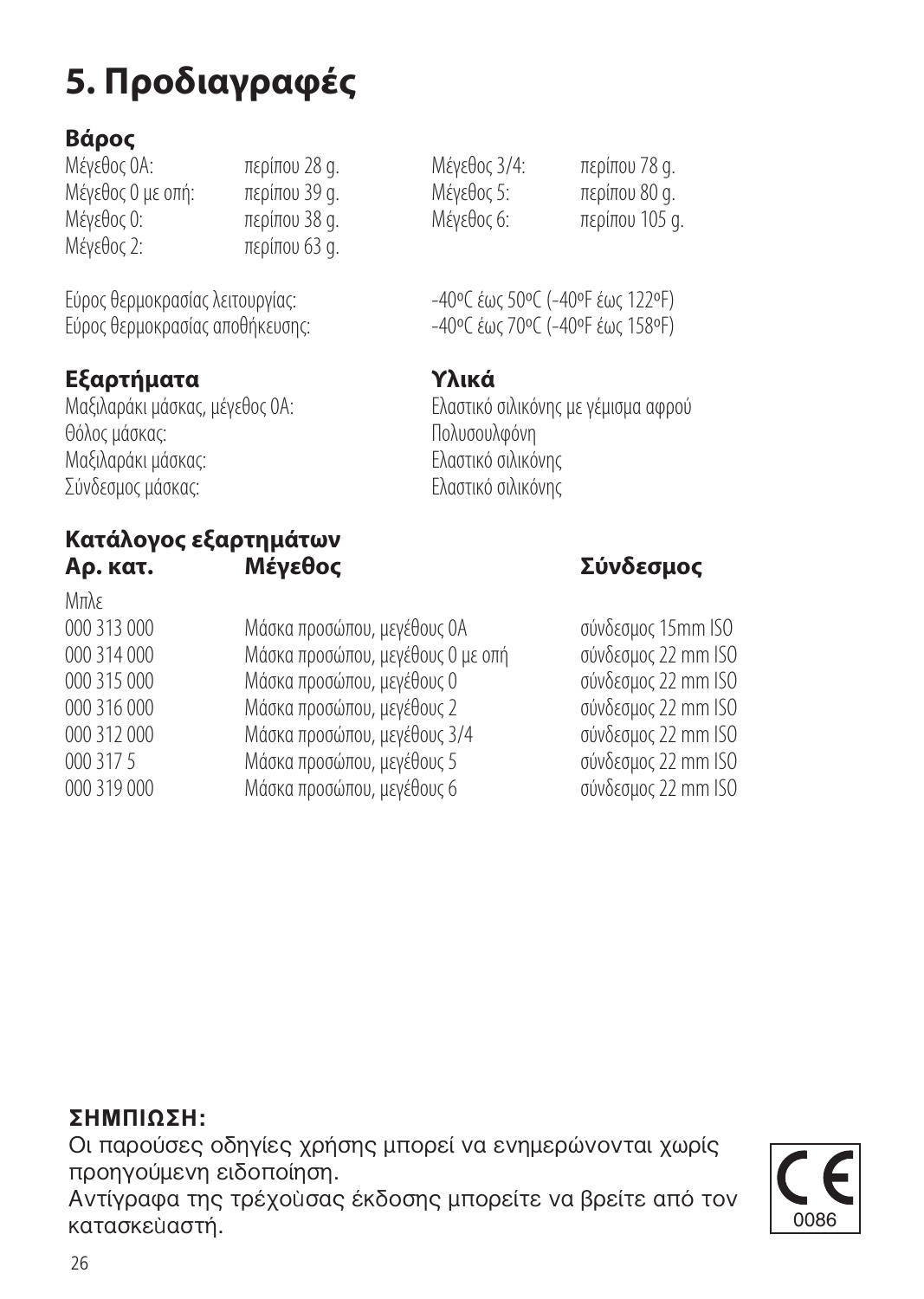# 5. Προδιαγραφές

### Βάρος

| | | | |
|---|---|---|---|
| Μέγεθος 0A: | περίπου 28 g. | Μέγεθος 3/4: | περίπου 78 g. |
| Μέγεθος 0 με οπή: | περίπου 39 g. | Μέγεθος 5: | περίπου 80 g. |
| Μέγεθος 0: | περίπου 38 g. | Μέγεθος 6: | περίπου 105 g. |
| Μέγεθος 2: | περίπου 63 g. | | |

Εύρος θερμοκρασίας λειτουργίας: -40ºC έως 50ºC (-40ºF έως 122ºF)
Εύρος θερμοκρασίας αποθήκευσης: -40ºC έως 70ºC (-40ºF έως 158ºF)

| Εξαρτήματα | Υλικά |
|---|---|
| Μαξιλαράκι μάσκας, μέγεθος 0A: | Ελαστικό σιλικόνης με γέμισμα αφρού |
| Θόλος μάσκας: | Πολυσουλφόνη |
| Μαξιλαράκι μάσκας: | Ελαστικό σιλικόνης |
| Σύνδεσμος μάσκας: | Ελαστικό σιλικόνης |

### Κατάλογος εξαρτημάτων

| Αρ. κατ. | Μέγεθος | Σύνδεσμος |
|---|---|---|
| Μπλε | | |
| 000 313 000 | Μάσκα προσώπου, μεγέθους 0A | σύνδεσμος 15mm ISO |
| 000 314 000 | Μάσκα προσώπου, μεγέθους 0 με οπή | σύνδεσμος 22 mm ISO |
| 000 315 000 | Μάσκα προσώπου, μεγέθους 0 | σύνδεσμος 22 mm ISO |
| 000 316 000 | Μάσκα προσώπου, μεγέθους 2 | σύνδεσμος 22 mm ISO |
| 000 312 000 | Μάσκα προσώπου, μεγέθους 3/4 | σύνδεσμος 22 mm ISO |
| 000 317 5 | Μάσκα προσώπου, μεγέθους 5 | σύνδεσμος 22 mm ISO |
| 000 319 000 | Μάσκα προσώπου, μεγέθους 6 | σύνδεσμος 22 mm ISO |

**ΣΗΜΠΙΩΣΗ:**
Οι παρούσες οδηγίες χρήσης μπορεί να ενημερώνονται χωρίς προηγούμενη ειδοποίηση.
Αντίγραφα της τρέχοὺσας έκδοσης μπορείτε να βρείτε από τον κατασκεὺαστή.

CE 0086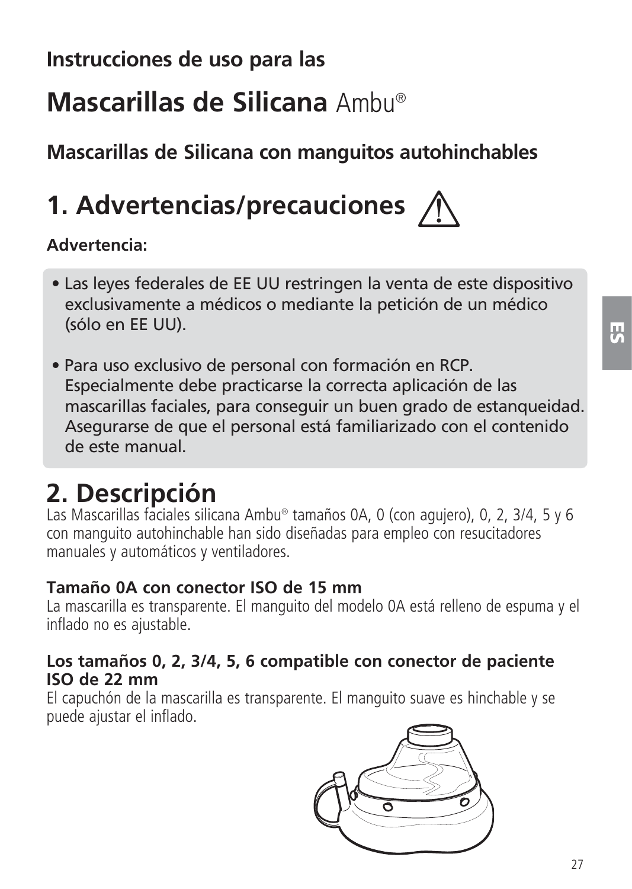**Instrucciones de uso para las**

# Mascarillas de Silicana Ambu®

**Mascarillas de Silicana con manguitos autohinchables**

## 1. Advertencias/precauciones ⚠

**Advertencia:**

- Las leyes federales de EE UU restringen la venta de este dispositivo exclusivamente a médicos o mediante la petición de un médico (sólo en EE UU).
- Para uso exclusivo de personal con formación en RCP. Especialmente debe practicarse la correcta aplicación de las mascarillas faciales, para conseguir un buen grado de estanqueidad. Asegurarse de que el personal está familiarizado con el contenido de este manual.

## 2. Descripción

Las Mascarillas faciales silicana Ambu® tamaños 0A, 0 (con agujero), 0, 2, 3/4, 5 y 6 con manguito autohinchable han sido diseñadas para empleo con resucitadores manuales y automáticos y ventiladores.

**Tamaño 0A con conector ISO de 15 mm**

La mascarilla es transparente. El manguito del modelo 0A está relleno de espuma y el inflado no es ajustable.

**Los tamaños 0, 2, 3/4, 5, 6 compatible con conector de paciente ISO de 22 mm**

El capuchón de la mascarilla es transparente. El manguito suave es hinchable y se puede ajustar el inflado.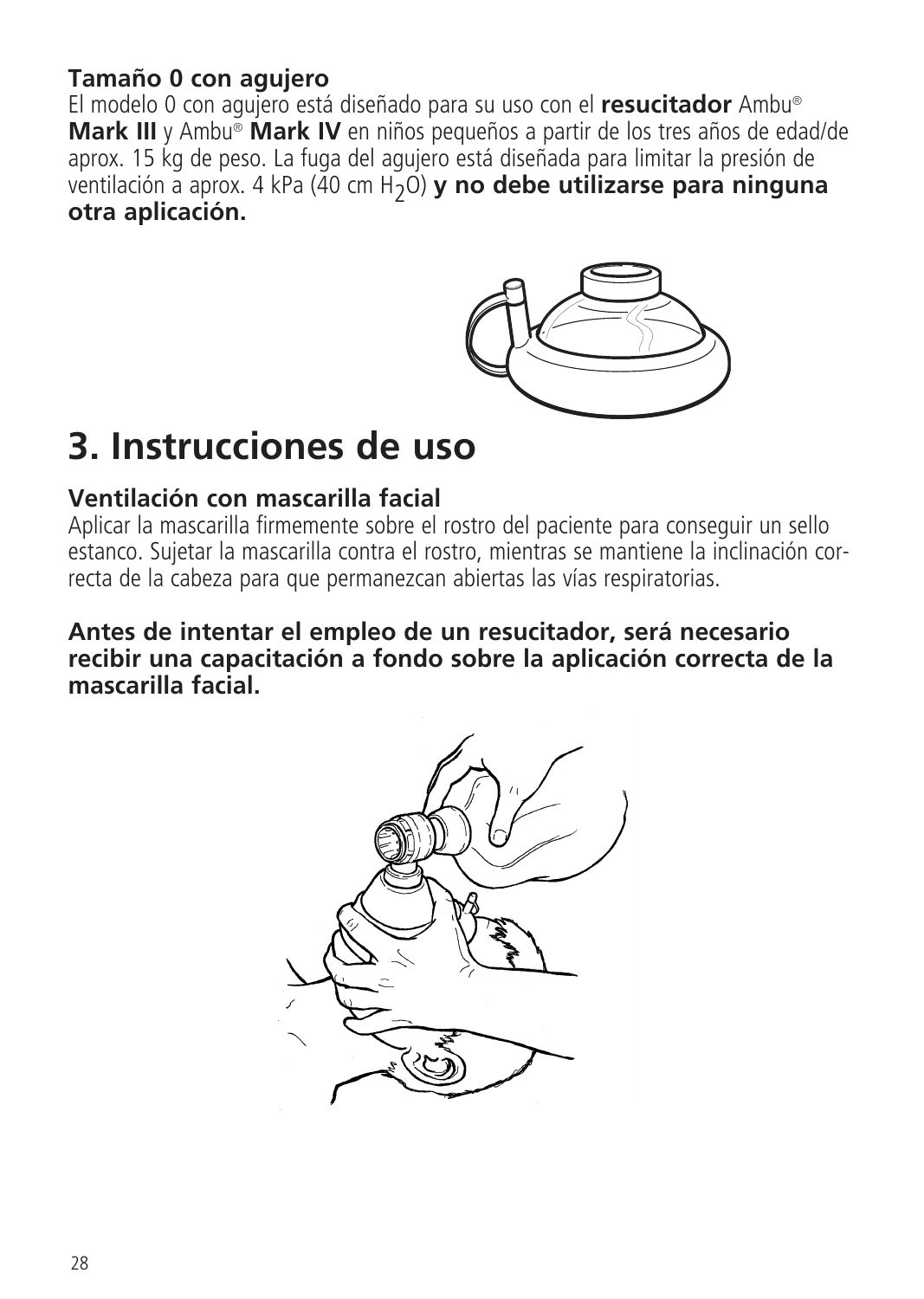**Tamaño 0 con agujero**

El modelo 0 con agujero está diseñado para su uso con el **resucitador** Ambu® **Mark III** y Ambu® **Mark IV** en niños pequeños a partir de los tres años de edad/de aprox. 15 kg de peso. La fuga del agujero está diseñada para limitar la presión de ventilación a aprox. 4 kPa (40 cm $H_2O$) **y no debe utilizarse para ninguna otra aplicación.**

# 3. Instrucciones de uso

**Ventilación con mascarilla facial**

Aplicar la mascarilla firmemente sobre el rostro del paciente para conseguir un sello estanco. Sujetar la mascarilla contra el rostro, mientras se mantiene la inclinación correcta de la cabeza para que permanezcan abiertas las vías respiratorias.

**Antes de intentar el empleo de un resucitador, será necesario recibir una capacitación a fondo sobre la aplicación correcta de la mascarilla facial.**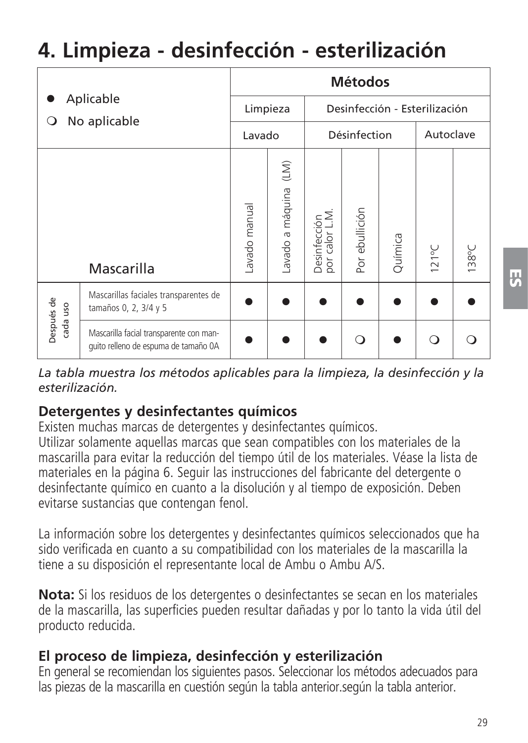# 4. Limpieza - desinfección - esterilización

| ● Aplicable ❍ No aplicable | | Métodos | | | | | | |
|---|---|---|---|---|---|---|---|---|
| | | Limpieza | | Desinfección - Esterilización | | | | |
| | | Lavado | | Désinfection | | | Autoclave | |
| | Mascarilla | Lavado manual | Lavado a máquina (LM) | Desinfección por calor L.M. | Por ebullición | Química | 121ºC | 138ºC |
| Después de cada uso | Mascarillas faciales transparentes de tamaños 0, 2, 3/4 y 5 | ● | ● | ● | ● | ● | ● | ● |
| | Mascarilla facial transparente con manguito relleno de espuma de tamaño 0A | ● | ● | ● | ❍ | ● | ❍ | ❍ |

*La tabla muestra los métodos aplicables para la limpieza, la desinfección y la esterilización.*

## Detergentes y desinfectantes químicos

Existen muchas marcas de detergentes y desinfectantes químicos.
Utilizar solamente aquellas marcas que sean compatibles con los materiales de la mascarilla para evitar la reducción del tiempo útil de los materiales. Véase la lista de materiales en la página 6. Seguir las instrucciones del fabricante del detergente o desinfectante químico en cuanto a la disolución y al tiempo de exposición. Deben evitarse sustancias que contengan fenol.

La información sobre los detergentes y desinfectantes químicos seleccionados que ha sido verificada en cuanto a su compatibilidad con los materiales de la mascarilla la tiene a su disposición el representante local de Ambu o Ambu A/S.

**Nota:** Si los residuos de los detergentes o desinfectantes se secan en los materiales de la mascarilla, las superficies pueden resultar dañadas y por lo tanto la vida útil del producto reducida.

## El proceso de limpieza, desinfección y esterilización

En general se recomiendan los siguientes pasos. Seleccionar los métodos adecuados para las piezas de la mascarilla en cuestión según la tabla anterior.según la tabla anterior.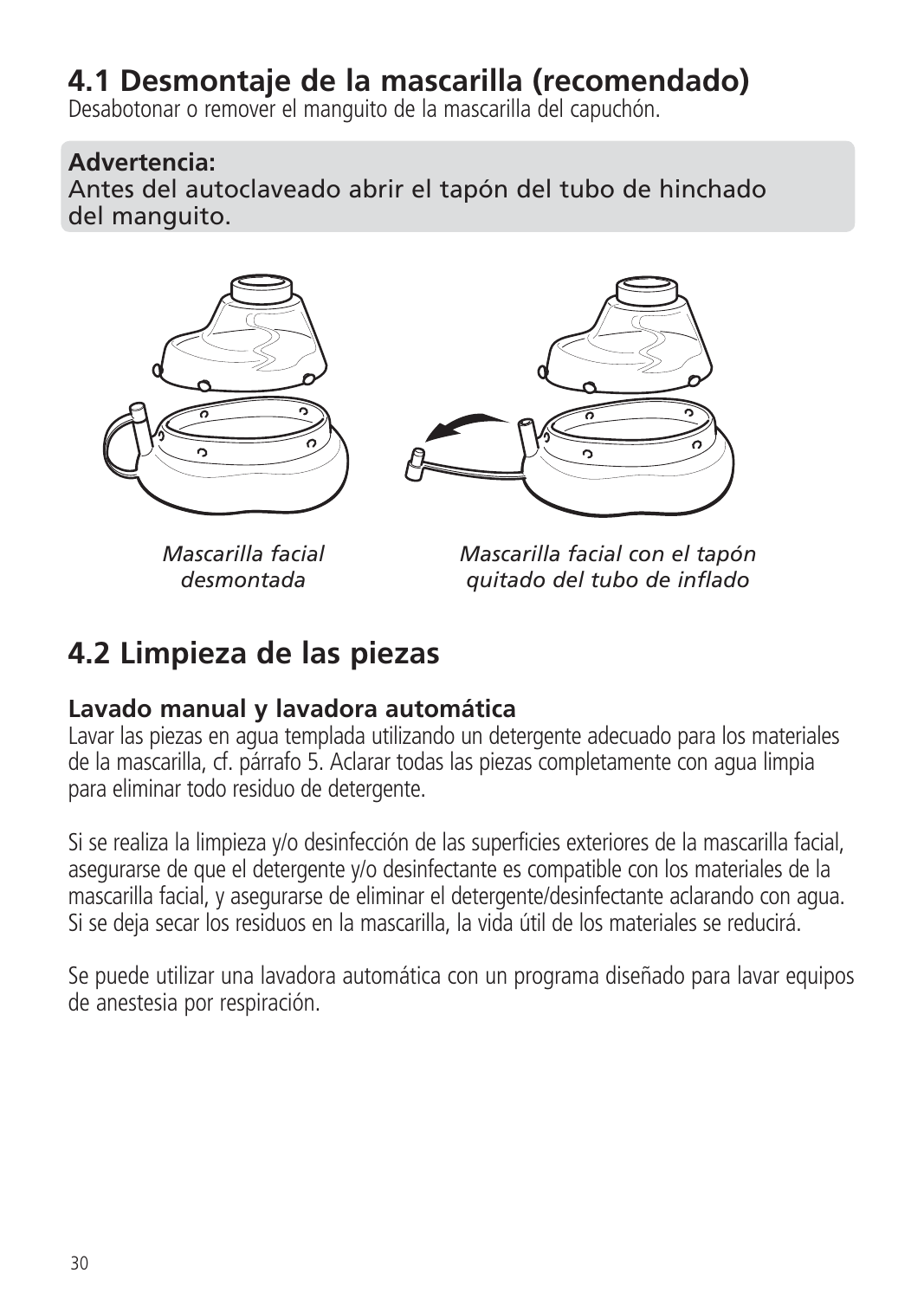## 4.1 Desmontaje de la mascarilla (recomendado)

Desabotonar o remover el manguito de la mascarilla del capuchón.

**Advertencia:**
Antes del autoclaveado abrir el tapón del tubo de hinchado del manguito.

*Mascarilla facial desmontada*

*Mascarilla facial con el tapón quitado del tubo de inflado*

## 4.2 Limpieza de las piezas

### Lavado manual y lavadora automática

Lavar las piezas en agua templada utilizando un detergente adecuado para los materiales de la mascarilla, cf. párrafo 5. Aclarar todas las piezas completamente con agua limpia para eliminar todo residuo de detergente.

Si se realiza la limpieza y/o desinfección de las superficies exteriores de la mascarilla facial, asegurarse de que el detergente y/o desinfectante es compatible con los materiales de la mascarilla facial, y asegurarse de eliminar el detergente/desinfectante aclarando con agua. Si se deja secar los residuos en la mascarilla, la vida útil de los materiales se reducirá.

Se puede utilizar una lavadora automática con un programa diseñado para lavar equipos de anestesia por respiración.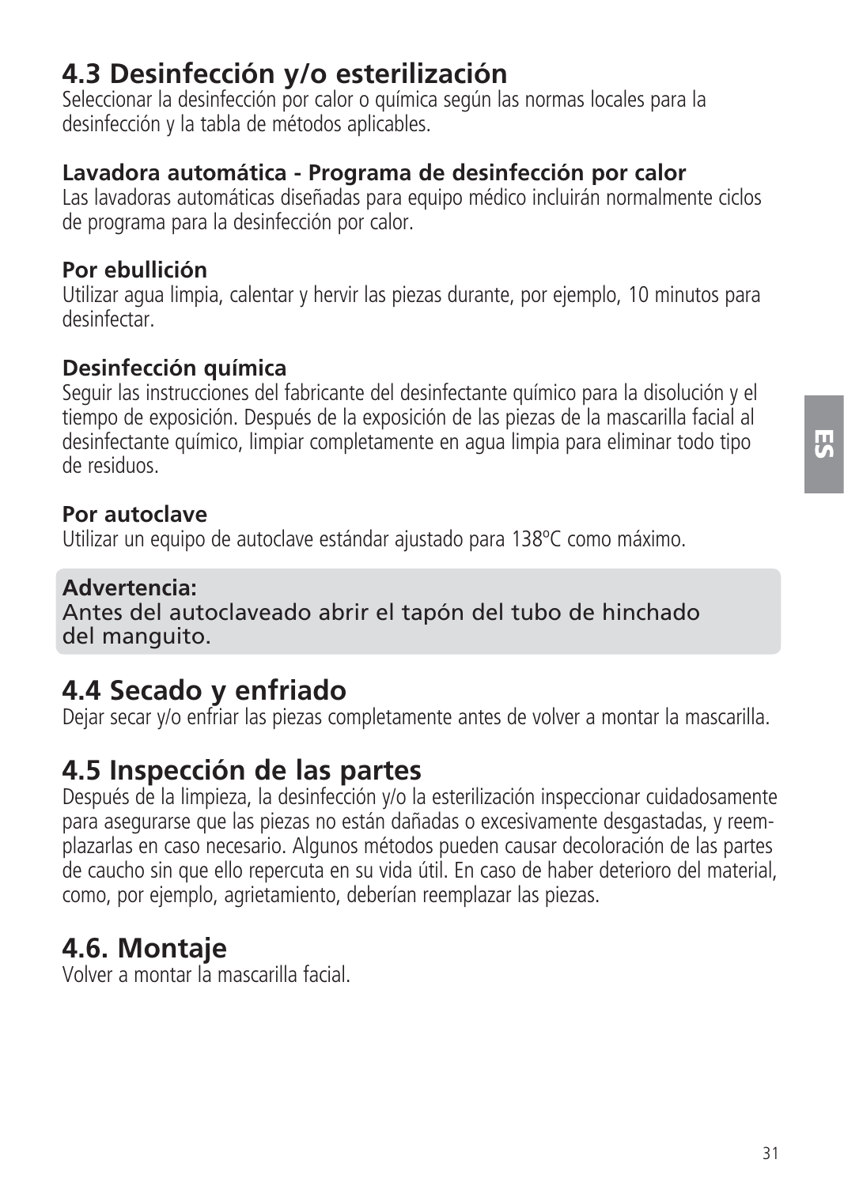## 4.3 Desinfección y/o esterilización

Seleccionar la desinfección por calor o química según las normas locales para la desinfección y la tabla de métodos aplicables.

**Lavadora automática - Programa de desinfección por calor**

Las lavadoras automáticas diseñadas para equipo médico incluirán normalmente ciclos de programa para la desinfección por calor.

**Por ebullición**

Utilizar agua limpia, calentar y hervir las piezas durante, por ejemplo, 10 minutos para desinfectar.

**Desinfección química**

Seguir las instrucciones del fabricante del desinfectante químico para la disolución y el tiempo de exposición. Después de la exposición de las piezas de la mascarilla facial al desinfectante químico, limpiar completamente en agua limpia para eliminar todo tipo de residuos.

**Por autoclave**

Utilizar un equipo de autoclave estándar ajustado para 138ºC como máximo.

**Advertencia:**
Antes del autoclaveado abrir el tapón del tubo de hinchado del manguito.

## 4.4 Secado y enfriado

Dejar secar y/o enfriar las piezas completamente antes de volver a montar la mascarilla.

## 4.5 Inspección de las partes

Después de la limpieza, la desinfección y/o la esterilización inspeccionar cuidadosamente para asegurarse que las piezas no están dañadas o excesivamente desgastadas, y reemplazarlas en caso necesario. Algunos métodos pueden causar decoloración de las partes de caucho sin que ello repercuta en su vida útil. En caso de haber deterioro del material, como, por ejemplo, agrietamiento, deberían reemplazar las piezas.

## 4.6. Montaje

Volver a montar la mascarilla facial.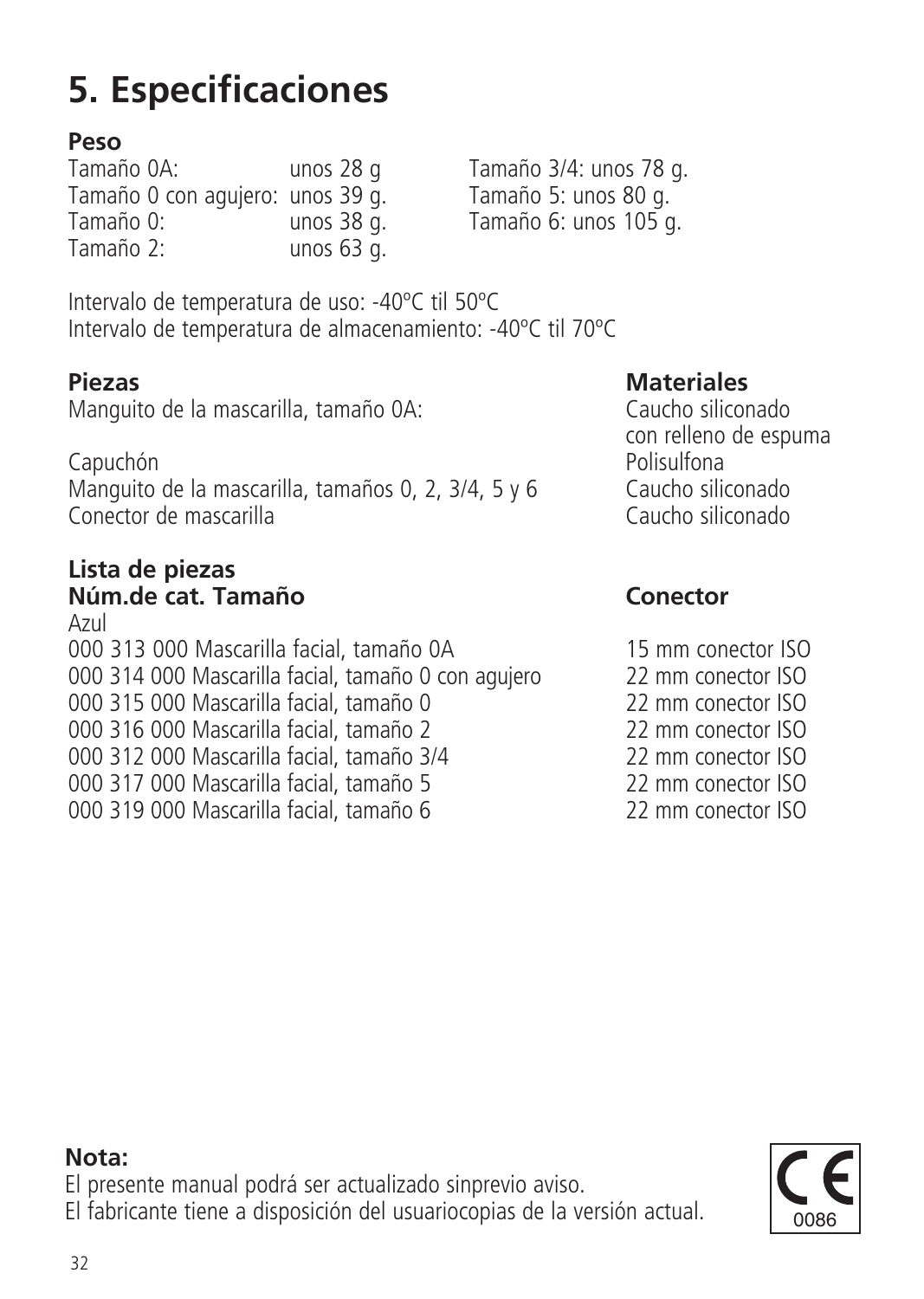# 5. Especificaciones

**Peso**

| | | |
|---|---|---|
| Tamaño 0A: | unos 28 g | Tamaño 3/4: unos 78 g. |
| Tamaño 0 con agujero: | unos 39 g. | Tamaño 5: unos 80 g. |
| Tamaño 0: | unos 38 g. | Tamaño 6: unos 105 g. |
| Tamaño 2: | unos 63 g. | |

Intervalo de temperatura de uso: -40ºC til 50ºC
Intervalo de temperatura de almacenamiento: -40ºC til 70ºC

| **Piezas** | **Materiales** |
|---|---|
| Manguito de la mascarilla, tamaño 0A: | Caucho siliconado con relleno de espuma |
| Capuchón | Polisulfona |
| Manguito de la mascarilla, tamaños 0, 2, 3/4, 5 y 6 | Caucho siliconado |
| Conector de mascarilla | Caucho siliconado |

**Lista de piezas**

| **Núm.de cat. Tamaño** | **Conector** |
|---|---|
| Azul | |
| 000 313 000 Mascarilla facial, tamaño 0A | 15 mm conector ISO |
| 000 314 000 Mascarilla facial, tamaño 0 con agujero | 22 mm conector ISO |
| 000 315 000 Mascarilla facial, tamaño 0 | 22 mm conector ISO |
| 000 316 000 Mascarilla facial, tamaño 2 | 22 mm conector ISO |
| 000 312 000 Mascarilla facial, tamaño 3/4 | 22 mm conector ISO |
| 000 317 000 Mascarilla facial, tamaño 5 | 22 mm conector ISO |
| 000 319 000 Mascarilla facial, tamaño 6 | 22 mm conector ISO |

**Nota:**
El presente manual podrá ser actualizado sinprevio aviso.
El fabricante tiene a disposición del usuariocopias de la versión actual.

CE 0086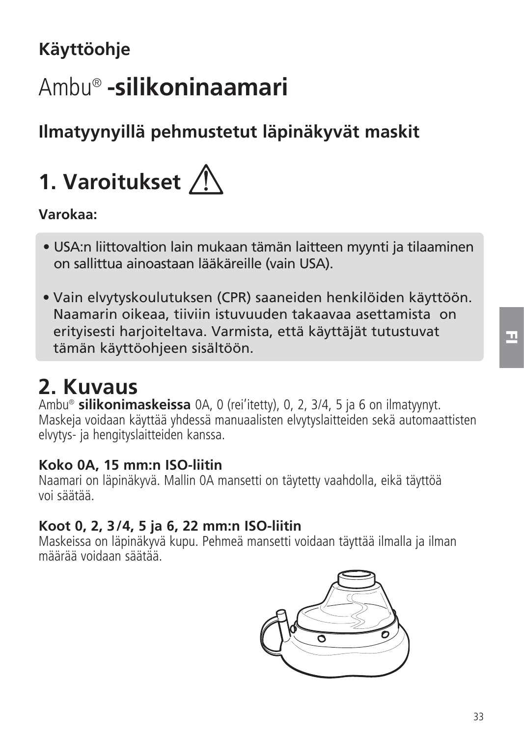**Käyttöohje**

# Ambu® -silikoninaamari

## Ilmatyynyillä pehmustetut läpinäkyvät maskit

## 1. Varoitukset

**Varokaa:**

- USA:n liittovaltion lain mukaan tämän laitteen myynti ja tilaaminen on sallittua ainoastaan lääkäreille (vain USA).
- Vain elvytyskoulutuksen (CPR) saaneiden henkilöiden käyttöön. Naamarin oikeaa, tiiviin istuvuuden takaavaa asettamista on erityisesti harjoiteltava. Varmista, että käyttäjät tutustuvat tämän käyttöohjeen sisältöön.

## 2. Kuvaus

Ambu® **silikonimaskeissa** 0A, 0 (rei'itetty), 0, 2, 3/4, 5 ja 6 on ilmatyynyt. Maskeja voidaan käyttää yhdessä manuaalisten elvytyslaitteiden sekä automaattisten elvytys- ja hengityslaitteiden kanssa.

**Koko 0A, 15 mm:n ISO-liitin**

Naamari on läpinäkyvä. Mallin 0A mansetti on täytetty vaahdolla, eikä täyttöä voi säätää.

**Koot 0, 2, 3/4, 5 ja 6, 22 mm:n ISO-liitin**

Maskeissa on läpinäkyvä kupu. Pehmeä mansetti voidaan täyttää ilmalla ja ilman määrää voidaan säätää.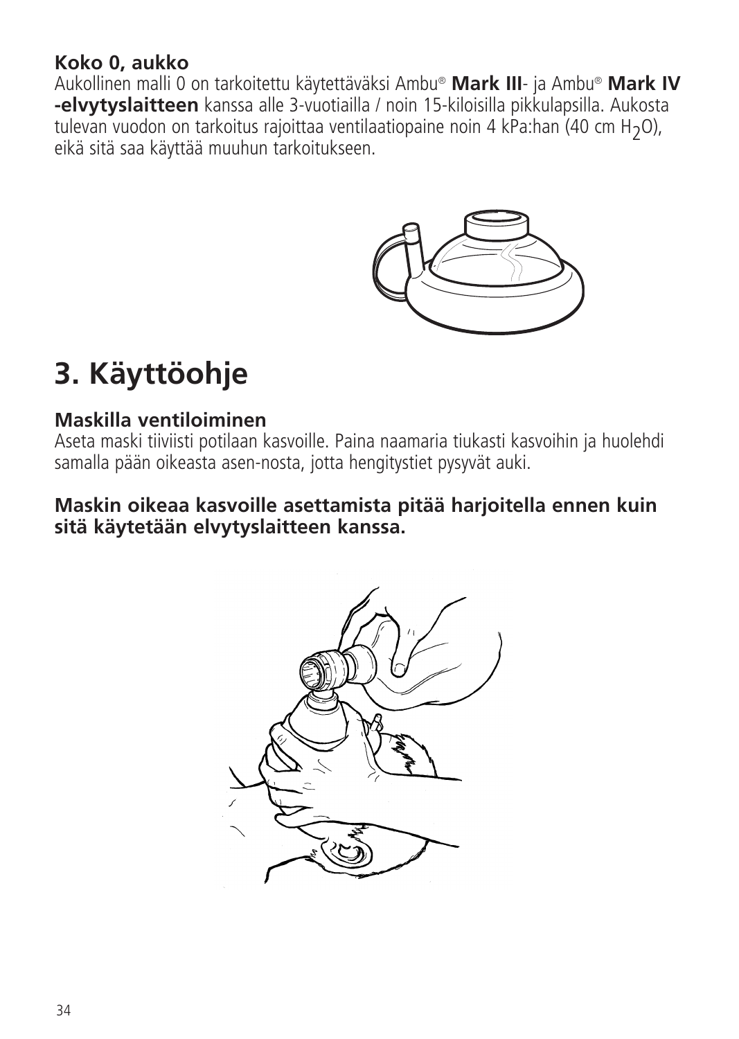**Koko 0, aukko**
Aukollinen malli 0 on tarkoitettu käytettäväksi Ambu® **Mark III**- ja Ambu® **Mark IV -elvytyslaitteen** kanssa alle 3-vuotiailla / noin 15-kiloisilla pikkulapsilla. Aukosta tulevan vuodon on tarkoitus rajoittaa ventilaatiopaine noin 4 kPa:han (40 cm $H_2O$), eikä sitä saa käyttää muuhun tarkoitukseen.

# 3. Käyttöohje

### Maskilla ventiloiminen

Aseta maski tiiviisti potilaan kasvoille. Paina naamaria tiukasti kasvoihin ja huolehdi samalla pään oikeasta asen-nosta, jotta hengitystiet pysyvät auki.

**Maskin oikeaa kasvoille asettamista pitää harjoitella ennen kuin sitä käytetään elvytyslaitteen kanssa.**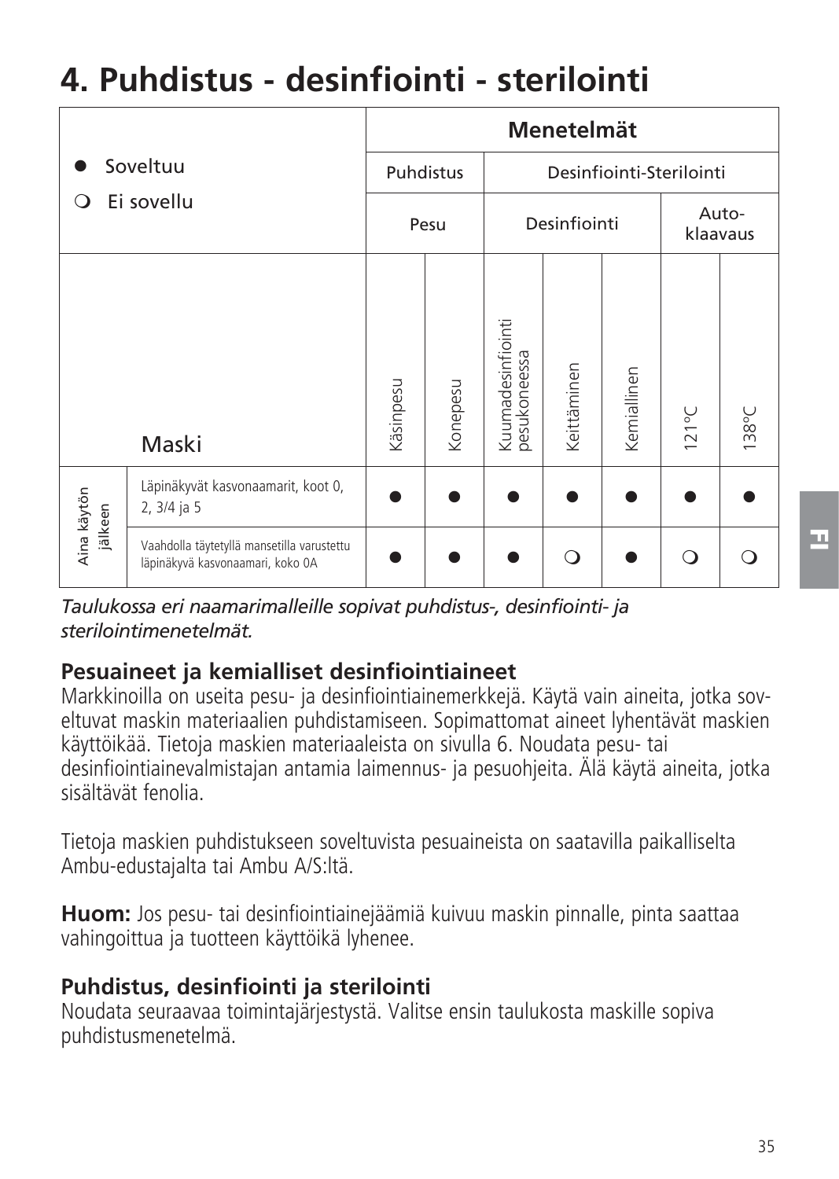# 4. Puhdistus - desinfiointi - sterilointi

| ● Soveltuu<br>❍ Ei sovellu | | Menetelmät | | | | | | |
|---|---|---|---|---|---|---|---|---|
| | | Puhdistus | | Desinfiointi-Sterilointi | | | | |
| | | Pesu | | Desinfiointi | | | Autoklaavaus | |
| | Maski | Käsinpesu | Konepesu | Kuumadesinfiointi pesukoneessa | Keittäminen | Kemiallinen | 121°C | 138°C |
| Aina käytön jälkeen | Läpinäkyvät kasvonaamarit, koot 0, 2, 3/4 ja 5 | ● | ● | ● | ● | ● | ● | ● |
| | Vaahdolla täytetyllä mansetilla varustettu läpinäkyvä kasvonaamari, koko 0A | ● | ● | ● | ❍ | ● | ❍ | ❍ |

*Taulukossa eri naamarimalleille sopivat puhdistus-, desinfiointi- ja sterilointimenetelmät.*

## Pesuaineet ja kemialliset desinfiointiaineet

Markkinoilla on useita pesu- ja desinfiointiainemerkkejä. Käytä vain aineita, jotka soveltuvat maskin materiaalien puhdistamiseen. Sopimattomat aineet lyhentävät maskien käyttöikää. Tietoja maskien materiaaleista on sivulla 6. Noudata pesu- tai desinfiointiainevalmistajan antamia laimennus- ja pesuohjeita. Älä käytä aineita, jotka sisältävät fenolia.

Tietoja maskien puhdistukseen soveltuvista pesuaineista on saatavilla paikalliselta Ambu-edustajalta tai Ambu A/S:ltä.

**Huom:** Jos pesu- tai desinfiointiainejäämiä kuivuu maskin pinnalle, pinta saattaa vahingoittua ja tuotteen käyttöikä lyhenee.

## Puhdistus, desinfiointi ja sterilointi

Noudata seuraavaa toimintajärjestystä. Valitse ensin taulukosta maskille sopiva puhdistusmenetelmä.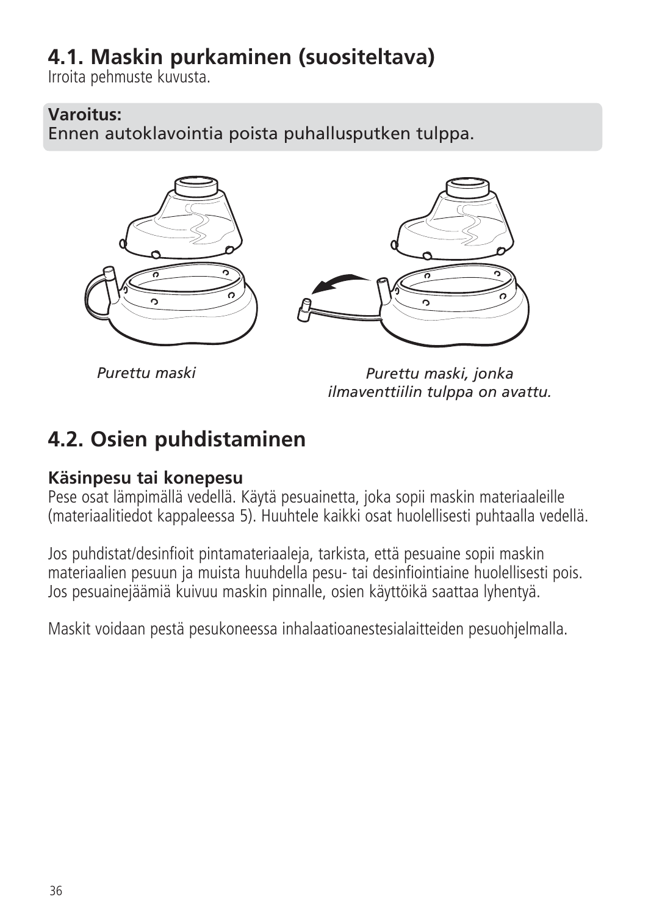## 4.1. Maskin purkaminen (suositeltava)

Irroita pehmuste kuvusta.

**Varoitus:**
Ennen autoklavointia poista puhallusputken tulppa.

*Purettu maski*

*Purettu maski, jonka ilmaventtiilin tulppa on avattu.*

## 4.2. Osien puhdistaminen

**Käsinpesu tai konepesu**
Pese osat lämpimällä vedellä. Käytä pesuainetta, joka sopii maskin materiaaleille (materiaalitiedot kappaleessa 5). Huuhtele kaikki osat huolellisesti puhtaalla vedellä.

Jos puhdistat/desinfioit pintamateriaaleja, tarkista, että pesuaine sopii maskin materiaalien pesuun ja muista huuhdella pesu- tai desinfiointiaine huolellisesti pois. Jos pesuainejäämiä kuivuu maskin pinnalle, osien käyttöikä saattaa lyhentyä.

Maskit voidaan pestä pesukoneessa inhalaatioanestesialaitteiden pesuohjelmalla.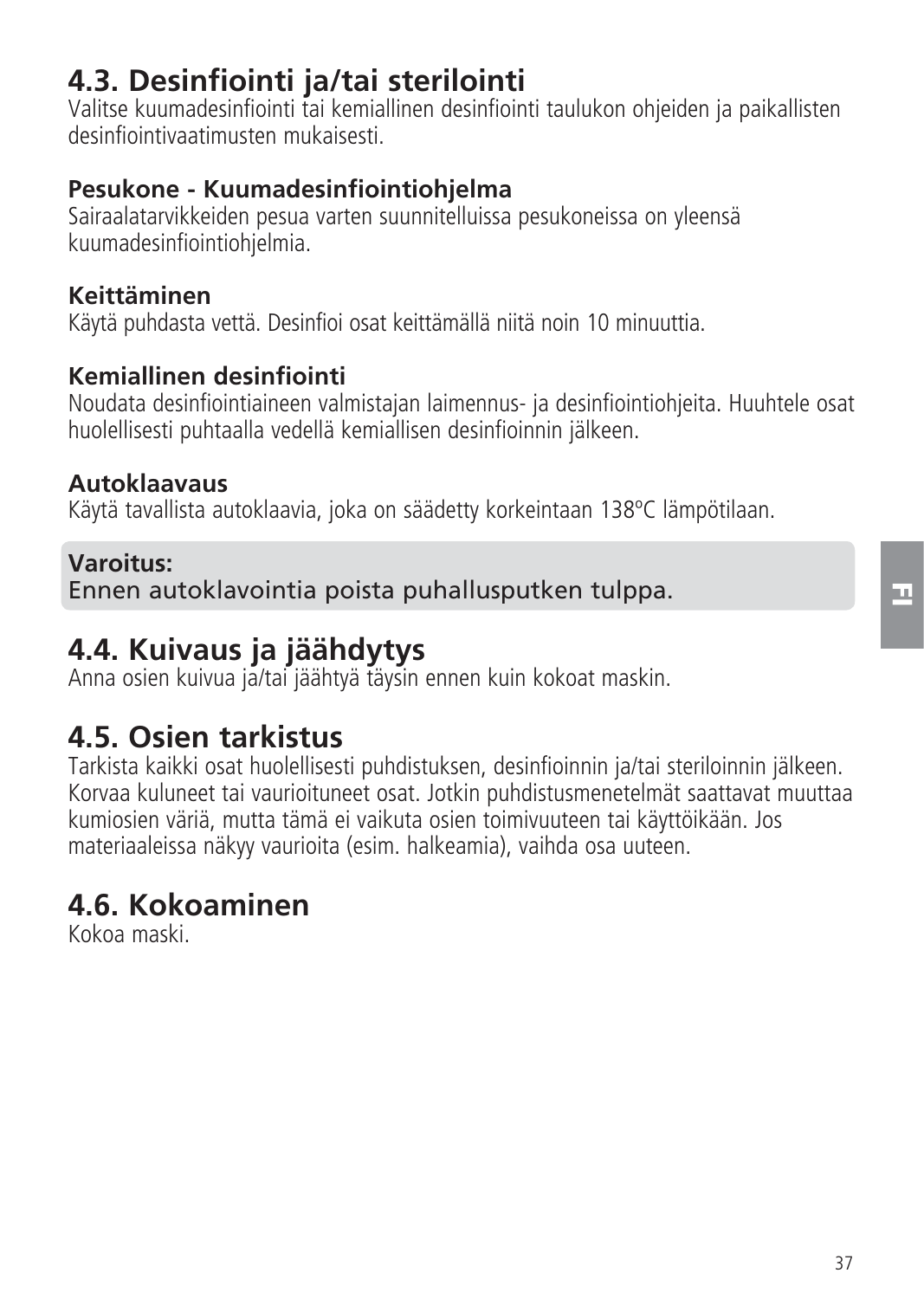## 4.3. Desinfiointi ja/tai sterilointi

Valitse kuumadesinfiointi tai kemiallinen desinfiointi taulukon ohjeiden ja paikallisten desinfiointivaatimusten mukaisesti.

**Pesukone - Kuumadesinfiointiohjelma**
Sairaalatarvikkeiden pesua varten suunnitelluissa pesukoneissa on yleensä kuumadesinfiointiohjelmia.

**Keittäminen**
Käytä puhdasta vettä. Desinfioi osat keittämällä niitä noin 10 minuuttia.

**Kemiallinen desinfiointi**
Noudata desinfiointiaineen valmistajan laimennus- ja desinfiointiohjeita. Huuhtele osat huolellisesti puhtaalla vedellä kemiallisen desinfioinnin jälkeen.

**Autoklaavaus**
Käytä tavallista autoklaavia, joka on säädetty korkeintaan 138ºC lämpötilaan.

**Varoitus:**
Ennen autoklavointia poista puhallusputken tulppa.

## 4.4. Kuivaus ja jäähdytys

Anna osien kuivua ja/tai jäähtyä täysin ennen kuin kokoat maskin.

## 4.5. Osien tarkistus

Tarkista kaikki osat huolellisesti puhdistuksen, desinfioinnin ja/tai steriloinnin jälkeen. Korvaa kuluneet tai vaurioituneet osat. Jotkin puhdistusmenetelmät saattavat muuttaa kumiosien väriä, mutta tämä ei vaikuta osien toimivuuteen tai käyttöikään. Jos materiaaleissa näkyy vaurioita (esim. halkeamia), vaihda osa uuteen.

## 4.6. Kokoaminen

Kokoa maski.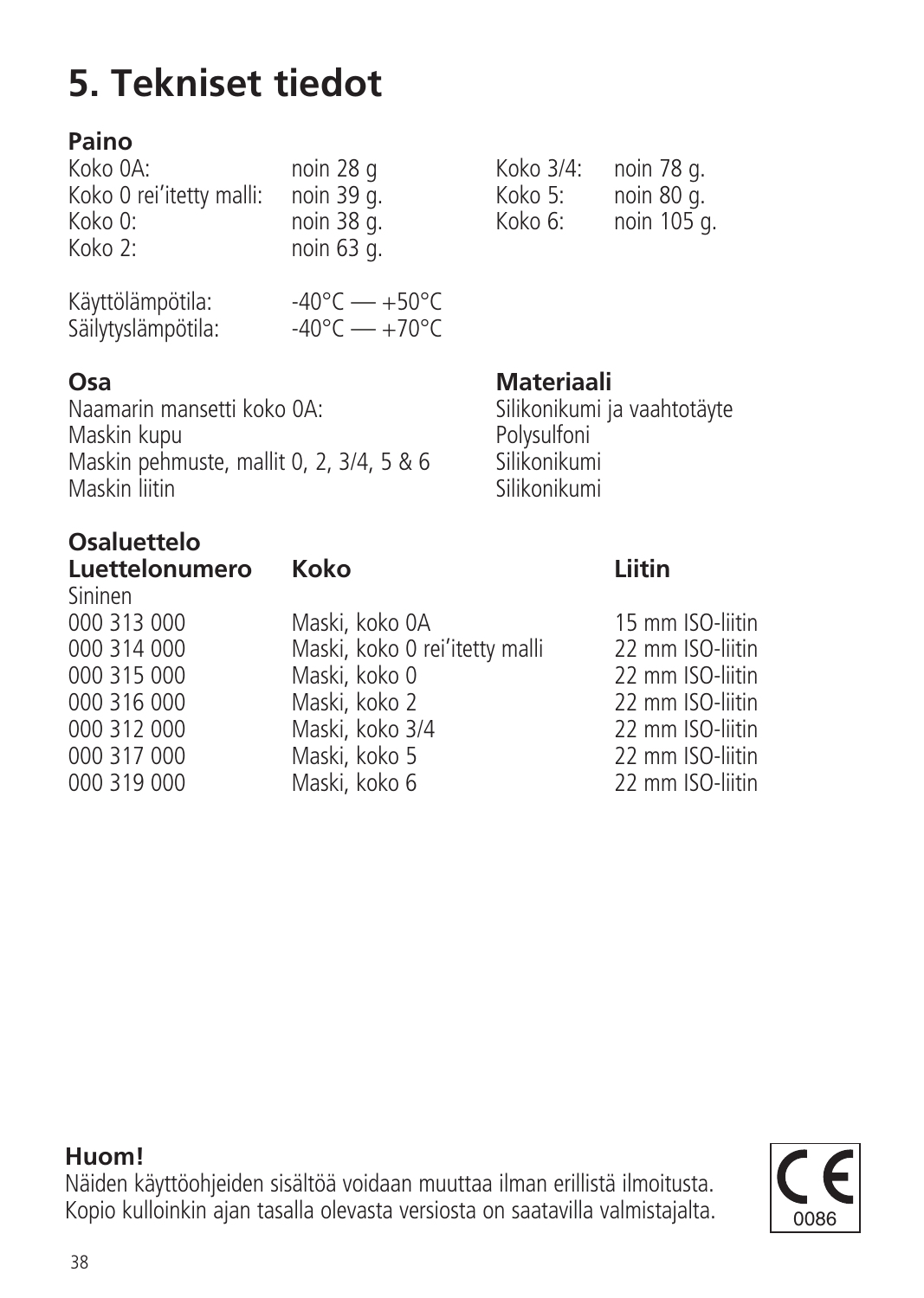# 5. Tekniset tiedot

**Paino**

| | |
|---|---|
| Koko 0A: | noin 28 g |
| Koko 0 rei'itetty malli: | noin 39 g. |
| Koko 0: | noin 38 g. |
| Koko 2: | noin 63 g. |
| Koko 3/4: | noin 78 g. |
| Koko 5: | noin 80 g. |
| Koko 6: | noin 105 g. |

Käyttölämpötila: -40°C — +50°C
Säilytyslämpötila: -40°C — +70°C

| Osa | Materiaali |
|---|---|
| Naamarin mansetti koko 0A: | Silikonikumi ja vaahtotäyte |
| Maskin kupu | Polysulfoni |
| Maskin pehmuste, mallit 0, 2, 3/4, 5 & 6 | Silikonikumi |
| Maskin liitin | Silikonikumi |

**Osaluettelo**

| Luettelonumero | Koko | Liitin |
|---|---|---|
| Sininen | | |
| 000 313 000 | Maski, koko 0A | 15 mm ISO-liitin |
| 000 314 000 | Maski, koko 0 rei'itetty malli | 22 mm ISO-liitin |
| 000 315 000 | Maski, koko 0 | 22 mm ISO-liitin |
| 000 316 000 | Maski, koko 2 | 22 mm ISO-liitin |
| 000 312 000 | Maski, koko 3/4 | 22 mm ISO-liitin |
| 000 317 000 | Maski, koko 5 | 22 mm ISO-liitin |
| 000 319 000 | Maski, koko 6 | 22 mm ISO-liitin |

**Huom!**
Näiden käyttöohjeiden sisältöä voidaan muuttaa ilman erillistä ilmoitusta. Kopio kulloinkin ajan tasalla olevasta versiosta on saatavilla valmistajalta.

CE 0086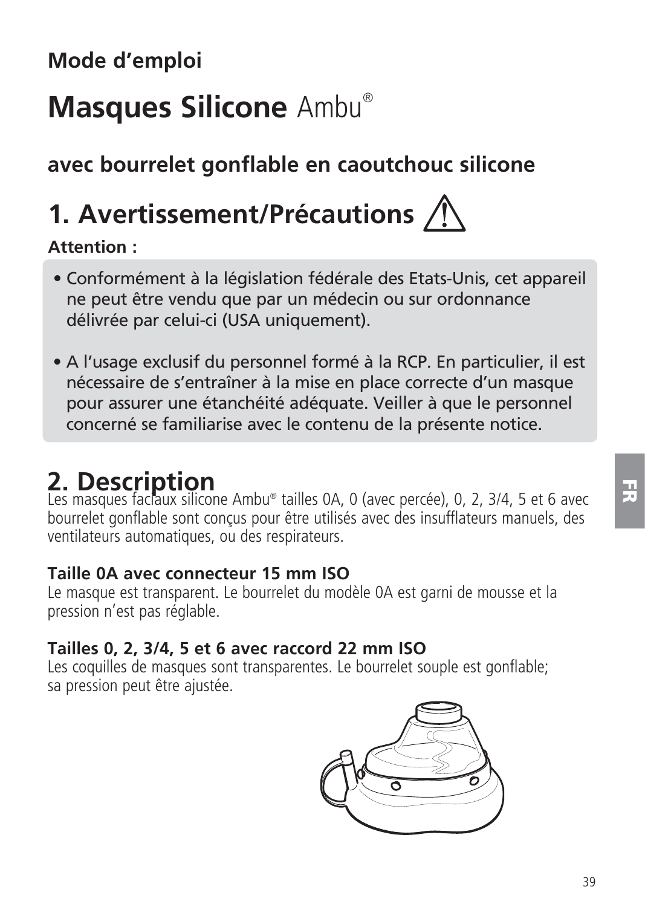**Mode d'emploi**

# **Masques Silicone** Ambu®

## **avec bourrelet gonflable en caoutchouc silicone**

## 1. Avertissement/Précautions ⚠

**Attention :**

- Conformément à la législation fédérale des Etats-Unis, cet appareil ne peut être vendu que par un médecin ou sur ordonnance délivrée par celui-ci (USA uniquement).
- A l'usage exclusif du personnel formé à la RCP. En particulier, il est nécessaire de s'entraîner à la mise en place correcte d'un masque pour assurer une étanchéité adéquate. Veiller à que le personnel concerné se familiarise avec le contenu de la présente notice.

## 2. Description

Les masques faciaux silicone Ambu® tailles 0A, 0 (avec percée), 0, 2, 3/4, 5 et 6 avec bourrelet gonflable sont conçus pour être utilisés avec des insufflateurs manuels, des ventilateurs automatiques, ou des respirateurs.

**Taille 0A avec connecteur 15 mm ISO**

Le masque est transparent. Le bourrelet du modèle 0A est garni de mousse et la pression n'est pas réglable.

**Tailles 0, 2, 3/4, 5 et 6 avec raccord 22 mm ISO**

Les coquilles de masques sont transparentes. Le bourrelet souple est gonflable; sa pression peut être ajustée.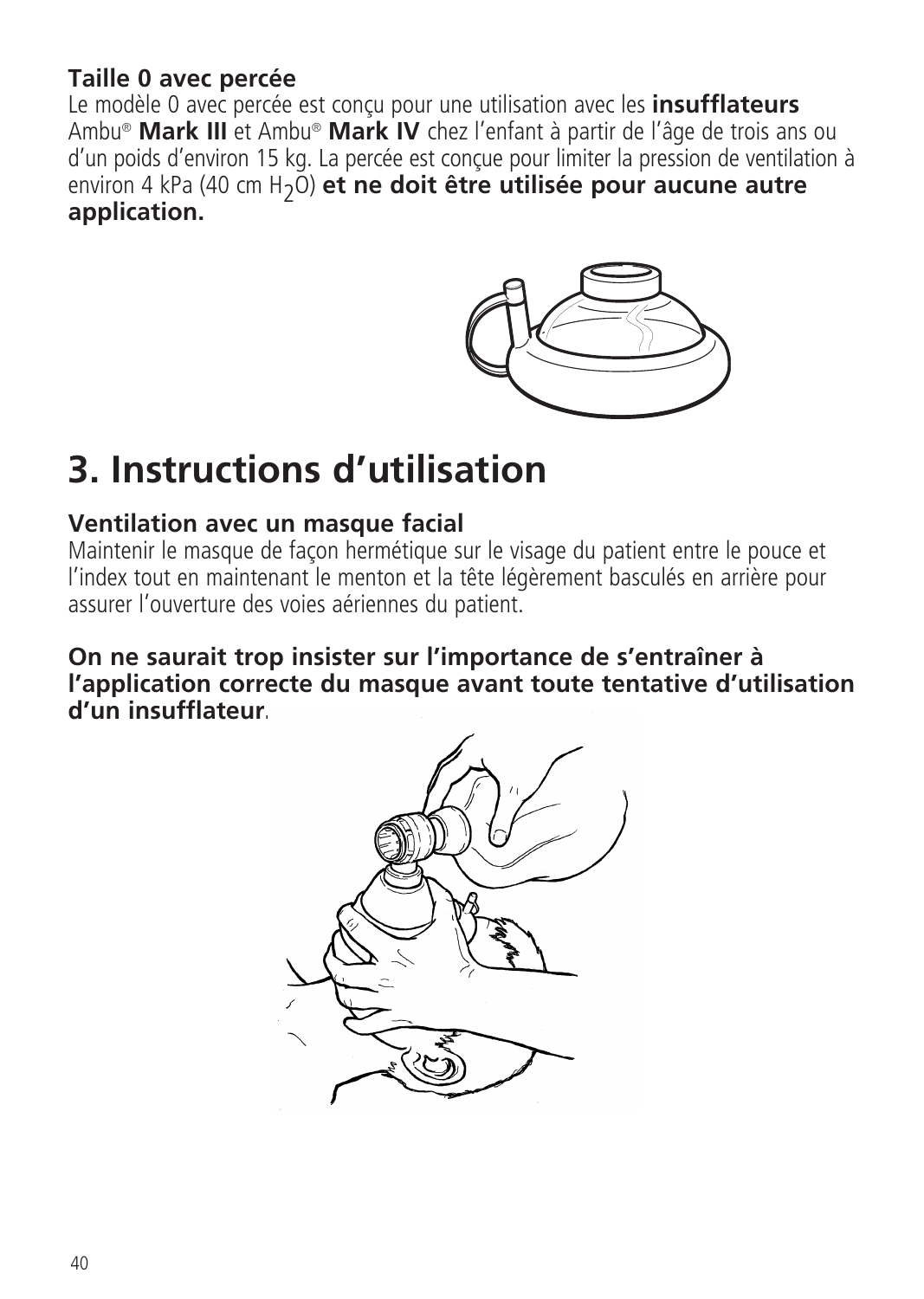### Taille 0 avec percée

Le modèle 0 avec percée est conçu pour une utilisation avec les **insufflateurs** Ambu® **Mark III** et Ambu® **Mark IV** chez l'enfant à partir de l'âge de trois ans ou d'un poids d'environ 15 kg. La percée est conçue pour limiter la pression de ventilation à environ 4 kPa (40 cm $H_2O$) **et ne doit être utilisée pour aucune autre application.**

# 3. Instructions d'utilisation

### Ventilation avec un masque facial

Maintenir le masque de façon hermétique sur le visage du patient entre le pouce et l'index tout en maintenant le menton et la tête légèrement basculés en arrière pour assurer l'ouverture des voies aériennes du patient.

**On ne saurait trop insister sur l'importance de s'entraîner à l'application correcte du masque avant toute tentative d'utilisation d'un insufflateur**.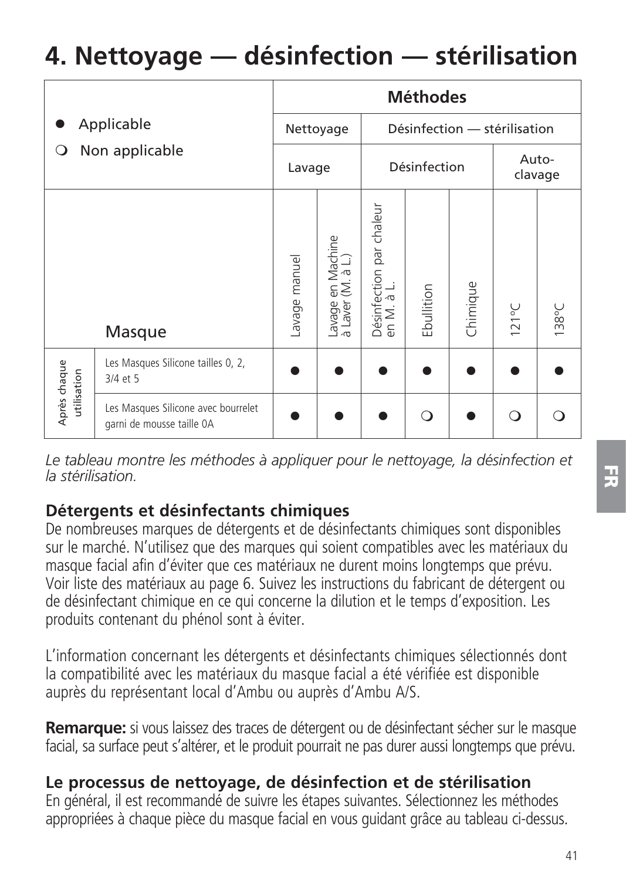# 4. Nettoyage — désinfection — stérilisation

| ● Applicable<br>❍ Non applicable | | Méthodes | | | | | | |
|---|---|---|---|---|---|---|---|---|
| | | Nettoyage | | Désinfection — stérilisation | | | | |
| | | Lavage | | Désinfection | | | Auto-clavage | |
| | Masque | Lavage manuel | Lavage en Machine à Laver (M. à L.) | Désinfection par chaleur en M. à L. | Ebullition | Chimique | 121°C | 138°C |
| Après chaque utilisation | Les Masques Silicone tailles 0, 2, 3/4 et 5 | ● | ● | ● | ● | ● | ● | ● |
| | Les Masques Silicone avec bourrelet garni de mousse taille 0A | ● | ● | ● | ❍ | ● | ❍ | ❍ |

*Le tableau montre les méthodes à appliquer pour le nettoyage, la désinfection et la stérilisation.*

### Détergents et désinfectants chimiques

De nombreuses marques de détergents et de désinfectants chimiques sont disponibles sur le marché. N'utilisez que des marques qui soient compatibles avec les matériaux du masque facial afin d'éviter que ces matériaux ne durent moins longtemps que prévu. Voir liste des matériaux au page 6. Suivez les instructions du fabricant de détergent ou de désinfectant chimique en ce qui concerne la dilution et le temps d'exposition. Les produits contenant du phénol sont à éviter.

L'information concernant les détergents et désinfectants chimiques sélectionnés dont la compatibilité avec les matériaux du masque facial a été vérifiée est disponible auprès du représentant local d'Ambu ou auprès d'Ambu A/S.

**Remarque:** si vous laissez des traces de détergent ou de désinfectant sécher sur le masque facial, sa surface peut s'altérer, et le produit pourrait ne pas durer aussi longtemps que prévu.

### Le processus de nettoyage, de désinfection et de stérilisation

En général, il est recommandé de suivre les étapes suivantes. Sélectionnez les méthodes appropriées à chaque pièce du masque facial en vous guidant grâce au tableau ci-dessus.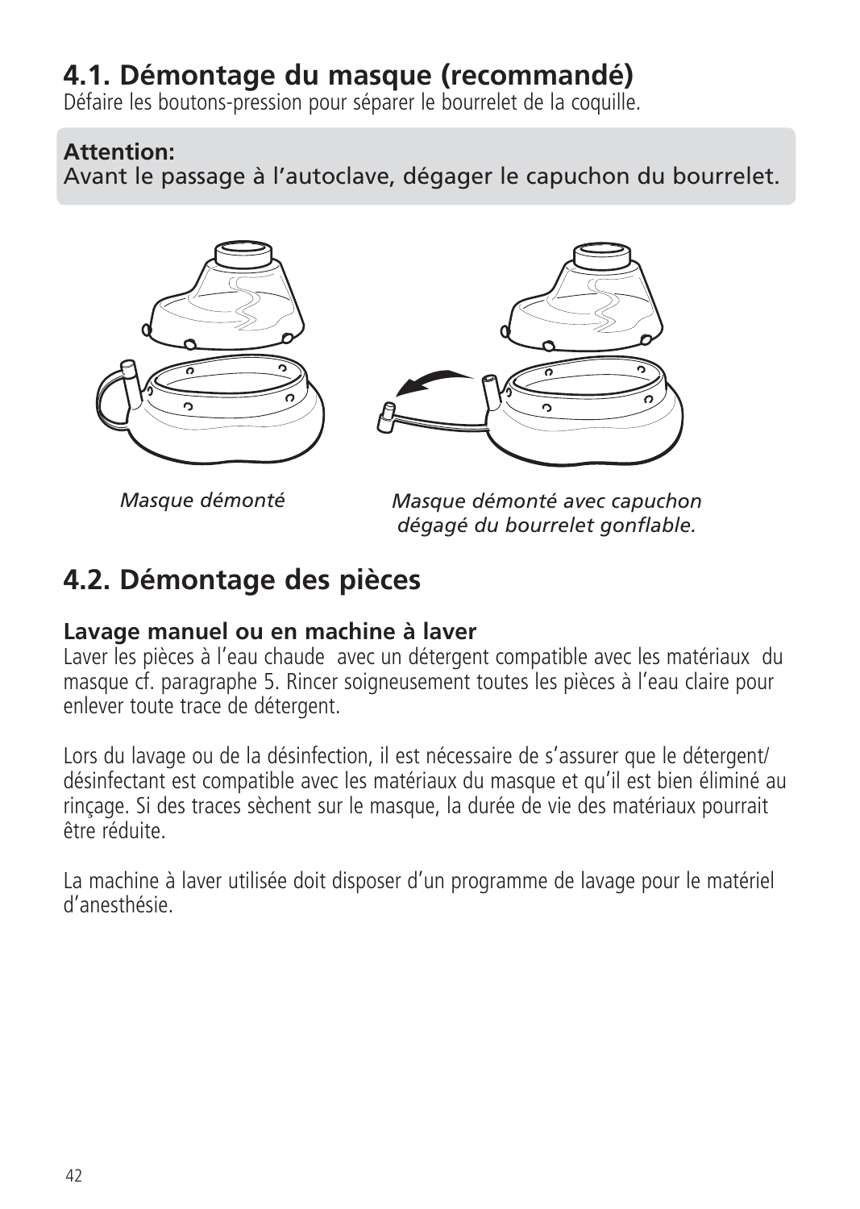## 4.1. Démontage du masque (recommandé)

Défaire les boutons-pression pour séparer le bourrelet de la coquille.

**Attention:**
Avant le passage à l'autoclave, dégager le capuchon du bourrelet.

*Masque démonté*

*Masque démonté avec capuchon dégagé du bourrelet gonflable.*

## 4.2. Démontage des pièces

**Lavage manuel ou en machine à laver**

Laver les pièces à l'eau chaude avec un détergent compatible avec les matériaux du masque cf. paragraphe 5. Rincer soigneusement toutes les pièces à l'eau claire pour enlever toute trace de détergent.

Lors du lavage ou de la désinfection, il est nécessaire de s'assurer que le détergent/désinfectant est compatible avec les matériaux du masque et qu'il est bien éliminé au rinçage. Si des traces sèchent sur le masque, la durée de vie des matériaux pourrait être réduite.

La machine à laver utilisée doit disposer d'un programme de lavage pour le matériel d'anesthésie.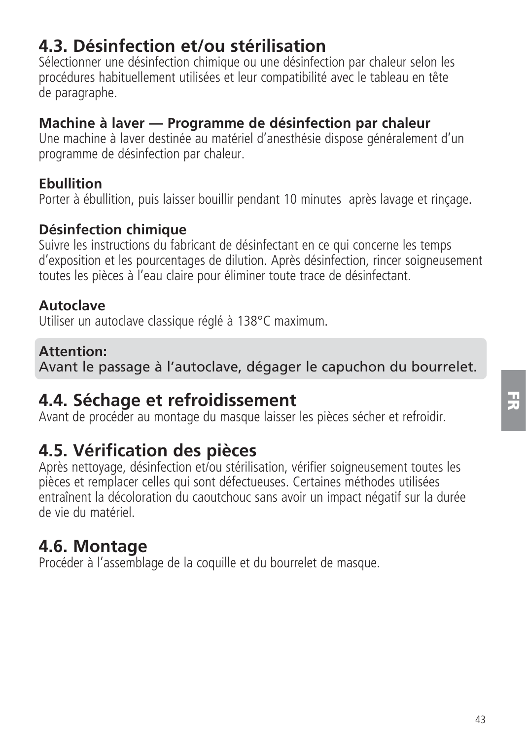## 4.3. Désinfection et/ou stérilisation

Sélectionner une désinfection chimique ou une désinfection par chaleur selon les procédures habituellement utilisées et leur compatibilité avec le tableau en tête de paragraphe.

**Machine à laver — Programme de désinfection par chaleur**
Une machine à laver destinée au matériel d'anesthésie dispose généralement d'un programme de désinfection par chaleur.

**Ebullition**
Porter à ébullition, puis laisser bouillir pendant 10 minutes après lavage et rinçage.

**Désinfection chimique**
Suivre les instructions du fabricant de désinfectant en ce qui concerne les temps d'exposition et les pourcentages de dilution. Après désinfection, rincer soigneusement toutes les pièces à l'eau claire pour éliminer toute trace de désinfectant.

**Autoclave**
Utiliser un autoclave classique réglé à 138°C maximum.

**Attention:**
Avant le passage à l'autoclave, dégager le capuchon du bourrelet.

## 4.4. Séchage et refroidissement

Avant de procéder au montage du masque laisser les pièces sécher et refroidir.

## 4.5. Vérification des pièces

Après nettoyage, désinfection et/ou stérilisation, vérifier soigneusement toutes les pièces et remplacer celles qui sont défectueuses. Certaines méthodes utilisées entraînent la décoloration du caoutchouc sans avoir un impact négatif sur la durée de vie du matériel.

## 4.6. Montage

Procéder à l'assemblage de la coquille et du bourrelet de masque.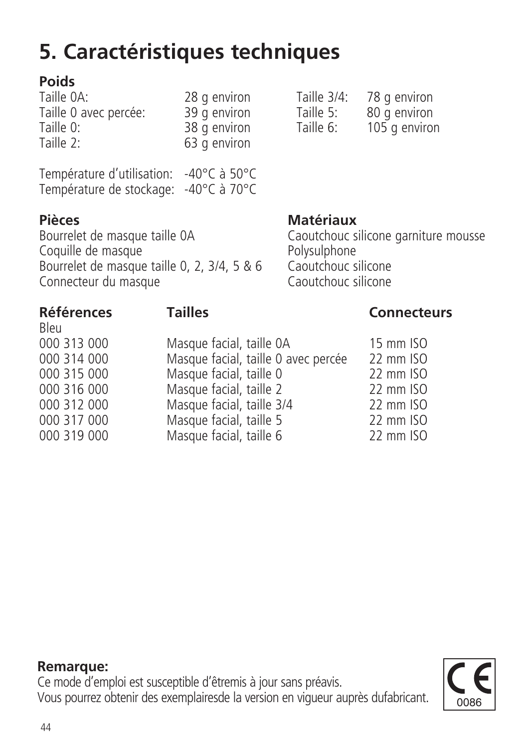# 5. Caractéristiques techniques

**Poids**

| | | | |
|---|---|---|---|
| Taille 0A: | 28 g environ | Taille 3/4: | 78 g environ |
| Taille 0 avec percée: | 39 g environ | Taille 5: | 80 g environ |
| Taille 0: | 38 g environ | Taille 6: | 105 g environ |
| Taille 2: | 63 g environ | | |

Température d'utilisation: -40°C à 50°C
Température de stockage: -40°C à 70°C

| Pièces | Matériaux |
|---|---|
| Bourrelet de masque taille 0A | Caoutchouc silicone garniture mousse |
| Coquille de masque | Polysulphone |
| Bourrelet de masque taille 0, 2, 3/4, 5 & 6 | Caoutchouc silicone |
| Connecteur du masque | Caoutchouc silicone |

| Références | Tailles | Connecteurs |
|---|---|---|
| Bleu | | |
| 000 313 000 | Masque facial, taille 0A | 15 mm ISO |
| 000 314 000 | Masque facial, taille 0 avec percée | 22 mm ISO |
| 000 315 000 | Masque facial, taille 0 | 22 mm ISO |
| 000 316 000 | Masque facial, taille 2 | 22 mm ISO |
| 000 312 000 | Masque facial, taille 3/4 | 22 mm ISO |
| 000 317 000 | Masque facial, taille 5 | 22 mm ISO |
| 000 319 000 | Masque facial, taille 6 | 22 mm ISO |

**Remarque:**
Ce mode d'emploi est susceptible d'êtremis à jour sans préavis.
Vous pourrez obtenir des exemplairesde la version en vigueur auprès dufabricant.

CE 0086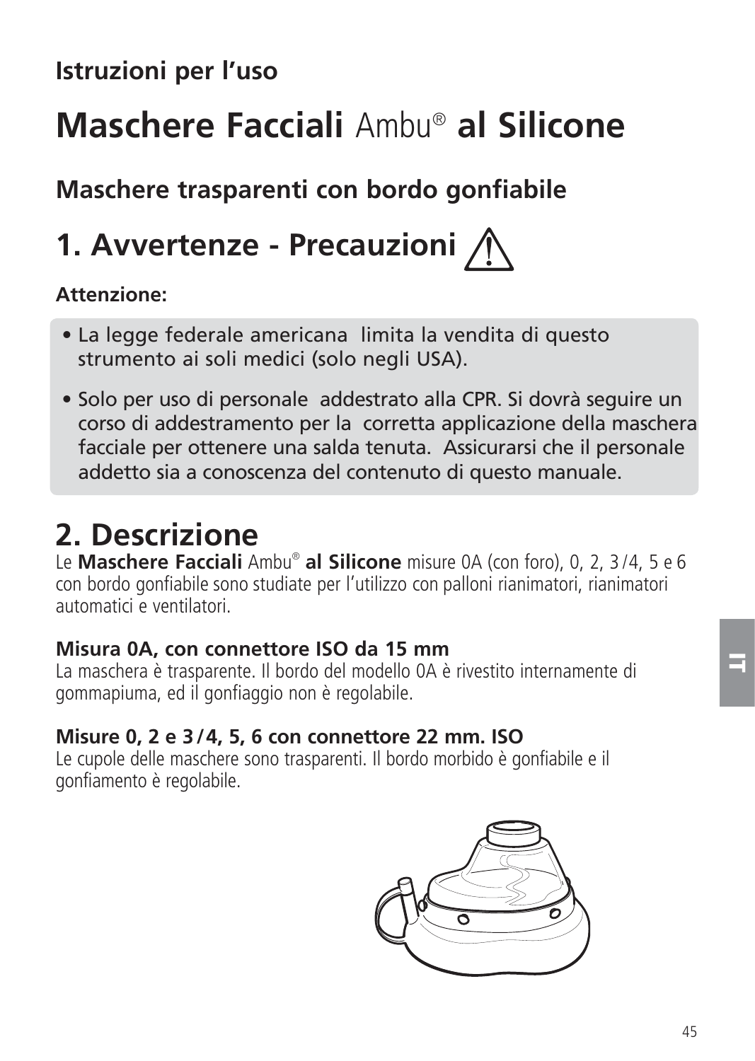**Istruzioni per l'uso**

# **Maschere Facciali** Ambu® **al Silicone**

## **Maschere trasparenti con bordo gonfiabile**

## 1. Avvertenze - Precauzioni

**Attenzione:**

- La legge federale americana limita la vendita di questo strumento ai soli medici (solo negli USA).
- Solo per uso di personale addestrato alla CPR. Si dovrà seguire un corso di addestramento per la corretta applicazione della maschera facciale per ottenere una salda tenuta. Assicurarsi che il personale addetto sia a conoscenza del contenuto di questo manuale.

## 2. Descrizione

Le **Maschere Facciali** Ambu® **al Silicone** misure 0A (con foro), 0, 2, 3/4, 5 e 6 con bordo gonfiabile sono studiate per l'utilizzo con palloni rianimatori, rianimatori automatici e ventilatori.

**Misura 0A, con connettore ISO da 15 mm**

La maschera è trasparente. Il bordo del modello 0A è rivestito internamente di gommapiuma, ed il gonfiaggio non è regolabile.

**Misure 0, 2 e 3/4, 5, 6 con connettore 22 mm. ISO**

Le cupole delle maschere sono trasparenti. Il bordo morbido è gonfiabile e il gonfiamento è regolabile.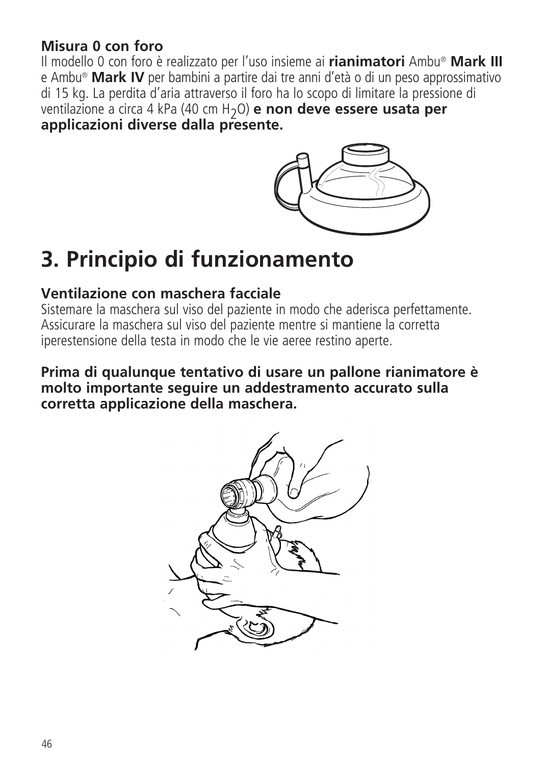**Misura 0 con foro**

Il modello 0 con foro è realizzato per l'uso insieme ai **rianimatori** Ambu® **Mark III** e Ambu® **Mark IV** per bambini a partire dai tre anni d'età o di un peso approssimativo di 15 kg. La perdita d'aria attraverso il foro ha lo scopo di limitare la pressione di ventilazione a circa 4 kPa (40 cm $H_2O$) **e non deve essere usata per applicazioni diverse dalla presente.**

# 3. Principio di funzionamento

### Ventilazione con maschera facciale

Sistemare la maschera sul viso del paziente in modo che aderisca perfettamente. Assicurare la maschera sul viso del paziente mentre si mantiene la corretta iperestensione della testa in modo che le vie aeree restino aperte.

**Prima di qualunque tentativo di usare un pallone rianimatore è molto importante seguire un addestramento accurato sulla corretta applicazione della maschera.**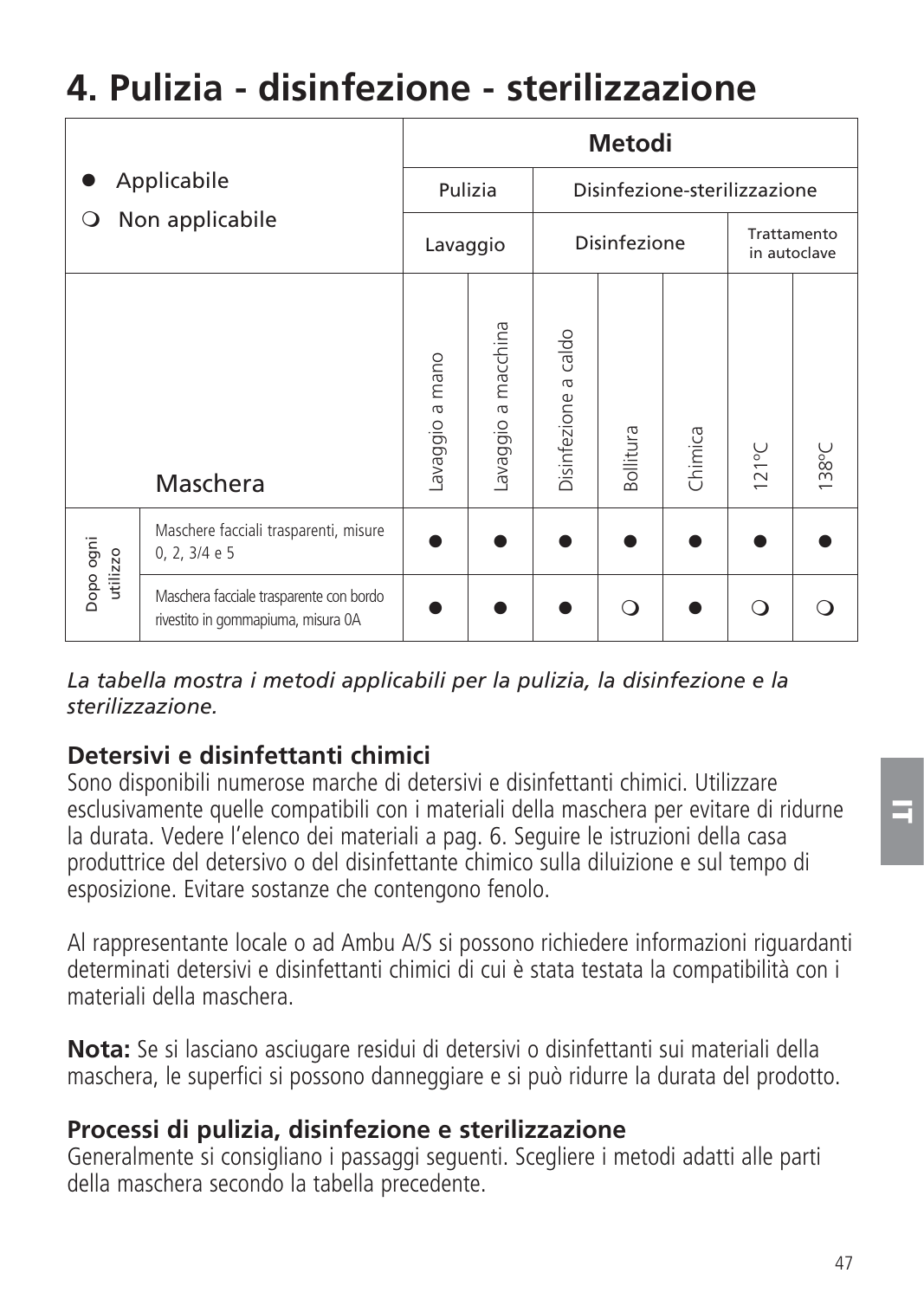# 4. Pulizia - disinfezione - sterilizzazione

| ● Applicabile<br>❍ Non applicabile | | Metodi | | | | | | |
|---|---|---|---|---|---|---|---|---|
| | | Pulizia | | Disinfezione-sterilizzazione | | | | |
| | | Lavaggio | | Disinfezione | | | Trattamento in autoclave | |
| | Maschera | Lavaggio a mano | Lavaggio a macchina | Disinfezione a caldo | Bollitura | Chimica | 121°C | 138°C |
| Dopo ogni utilizzo | Maschere facciali trasparenti, misure 0, 2, 3/4 e 5 | ● | ● | ● | ● | ● | ● | ● |
| | Maschera facciale trasparente con bordo rivestito in gommapiuma, misura 0A | ● | ● | ● | ❍ | ● | ❍ | ❍ |

*La tabella mostra i metodi applicabili per la pulizia, la disinfezione e la sterilizzazione.*

### Detersivi e disinfettanti chimici

Sono disponibili numerose marche di detersivi e disinfettanti chimici. Utilizzare esclusivamente quelle compatibili con i materiali della maschera per evitare di ridurne la durata. Vedere l'elenco dei materiali a pag. 6. Seguire le istruzioni della casa produttrice del detersivo o del disinfettante chimico sulla diluizione e sul tempo di esposizione. Evitare sostanze che contengono fenolo.

Al rappresentante locale o ad Ambu A/S si possono richiedere informazioni riguardanti determinati detersivi e disinfettanti chimici di cui è stata testata la compatibilità con i materiali della maschera.

**Nota:** Se si lasciano asciugare residui di detersivi o disinfettanti sui materiali della maschera, le superfici si possono danneggiare e si può ridurre la durata del prodotto.

### Processi di pulizia, disinfezione e sterilizzazione

Generalmente si consigliano i passaggi seguenti. Scegliere i metodi adatti alle parti della maschera secondo la tabella precedente.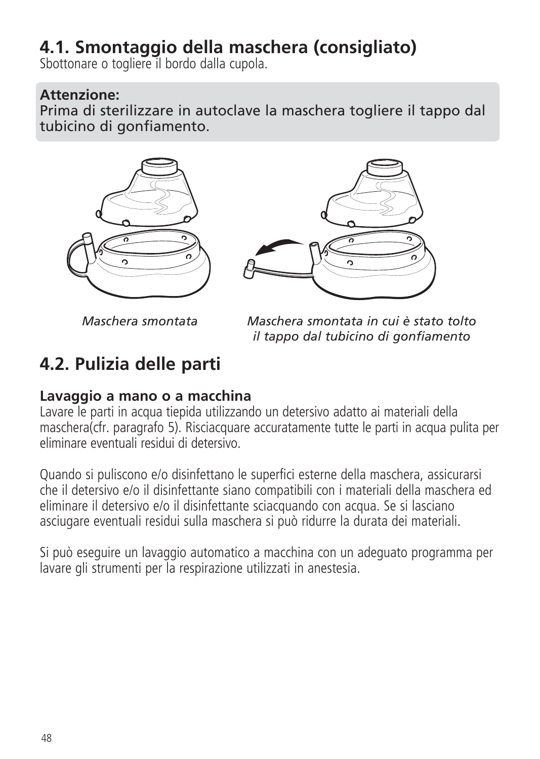## 4.1. Smontaggio della maschera (consigliato)

Sbottonare o togliere il bordo dalla cupola.

**Attenzione:**
Prima di sterilizzare in autoclave la maschera togliere il tappo dal tubicino di gonfiamento.

*Maschera smontata*

*Maschera smontata in cui è stato tolto il tappo dal tubicino di gonfiamento*

## 4.2. Pulizia delle parti

**Lavaggio a mano o a macchina**
Lavare le parti in acqua tiepida utilizzando un detersivo adatto ai materiali della maschera(cfr. paragrafo 5). Risciacquare accuratamente tutte le parti in acqua pulita per eliminare eventuali residui di detersivo.

Quando si puliscono e/o disinfettano le superfici esterne della maschera, assicurarsi che il detersivo e/o il disinfettante siano compatibili con i materiali della maschera ed eliminare il detersivo e/o il disinfettante sciacquando con acqua. Se si lasciano asciugare eventuali residui sulla maschera si può ridurre la durata dei materiali.

Si può eseguire un lavaggio automatico a macchina con un adeguato programma per lavare gli strumenti per la respirazione utilizzati in anestesia.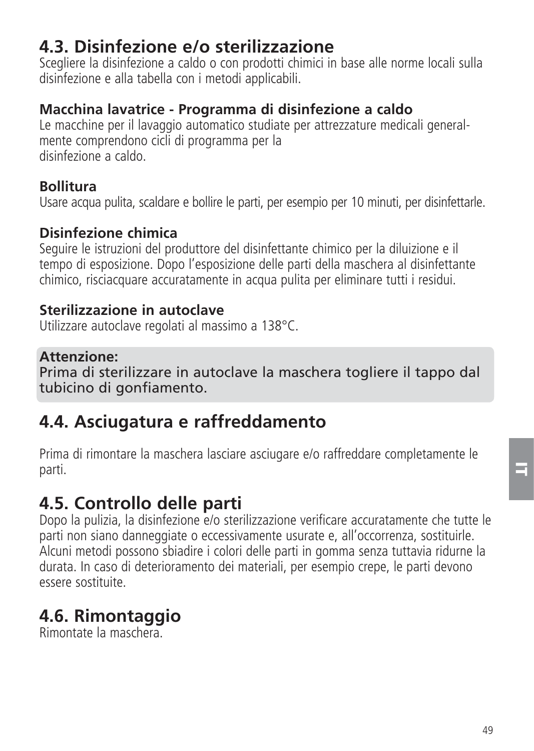## 4.3. Disinfezione e/o sterilizzazione

Scegliere la disinfezione a caldo o con prodotti chimici in base alle norme locali sulla disinfezione e alla tabella con i metodi applicabili.

**Macchina lavatrice - Programma di disinfezione a caldo**
Le macchine per il lavaggio automatico studiate per attrezzature medicali generalmente comprendono cicli di programma per la disinfezione a caldo.

**Bollitura**
Usare acqua pulita, scaldare e bollire le parti, per esempio per 10 minuti, per disinfettarle.

**Disinfezione chimica**
Seguire le istruzioni del produttore del disinfettante chimico per la diluizione e il tempo di esposizione. Dopo l'esposizione delle parti della maschera al disinfettante chimico, risciacquare accuratamente in acqua pulita per eliminare tutti i residui.

**Sterilizzazione in autoclave**
Utilizzare autoclave regolati al massimo a 138°C.

**Attenzione:**
Prima di sterilizzare in autoclave la maschera togliere il tappo dal tubicino di gonfiamento.

## 4.4. Asciugatura e raffreddamento

Prima di rimontare la maschera lasciare asciugare e/o raffreddare completamente le parti.

## 4.5. Controllo delle parti

Dopo la pulizia, la disinfezione e/o sterilizzazione verificare accuratamente che tutte le parti non siano danneggiate o eccessivamente usurate e, all'occorrenza, sostituirle. Alcuni metodi possono sbiadire i colori delle parti in gomma senza tuttavia ridurne la durata. In caso di deterioramento dei materiali, per esempio crepe, le parti devono essere sostituite.

## 4.6. Rimontaggio

Rimontate la maschera.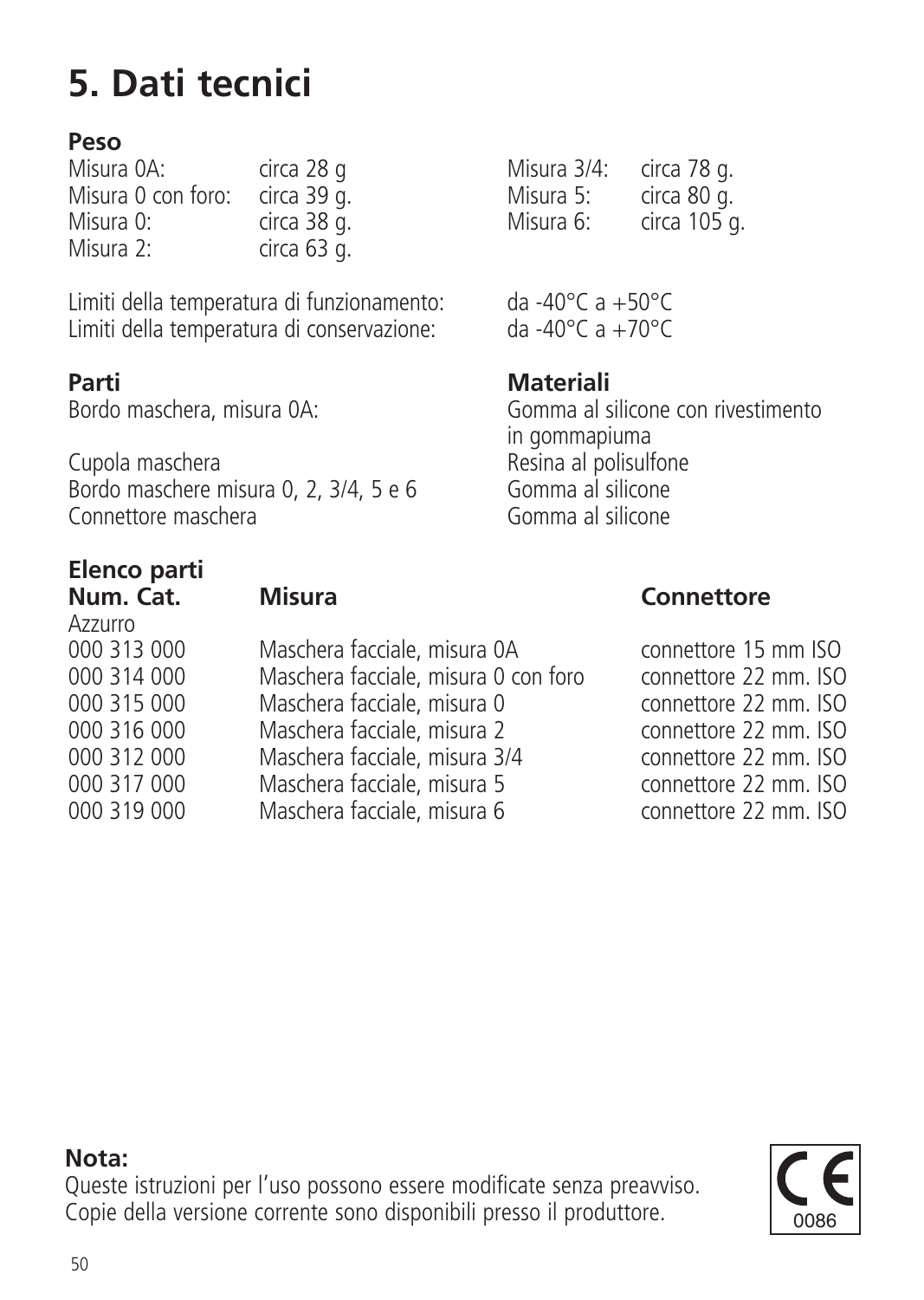# 5. Dati tecnici

**Peso**

| | | | |
|---|---|---|---|
| Misura 0A: | circa 28 g | Misura 3/4: | circa 78 g. |
| Misura 0 con foro: | circa 39 g. | Misura 5: | circa 80 g. |
| Misura 0: | circa 38 g. | Misura 6: | circa 105 g. |
| Misura 2: | circa 63 g. | | |

Limiti della temperatura di funzionamento: da -40°C a +50°C
Limiti della temperatura di conservazione: da -40°C a +70°C

| **Parti** | **Materiali** |
|---|---|
| Bordo maschera, misura 0A: | Gomma al silicone con rivestimento in gommapiuma |
| Cupola maschera | Resina al polisulfone |
| Bordo maschere misura 0, 2, 3/4, 5 e 6 | Gomma al silicone |
| Connettore maschera | Gomma al silicone |

**Elenco parti**

| **Num. Cat.** | **Misura** | **Connettore** |
|---|---|---|
| Azzurro | | |
| 000 313 000 | Maschera facciale, misura 0A | connettore 15 mm ISO |
| 000 314 000 | Maschera facciale, misura 0 con foro | connettore 22 mm. ISO |
| 000 315 000 | Maschera facciale, misura 0 | connettore 22 mm. ISO |
| 000 316 000 | Maschera facciale, misura 2 | connettore 22 mm. ISO |
| 000 312 000 | Maschera facciale, misura 3/4 | connettore 22 mm. ISO |
| 000 317 000 | Maschera facciale, misura 5 | connettore 22 mm. ISO |
| 000 319 000 | Maschera facciale, misura 6 | connettore 22 mm. ISO |

**Nota:**
Queste istruzioni per l'uso possono essere modificate senza preavviso.
Copie della versione corrente sono disponibili presso il produttore.

CE 0086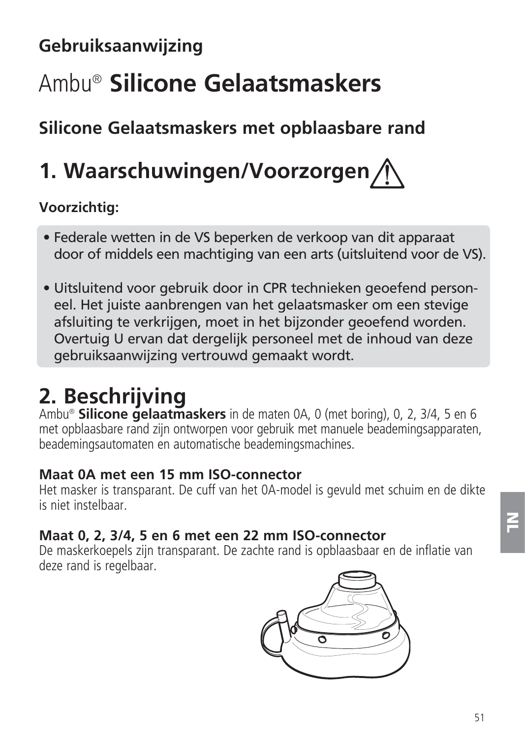**Gebruiksaanwijzing**

# Ambu® **Silicone Gelaatsmaskers**

## Silicone Gelaatsmaskers met opblaasbare rand

## 1. Waarschuwingen/Voorzorgen ⚠

**Voorzichtig:**

- Federale wetten in de VS beperken de verkoop van dit apparaat door of middels een machtiging van een arts (uitsluitend voor de VS).
- Uitsluitend voor gebruik door in CPR technieken geoefend personeel. Het juiste aanbrengen van het gelaatsmasker om een stevige afsluiting te verkrijgen, moet in het bijzonder geoefend worden. Overtuig U ervan dat dergelijk personeel met de inhoud van deze gebruiksaanwijzing vertrouwd gemaakt wordt.

## 2. Beschrijving

Ambu® **Silicone gelaatmaskers** in de maten 0A, 0 (met boring), 0, 2, 3/4, 5 en 6 met opblaasbare rand zijn ontworpen voor gebruik met manuele beademingsapparaten, beademingsautomaten en automatische beademingsmachines.

**Maat 0A met een 15 mm ISO-connector**
Het masker is transparant. De cuff van het 0A-model is gevuld met schuim en de dikte is niet instelbaar.

**Maat 0, 2, 3/4, 5 en 6 met een 22 mm ISO-connector**
De maskerkoepels zijn transparant. De zachte rand is opblaasbaar en de inflatie van deze rand is regelbaar.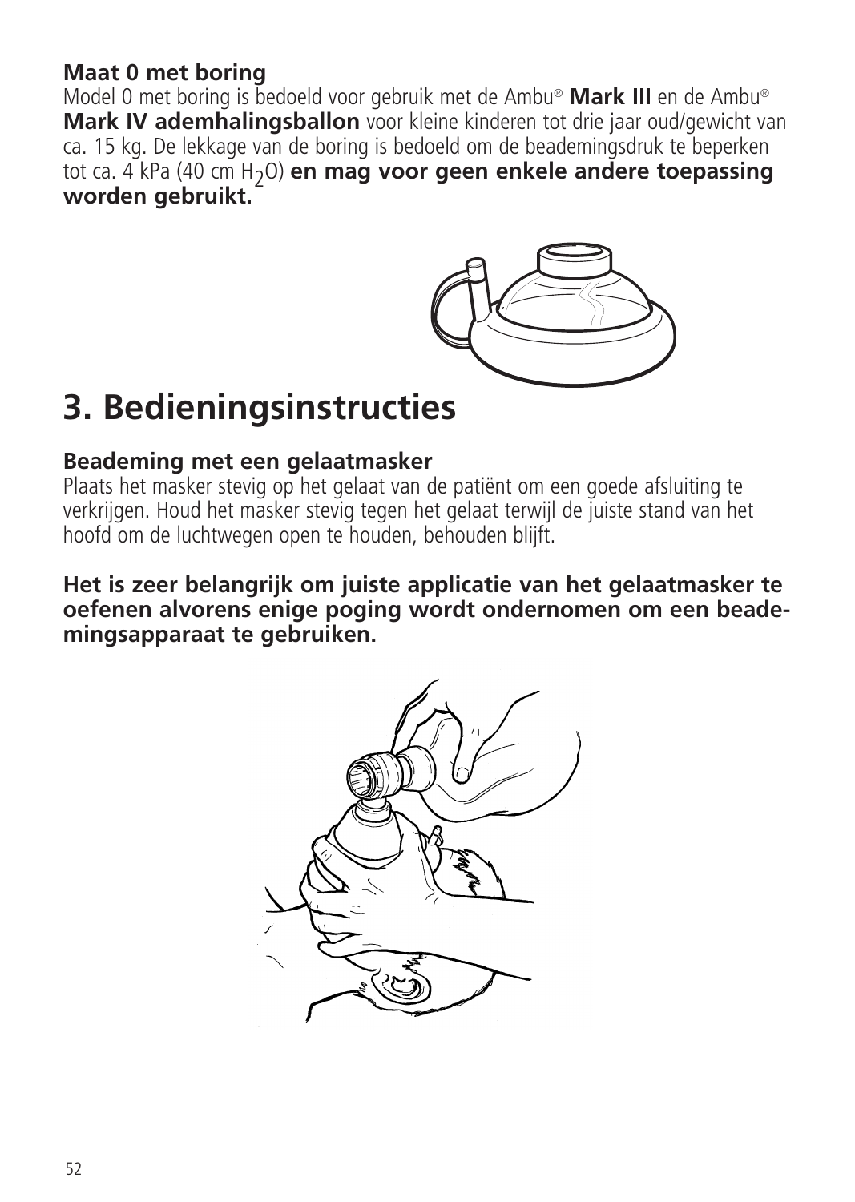**Maat 0 met boring**

Model 0 met boring is bedoeld voor gebruik met de Ambu® **Mark III** en de Ambu® **Mark IV ademhalingsballon** voor kleine kinderen tot drie jaar oud/gewicht van ca. 15 kg. De lekkage van de boring is bedoeld om de beademingsdruk te beperken tot ca. 4 kPa (40 cm $H_2O$) **en mag voor geen enkele andere toepassing worden gebruikt.**

# 3. Bedieningsinstructies

### Beademing met een gelaatmasker

Plaats het masker stevig op het gelaat van de patiënt om een goede afsluiting te verkrijgen. Houd het masker stevig tegen het gelaat terwijl de juiste stand van het hoofd om de luchtwegen open te houden, behouden blijft.

**Het is zeer belangrijk om juiste applicatie van het gelaatmasker te oefenen alvorens enige poging wordt ondernomen om een beademingsapparaat te gebruiken.**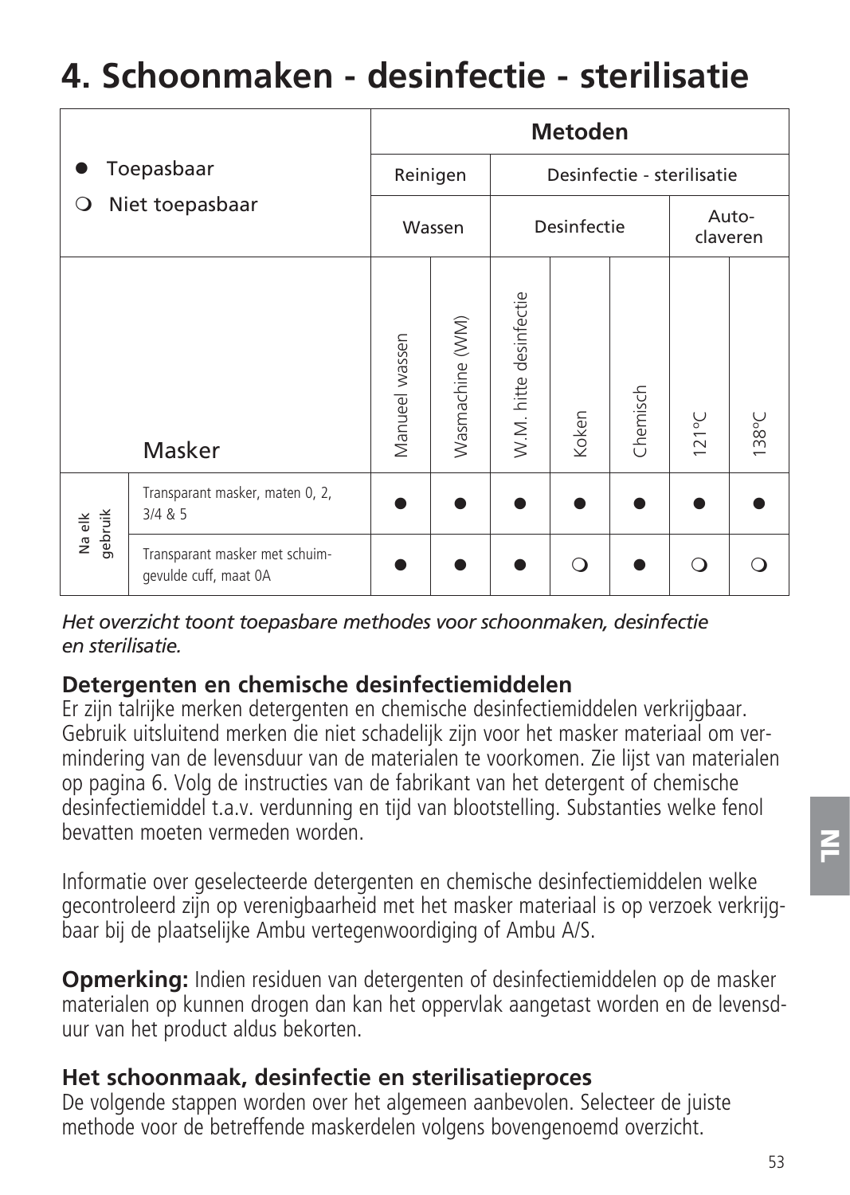# 4. Schoonmaken - desinfectie - sterilisatie

| ● Toepasbaar<br>❍ Niet toepasbaar | | Metoden | | | | | | |
|---|---|---|---|---|---|---|---|---|
| | | Reinigen | | Desinfectie - sterilisatie | | | | |
| | | Wassen | | Desinfectie | | | Auto-claveren | |
| | Masker | Manueel wassen | Wasmachine (WM) | W.M. hitte desinfectie | Koken | Chemisch | 121°C | 138°C |
| Na elk gebruik | Transparant masker, maten 0, 2, 3/4 & 5 | ● | ● | ● | ● | ● | ● | ● |
| | Transparant masker met schuim-gevulde cuff, maat 0A | ● | ● | ● | ❍ | ● | ❍ | ❍ |

*Het overzicht toont toepasbare methodes voor schoonmaken, desinfectie en sterilisatie.*

### Detergenten en chemische desinfectiemiddelen

Er zijn talrijke merken detergenten en chemische desinfectiemiddelen verkrijgbaar. Gebruik uitsluitend merken die niet schadelijk zijn voor het masker materiaal om vermindering van de levensduur van de materialen te voorkomen. Zie lijst van materialen op pagina 6. Volg de instructies van de fabrikant van het detergent of chemische desinfectiemiddel t.a.v. verdunning en tijd van blootstelling. Substanties welke fenol bevatten moeten vermeden worden.

Informatie over geselecteerde detergenten en chemische desinfectiemiddelen welke gecontroleerd zijn op verenigbaarheid met het masker materiaal is op verzoek verkrijgbaar bij de plaatselijke Ambu vertegenwoordiging of Ambu A/S.

**Opmerking:** Indien residuen van detergenten of desinfectiemiddelen op de masker materialen op kunnen drogen dan kan het oppervlak aangetast worden en de levensduur van het product aldus bekorten.

### Het schoonmaak, desinfectie en sterilisatieproces

De volgende stappen worden over het algemeen aanbevolen. Selecteer de juiste methode voor de betreffende maskerdelen volgens bovengenoemd overzicht.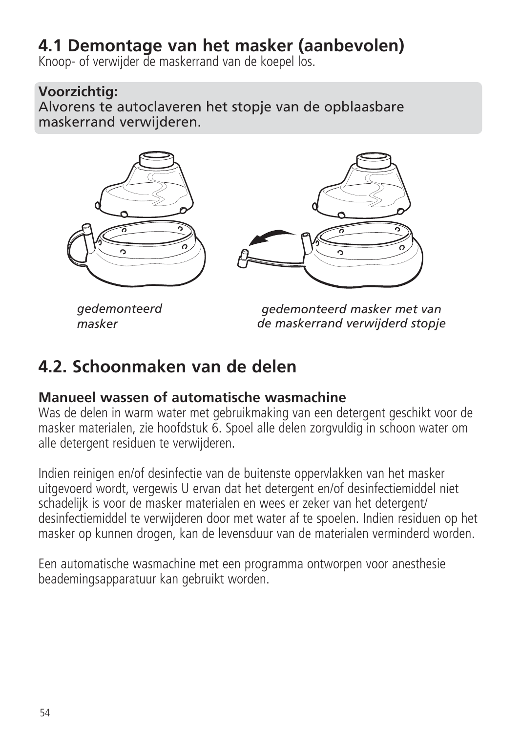## 4.1 Demontage van het masker (aanbevolen)

Knoop- of verwijder de maskerrand van de koepel los.

**Voorzichtig:**
Alvorens te autoclaveren het stopje van de opblaasbare maskerrand verwijderen.

*gedemonteerd masker*

*gedemonteerd masker met van de maskerrand verwijderd stopje*

## 4.2. Schoonmaken van de delen

**Manueel wassen of automatische wasmachine**

Was de delen in warm water met gebruikmaking van een detergent geschikt voor de masker materialen, zie hoofdstuk 6. Spoel alle delen zorgvuldig in schoon water om alle detergent residuen te verwijderen.

Indien reinigen en/of desinfectie van de buitenste oppervlakken van het masker uitgevoerd wordt, vergewis U ervan dat het detergent en/of desinfectiemiddel niet schadelijk is voor de masker materialen en wees er zeker van het detergent/desinfectiemiddel te verwijderen door met water af te spoelen. Indien residuen op het masker op kunnen drogen, kan de levensduur van de materialen verminderd worden.

Een automatische wasmachine met een programma ontworpen voor anesthesie beademingsapparatuur kan gebruikt worden.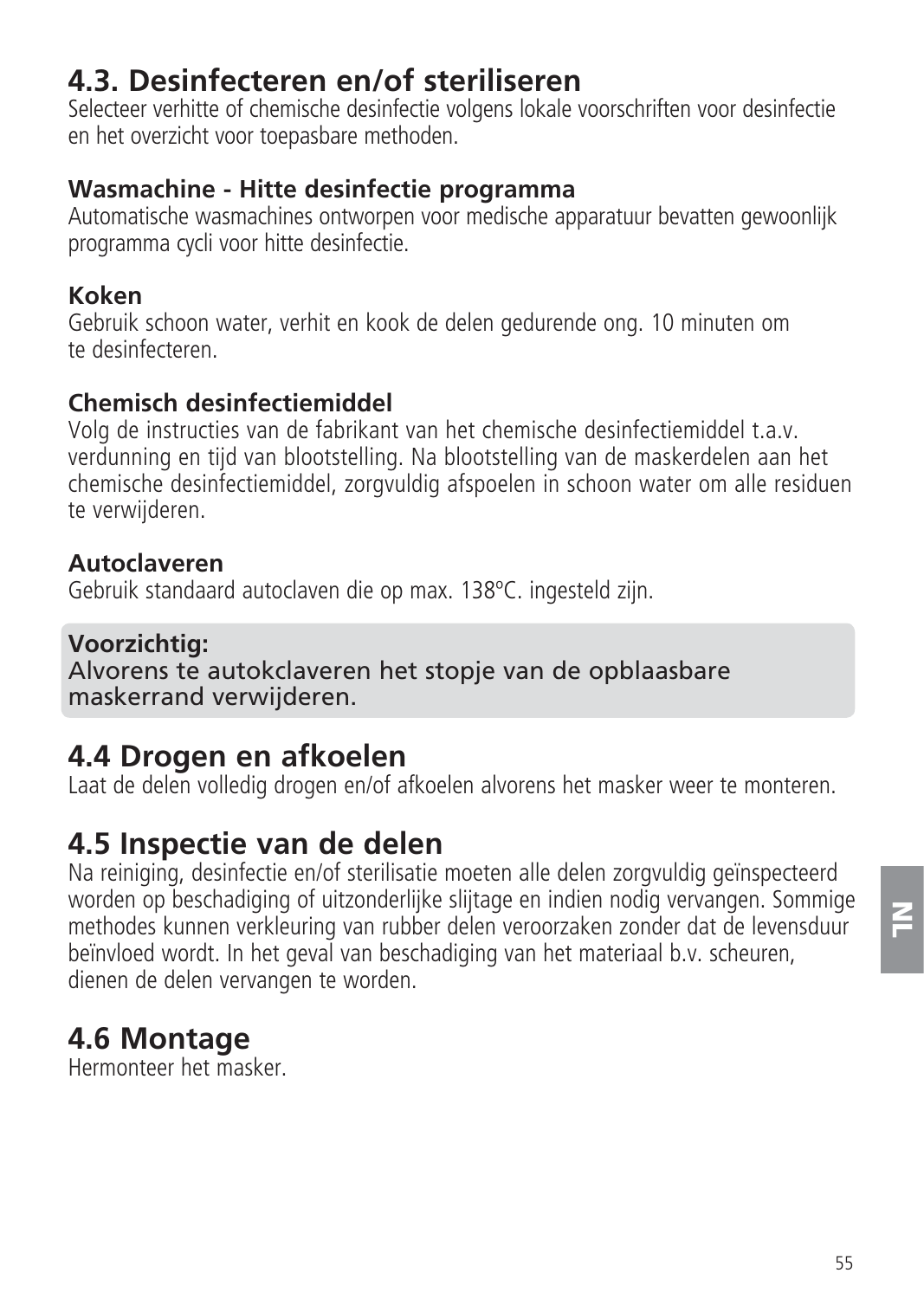## 4.3. Desinfecteren en/of steriliseren

Selecteer verhitte of chemische desinfectie volgens lokale voorschriften voor desinfectie en het overzicht voor toepasbare methoden.

**Wasmachine - Hitte desinfectie programma**
Automatische wasmachines ontworpen voor medische apparatuur bevatten gewoonlijk programma cycli voor hitte desinfectie.

**Koken**
Gebruik schoon water, verhit en kook de delen gedurende ong. 10 minuten om te desinfecteren.

**Chemisch desinfectiemiddel**
Volg de instructies van de fabrikant van het chemische desinfectiemiddel t.a.v. verdunning en tijd van blootstelling. Na blootstelling van de maskerdelen aan het chemische desinfectiemiddel, zorgvuldig afspoelen in schoon water om alle residuen te verwijderen.

**Autoclaveren**
Gebruik standaard autoclaven die op max. 138ºC. ingesteld zijn.

**Voorzichtig:**
Alvorens te autokclaveren het stopje van de opblaasbare maskerrand verwijderen.

## 4.4 Drogen en afkoelen

Laat de delen volledig drogen en/of afkoelen alvorens het masker weer te monteren.

## 4.5 Inspectie van de delen

Na reiniging, desinfectie en/of sterilisatie moeten alle delen zorgvuldig geïnspecteerd worden op beschadiging of uitzonderlijke slijtage en indien nodig vervangen. Sommige methodes kunnen verkleuring van rubber delen veroorzaken zonder dat de levensduur beïnvloed wordt. In het geval van beschadiging van het materiaal b.v. scheuren, dienen de delen vervangen te worden.

## 4.6 Montage

Hermonteer het masker.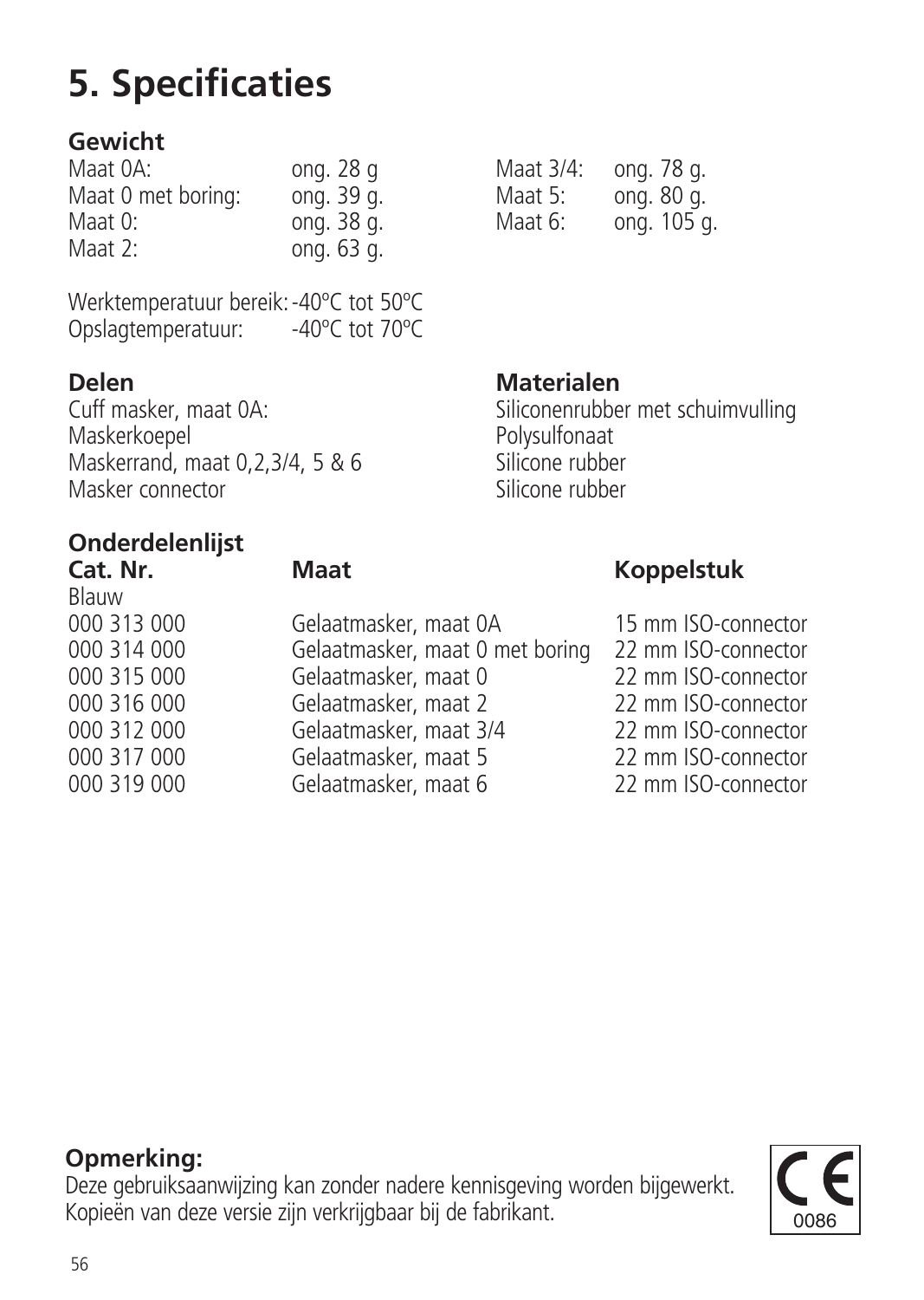# 5. Specificaties

## Gewicht

| | | | |
|---|---|---|---|
| Maat 0A: | ong. 28 g | Maat 3/4: | ong. 78 g. |
| Maat 0 met boring: | ong. 39 g. | Maat 5: | ong. 80 g. |
| Maat 0: | ong. 38 g. | Maat 6: | ong. 105 g. |
| Maat 2: | ong. 63 g. | | |

Werktemperatuur bereik: -40ºC tot 50ºC
Opslagtemperatuur: -40ºC tot 70ºC

| Delen | Materialen |
|---|---|
| Cuff masker, maat 0A: | Siliconenrubber met schuimvulling |
| Maskerkoepel | Polysulfonaat |
| Maskerrand, maat 0,2,3/4, 5 & 6 | Silicone rubber |
| Masker connector | Silicone rubber |

## Onderdelenlijst

| Cat. Nr. | Maat | Koppelstuk |
|---|---|---|
| Blauw | | |
| 000 313 000 | Gelaatmasker, maat 0A | 15 mm ISO-connector |
| 000 314 000 | Gelaatmasker, maat 0 met boring | 22 mm ISO-connector |
| 000 315 000 | Gelaatmasker, maat 0 | 22 mm ISO-connector |
| 000 316 000 | Gelaatmasker, maat 2 | 22 mm ISO-connector |
| 000 312 000 | Gelaatmasker, maat 3/4 | 22 mm ISO-connector |
| 000 317 000 | Gelaatmasker, maat 5 | 22 mm ISO-connector |
| 000 319 000 | Gelaatmasker, maat 6 | 22 mm ISO-connector |

**Opmerking:**
Deze gebruiksaanwijzing kan zonder nadere kennisgeving worden bijgewerkt.
Kopieën van deze versie zijn verkrijgbaar bij de fabrikant.

CE 0086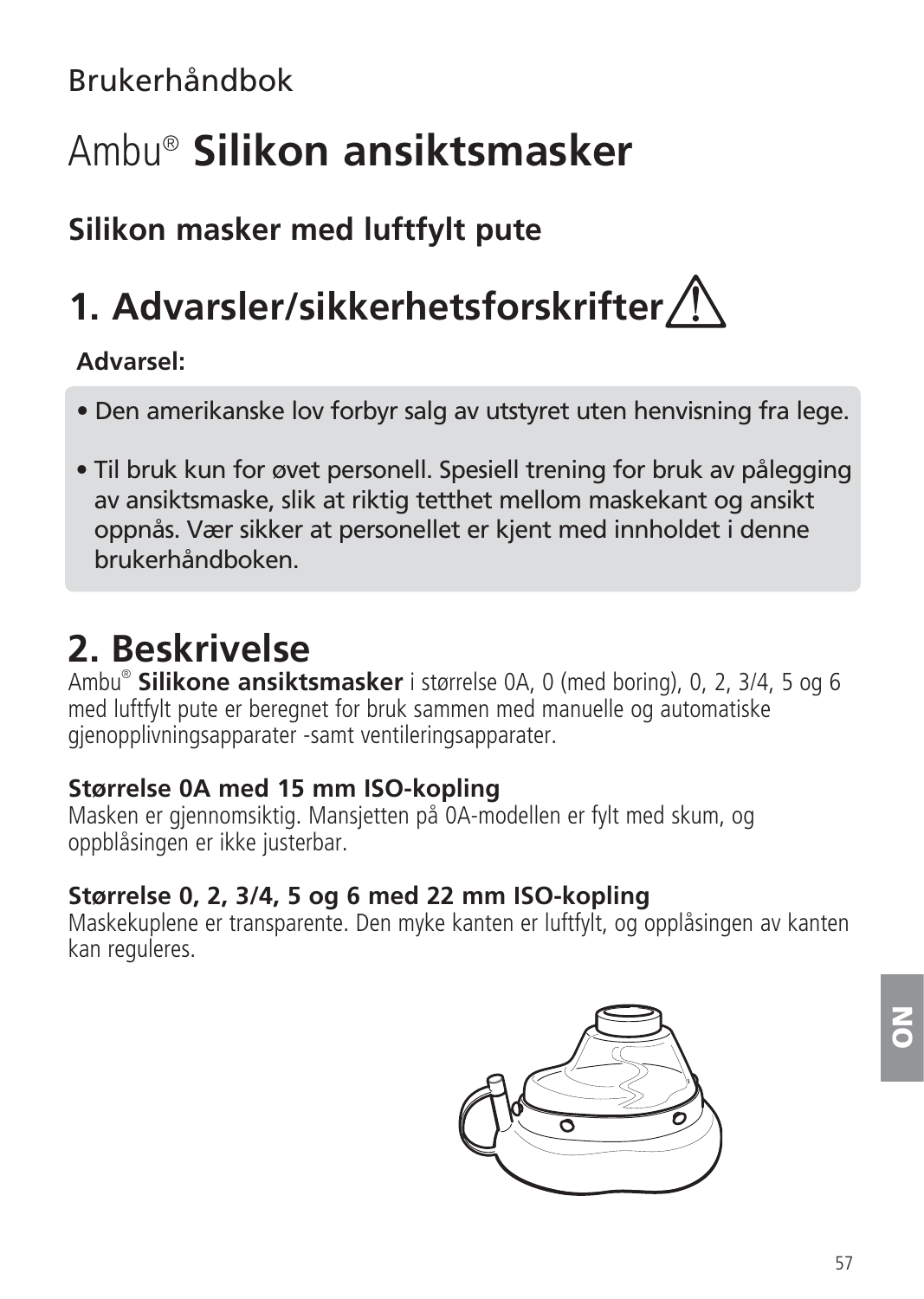Brukerhåndbok

# Ambu® **Silikon ansiktsmasker**

## Silikon masker med luftfylt pute

## 1. Advarsler/sikkerhetsforskrifter ⚠

**Advarsel:**

- Den amerikanske lov forbyr salg av utstyret uten henvisning fra lege.
- Til bruk kun for øvet personell. Spesiell trening for bruk av pålegging av ansiktsmaske, slik at riktig tetthet mellom maskekant og ansikt oppnås. Vær sikker at personellet er kjent med innholdet i denne brukerhåndboken.

## 2. Beskrivelse

Ambu® **Silikone ansiktsmasker** i størrelse 0A, 0 (med boring), 0, 2, 3/4, 5 og 6 med luftfylt pute er beregnet for bruk sammen med manuelle og automatiske gjenopplivningsapparater -samt ventileringsapparater.

**Størrelse 0A med 15 mm ISO-kopling**
Masken er gjennomsiktig. Mansjetten på 0A-modellen er fylt med skum, og oppblåsingen er ikke justerbar.

**Størrelse 0, 2, 3/4, 5 og 6 med 22 mm ISO-kopling**
Maskekuplene er transparente. Den myke kanten er luftfylt, og opplåsingen av kanten kan reguleres.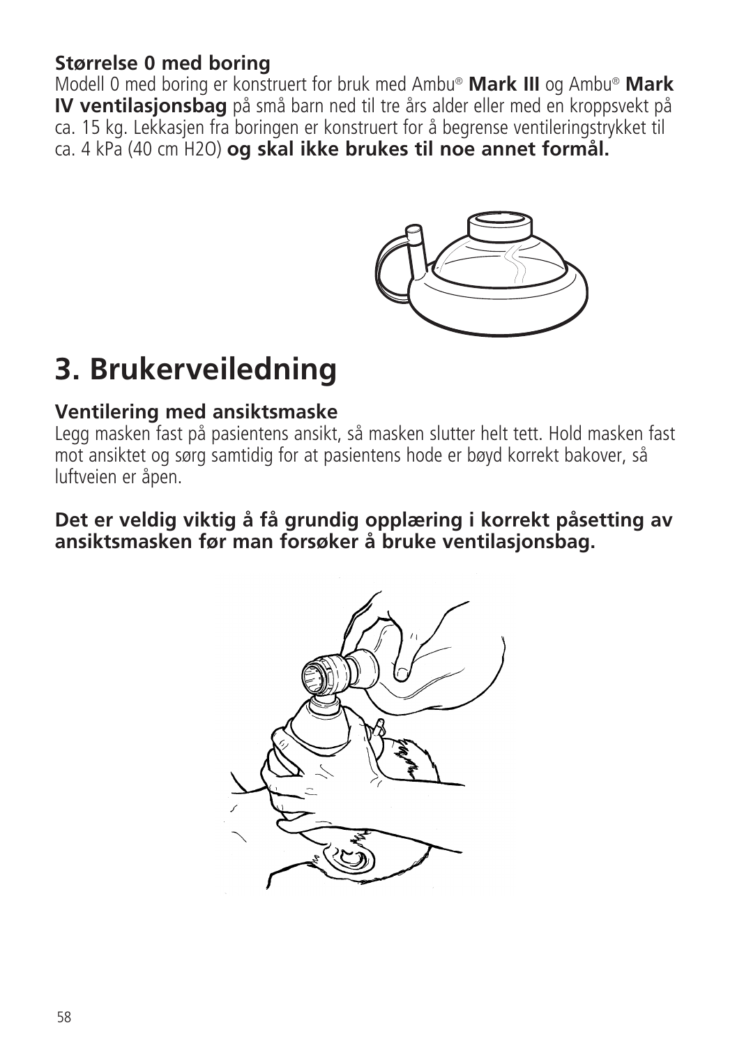**Størrelse 0 med boring**

Modell 0 med boring er konstruert for bruk med Ambu® **Mark III** og Ambu® **Mark IV ventilasjonsbag** på små barn ned til tre års alder eller med en kroppsvekt på ca. 15 kg. Lekkasjen fra boringen er konstruert for å begrense ventileringstrykket til ca. 4 kPa (40 cm $H_2O$) **og skal ikke brukes til noe annet formål.**

# 3. Brukerveiledning

### Ventilering med ansiktsmaske

Legg masken fast på pasientens ansikt, så masken slutter helt tett. Hold masken fast mot ansiktet og sørg samtidig for at pasientens hode er bøyd korrekt bakover, så luftveien er åpen.

**Det er veldig viktig å få grundig opplæring i korrekt påsetting av ansiktsmasken før man forsøker å bruke ventilasjonsbag.**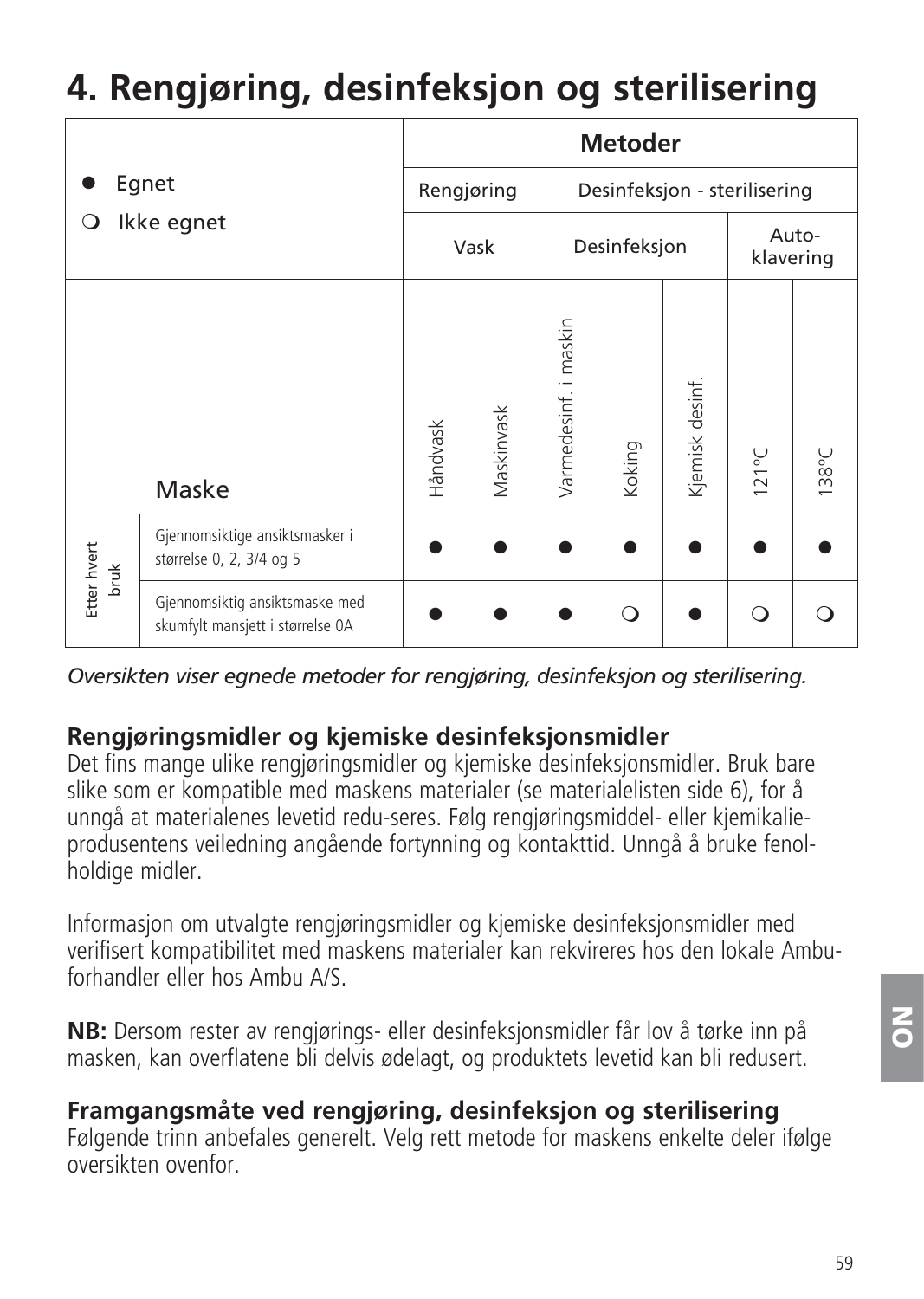# 4. Rengjøring, desinfeksjon og sterilisering

| ● Egnet<br>❍ Ikke egnet | | Metoder | | | | | | |
|---|---|---|---|---|---|---|---|---|
| | | Rengjøring | | Desinfeksjon - sterilisering | | | | |
| | | Vask | | Desinfeksjon | | | Autoklavering | |
| | Maske | Håndvask | Maskinvask | Varmedesinf. i maskin | Koking | Kjemisk desinf. | 121°C | 138°C |
| Etter hvert bruk | Gjennomsiktige ansiktsmasker i størrelse 0, 2, 3/4 og 5 | ● | ● | ● | ● | ● | ● | ● |
| | Gjennomsiktig ansiktsmaske med skumfylt mansjett i størrelse 0A | ● | ● | ● | ❍ | ● | ❍ | ❍ |

*Oversikten viser egnede metoder for rengjøring, desinfeksjon og sterilisering.*

**Rengjøringsmidler og kjemiske desinfeksjonsmidler**
Det fins mange ulike rengjøringsmidler og kjemiske desinfeksjonsmidler. Bruk bare slike som er kompatible med maskens materialer (se materialelisten side 6), for å unngå at materialenes levetid redu-seres. Følg rengjøringsmiddel- eller kjemikalie-produsentens veiledning angående fortynning og kontakttid. Unngå å bruke fenol-holdige midler.

Informasjon om utvalgte rengjøringsmidler og kjemiske desinfeksjonsmidler med verifisert kompatibilitet med maskens materialer kan rekvireres hos den lokale Ambu-forhandler eller hos Ambu A/S.

**NB:** Dersom rester av rengjørings- eller desinfeksjonsmidler får lov å tørke inn på masken, kan overflatene bli delvis ødelagt, og produktets levetid kan bli redusert.

**Framgangsmåte ved rengjøring, desinfeksjon og sterilisering**
Følgende trinn anbefales generelt. Velg rett metode for maskens enkelte deler ifølge oversikten ovenfor.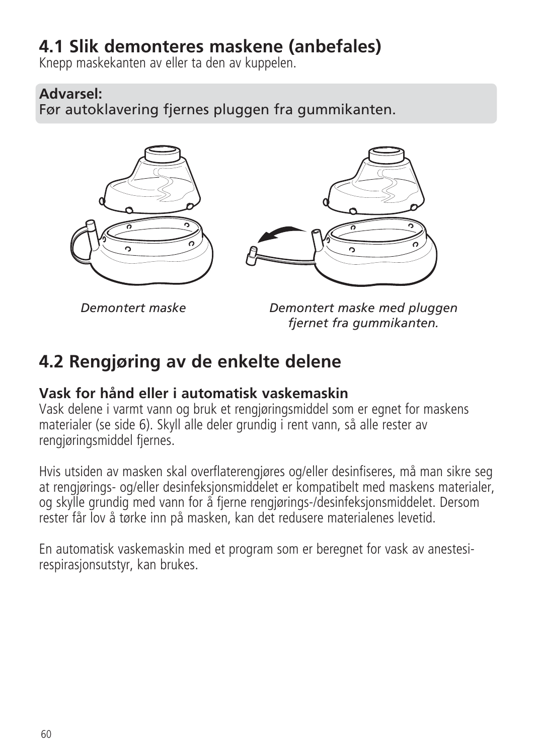## 4.1 Slik demonteres maskene (anbefales)

Knepp maskekanten av eller ta den av kuppelen.

**Advarsel:**
Før autoklavering fjernes pluggen fra gummikanten.

*Demontert maske*

*Demontert maske med pluggen fjernet fra gummikanten.*

## 4.2 Rengjøring av de enkelte delene

**Vask for hånd eller i automatisk vaskemaskin**

Vask delene i varmt vann og bruk et rengjøringsmiddel som er egnet for maskens materialer (se side 6). Skyll alle deler grundig i rent vann, så alle rester av rengjøringsmiddel fjernes.

Hvis utsiden av masken skal overflaterengjøres og/eller desinfiseres, må man sikre seg at rengjørings- og/eller desinfeksjonsmiddelet er kompatibelt med maskens materialer, og skylle grundig med vann for å fjerne rengjørings-/desinfeksjonsmiddelet. Dersom rester får lov å tørke inn på masken, kan det redusere materialenes levetid.

En automatisk vaskemaskin med et program som er beregnet for vask av anestesi-respirasjonsutstyr, kan brukes.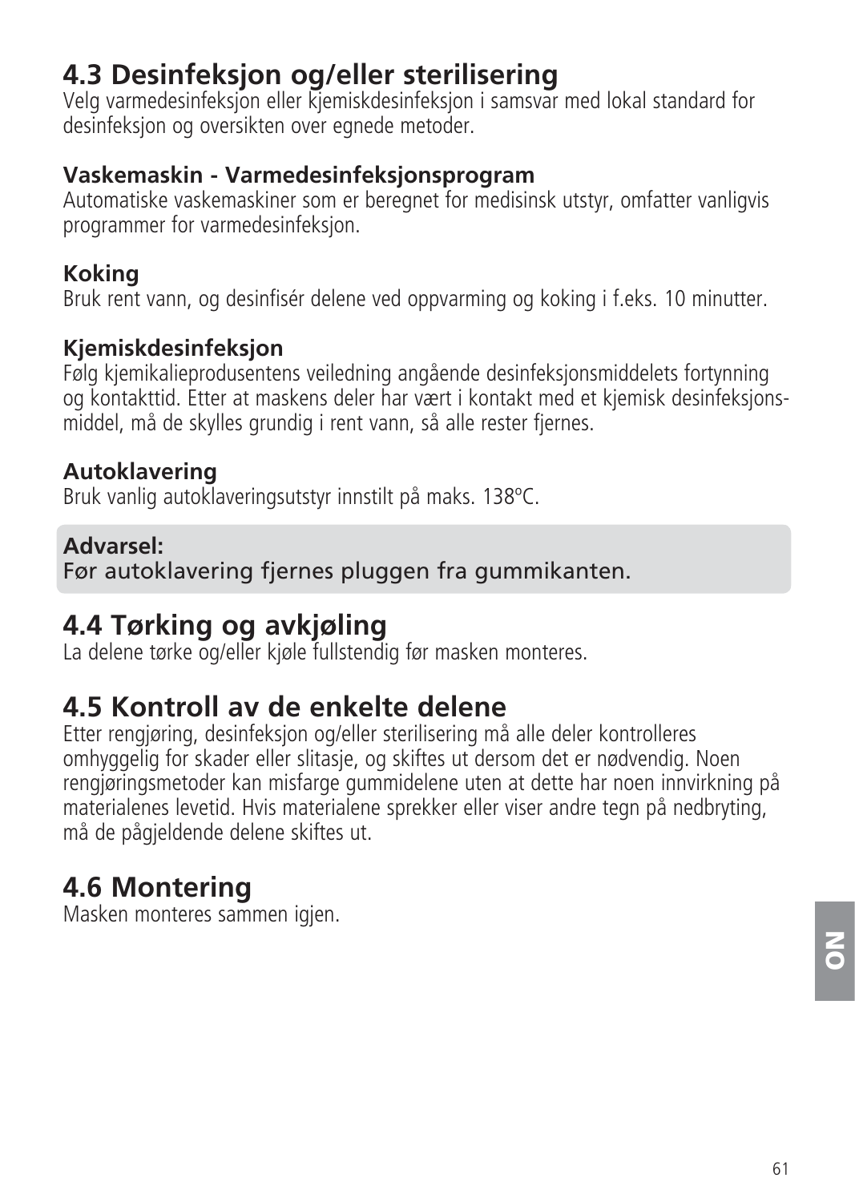## 4.3 Desinfeksjon og/eller sterilisering

Velg varmedesinfeksjon eller kjemiskdesinfeksjon i samsvar med lokal standard for desinfeksjon og oversikten over egnede metoder.

**Vaskemaskin - Varmedesinfeksjonsprogram**
Automatiske vaskemaskiner som er beregnet for medisinsk utstyr, omfatter vanligvis programmer for varmedesinfeksjon.

**Koking**
Bruk rent vann, og desinfisér delene ved oppvarming og koking i f.eks. 10 minutter.

**Kjemiskdesinfeksjon**
Følg kjemikalieprodusentens veiledning angående desinfeksjonsmiddelets fortynning og kontakttid. Etter at maskens deler har vært i kontakt med et kjemisk desinfeksjonsmiddel, må de skylles grundig i rent vann, så alle rester fjernes.

**Autoklavering**
Bruk vanlig autoklaveringsutstyr innstilt på maks. 138ºC.

**Advarsel:**
Før autoklavering fjernes pluggen fra gummikanten.

## 4.4 Tørking og avkjøling

La delene tørke og/eller kjøle fullstendig før masken monteres.

## 4.5 Kontroll av de enkelte delene

Etter rengjøring, desinfeksjon og/eller sterilisering må alle deler kontrolleres omhyggelig for skader eller slitasje, og skiftes ut dersom det er nødvendig. Noen rengjøringsmetoder kan misfarge gummidelene uten at dette har noen innvirkning på materialenes levetid. Hvis materialene sprekker eller viser andre tegn på nedbryting, må de pågjeldende delene skiftes ut.

## 4.6 Montering

Masken monteres sammen igjen.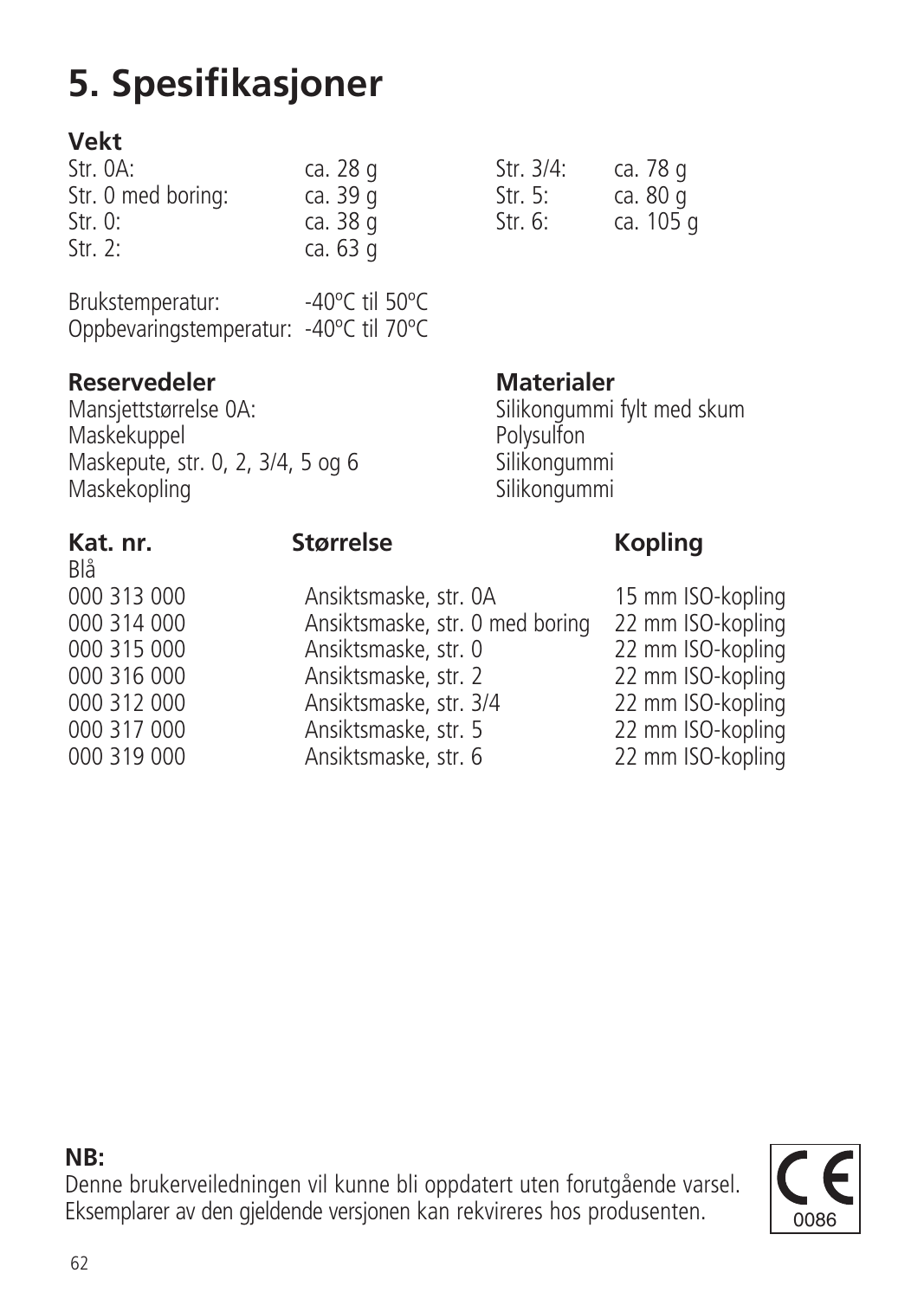# 5. Spesifikasjoner

### Vekt

| | | | |
|---|---|---|---|
| Str. 0A: | ca. 28 g | Str. 3/4: | ca. 78 g |
| Str. 0 med boring: | ca. 39 g | Str. 5: | ca. 80 g |
| Str. 0: | ca. 38 g | Str. 6: | ca. 105 g |
| Str. 2: | ca. 63 g | | |

Brukstemperatur: -40°C til 50°C
Oppbevaringstemperatur: -40°C til 70°C

| Reservedeler | Materialer |
|---|---|
| Mansjettstørrelse 0A: | Silikongummi fylt med skum |
| Maskekuppel | Polysulfon |
| Maskepute, str. 0, 2, 3/4, 5 og 6 | Silikongummi |
| Maskekopling | Silikongummi |

| Kat. nr. | Størrelse | Kopling |
|---|---|---|
| Blå | | |
| 000 313 000 | Ansiktsmaske, str. 0A | 15 mm ISO-kopling |
| 000 314 000 | Ansiktsmaske, str. 0 med boring | 22 mm ISO-kopling |
| 000 315 000 | Ansiktsmaske, str. 0 | 22 mm ISO-kopling |
| 000 316 000 | Ansiktsmaske, str. 2 | 22 mm ISO-kopling |
| 000 312 000 | Ansiktsmaske, str. 3/4 | 22 mm ISO-kopling |
| 000 317 000 | Ansiktsmaske, str. 5 | 22 mm ISO-kopling |
| 000 319 000 | Ansiktsmaske, str. 6 | 22 mm ISO-kopling |

**NB:**
Denne brukerveiledningen vil kunne bli oppdatert uten forutgående varsel. Eksemplarer av den gjeldende versjonen kan rekvireres hos produsenten.

CE 0086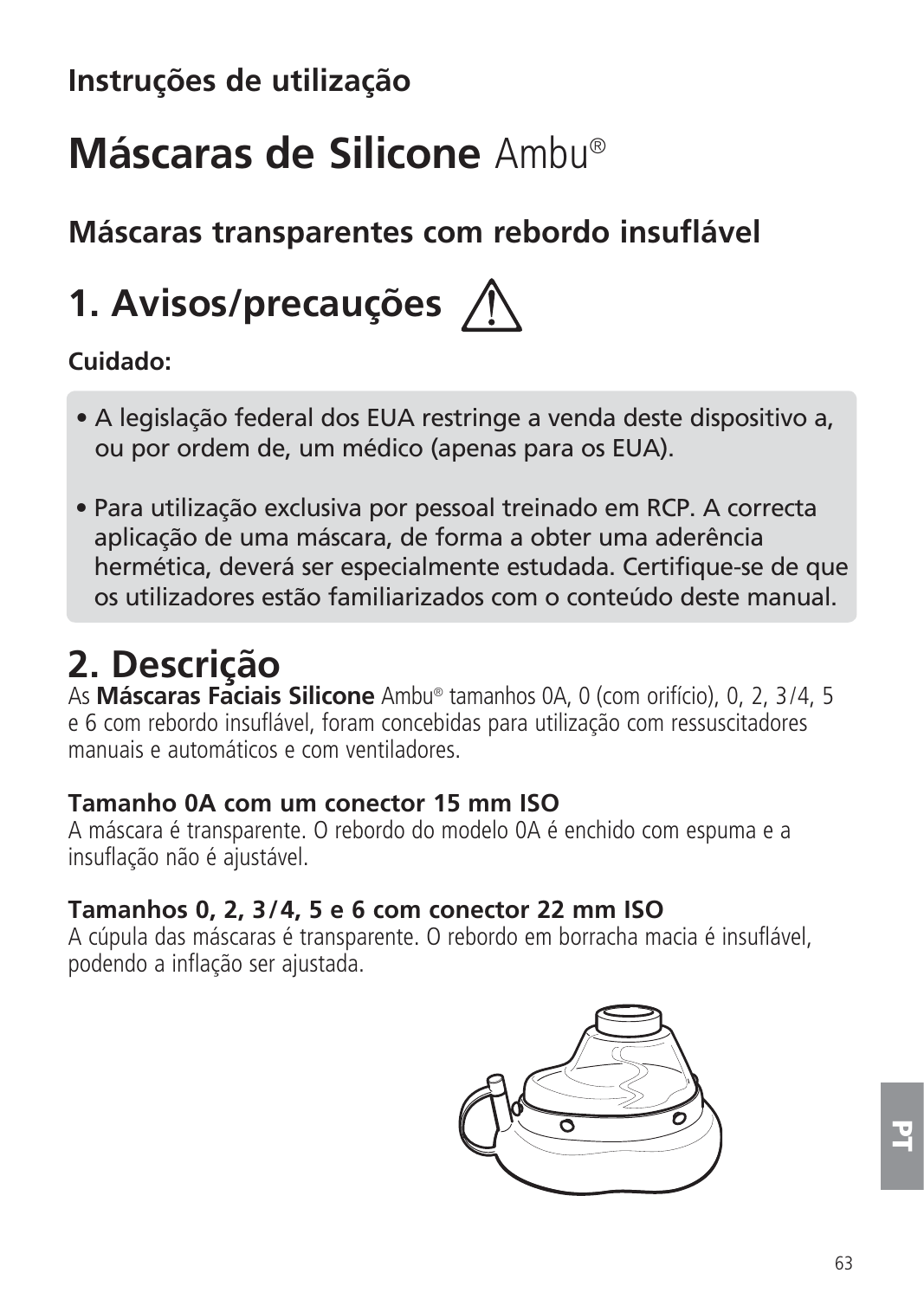## Instruções de utilização

# Máscaras de Silicone Ambu®

## Máscaras transparentes com rebordo insuflável

## 1. Avisos/precauções ⚠

**Cuidado:**

- A legislação federal dos EUA restringe a venda deste dispositivo a, ou por ordem de, um médico (apenas para os EUA).
- Para utilização exclusiva por pessoal treinado em RCP. A correcta aplicação de uma máscara, de forma a obter uma aderência hermética, deverá ser especialmente estudada. Certifique-se de que os utilizadores estão familiarizados com o conteúdo deste manual.

## 2. Descrição

As **Máscaras Faciais Silicone** Ambu® tamanhos 0A, 0 (com orifício), 0, 2, 3/4, 5 e 6 com rebordo insuflável, foram concebidas para utilização com ressuscitadores manuais e automáticos e com ventiladores.

**Tamanho 0A com um conector 15 mm ISO**
A máscara é transparente. O rebordo do modelo 0A é enchido com espuma e a insuflação não é ajustável.

**Tamanhos 0, 2, 3/4, 5 e 6 com conector 22 mm ISO**
A cúpula das máscaras é transparente. O rebordo em borracha macia é insuflável, podendo a inflação ser ajustada.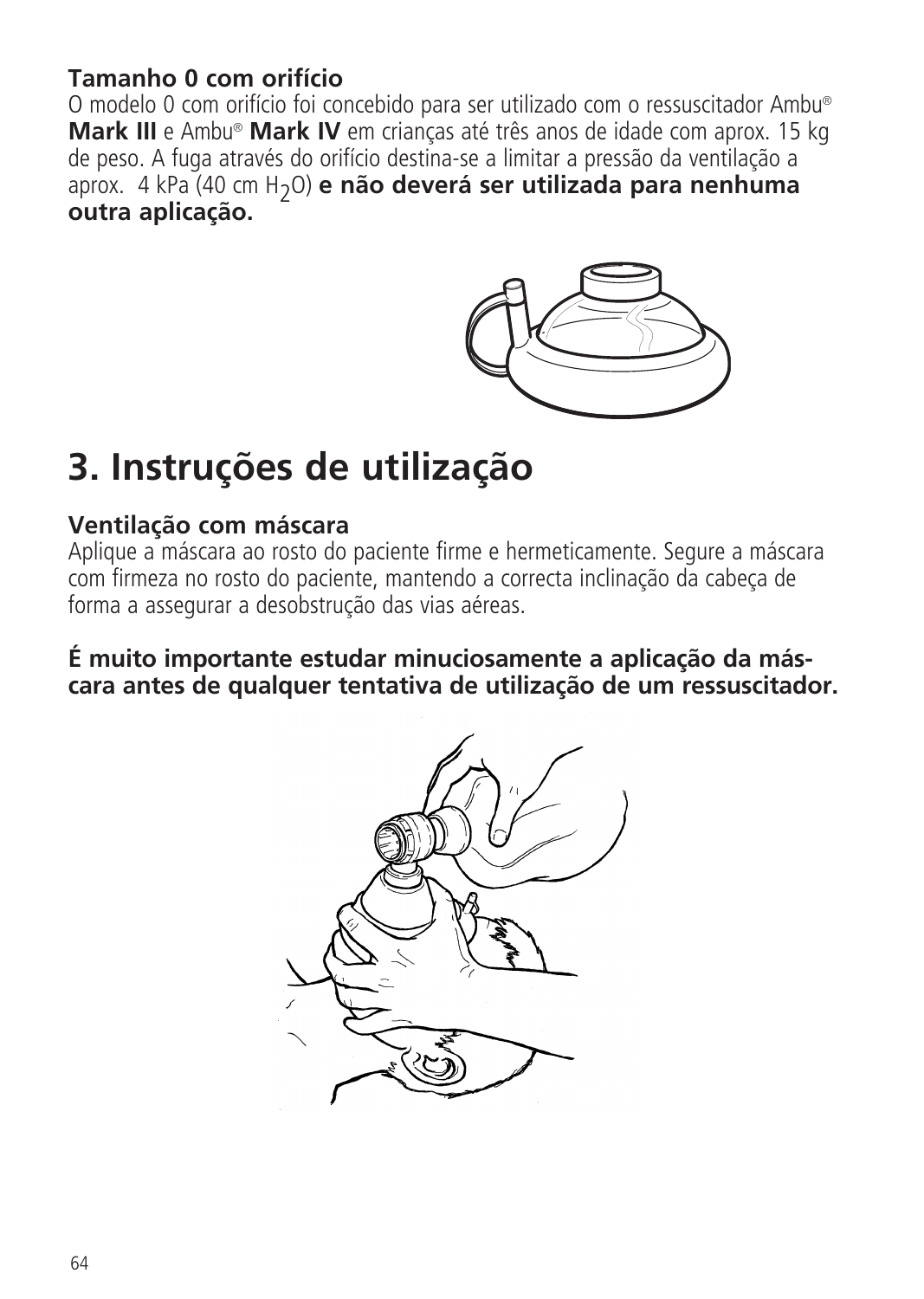**Tamanho 0 com orifício**
O modelo 0 com orifício foi concebido para ser utilizado com o ressuscitador Ambu® **Mark III** e Ambu® **Mark IV** em crianças até três anos de idade com aprox. 15 kg de peso. A fuga através do orifício destina-se a limitar a pressão da ventilação a aprox. 4 kPa (40 cm $H_2O$) **e não deverá ser utilizada para nenhuma outra aplicação.**

# 3. Instruções de utilização

**Ventilação com máscara**
Aplique a máscara ao rosto do paciente firme e hermeticamente. Segure a máscara com firmeza no rosto do paciente, mantendo a correcta inclinação da cabeça de forma a assegurar a desobstrução das vias aéreas.

**É muito importante estudar minuciosamente a aplicação da máscara antes de qualquer tentativa de utilização de um ressuscitador.**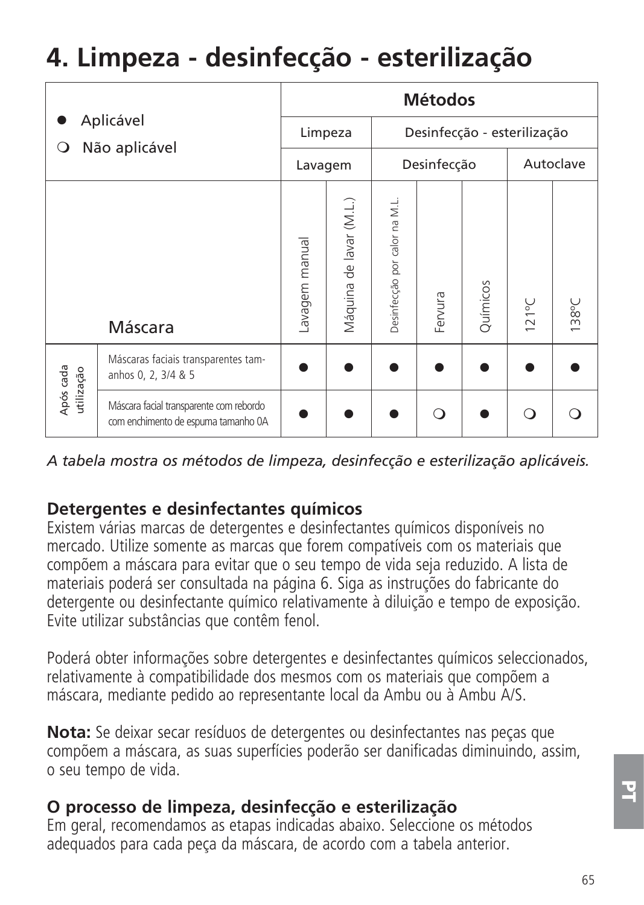# 4. Limpeza - desinfecção - esterilização

| ● Aplicável<br>❍ Não aplicável | | Métodos | | | | | | |
|---|---|---|---|---|---|---|---|---|
| | | Limpeza | | Desinfecção - esterilização | | | | |
| | | Lavagem | | Desinfecção | | | Autoclave | |
| | Máscara | Lavagem manual | Máquina de lavar (M.L.) | Desinfecção por calor na M.L. | Fervura | Químicos | 121°C | 138°C |
| Após cada utilização | Máscaras faciais transparentes tamanhos 0, 2, 3/4 & 5 | ● | ● | ● | ● | ● | ● | ● |
| | Máscara facial transparente com rebordo com enchimento de espuma tamanho 0A | ● | ● | ● | ❍ | ● | ❍ | ❍ |

*A tabela mostra os métodos de limpeza, desinfecção e esterilização aplicáveis.*

**Detergentes e desinfectantes químicos**

Existem várias marcas de detergentes e desinfectantes químicos disponíveis no mercado. Utilize somente as marcas que forem compatíveis com os materiais que compõem a máscara para evitar que o seu tempo de vida seja reduzido. A lista de materiais poderá ser consultada na página 6. Siga as instruções do fabricante do detergente ou desinfectante químico relativamente à diluição e tempo de exposição. Evite utilizar substâncias que contêm fenol.

Poderá obter informações sobre detergentes e desinfectantes químicos seleccionados, relativamente à compatibilidade dos mesmos com os materiais que compõem a máscara, mediante pedido ao representante local da Ambu ou à Ambu A/S.

**Nota:** Se deixar secar resíduos de detergentes ou desinfectantes nas peças que compõem a máscara, as suas superfícies poderão ser danificadas diminuindo, assim, o seu tempo de vida.

**O processo de limpeza, desinfecção e esterilização**

Em geral, recomendamos as etapas indicadas abaixo. Seleccione os métodos adequados para cada peça da máscara, de acordo com a tabela anterior.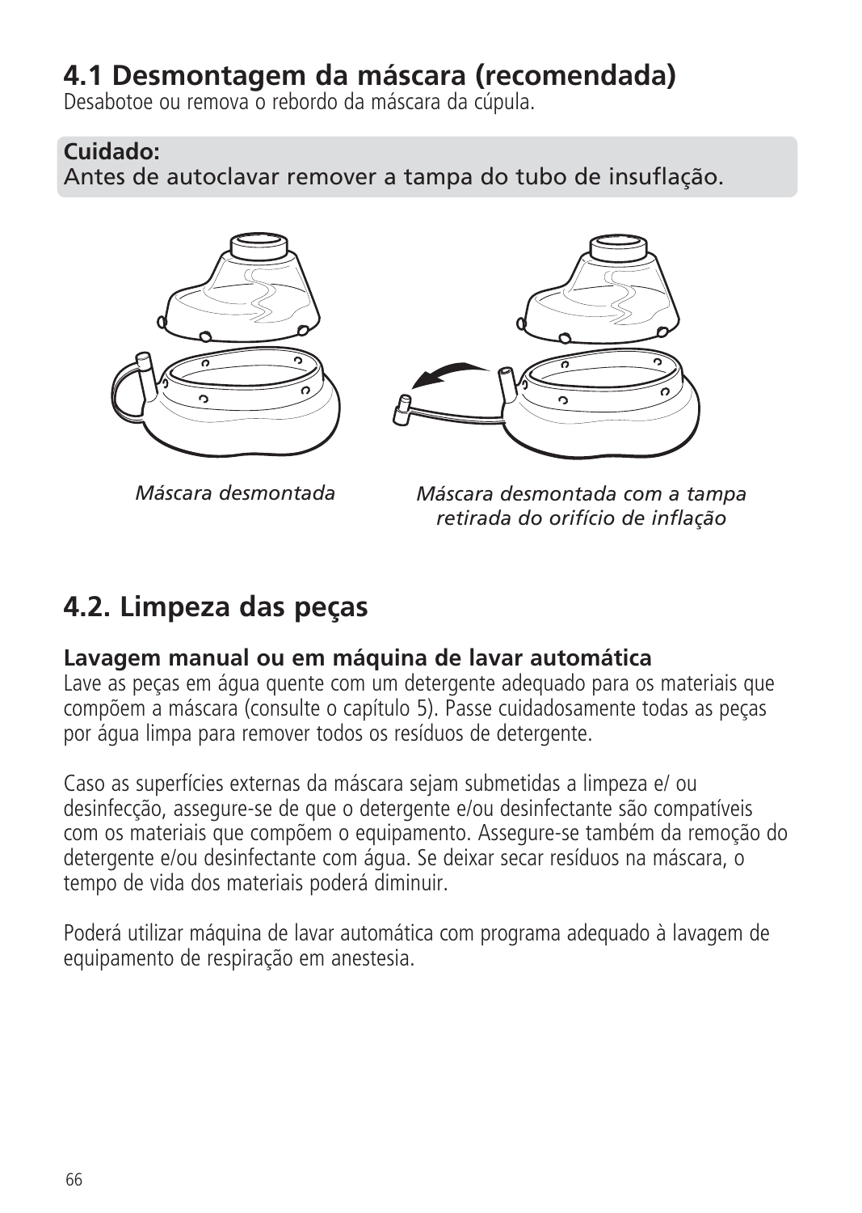## 4.1 Desmontagem da máscara (recomendada)

Desabotoe ou remova o rebordo da máscara da cúpula.

**Cuidado:**
Antes de autoclavar remover a tampa do tubo de insuflação.

*Máscara desmontada*

*Máscara desmontada com a tampa retirada do orifício de inflação*

## 4.2. Limpeza das peças

**Lavagem manual ou em máquina de lavar automática**

Lave as peças em água quente com um detergente adequado para os materiais que compõem a máscara (consulte o capítulo 5). Passe cuidadosamente todas as peças por água limpa para remover todos os resíduos de detergente.

Caso as superfícies externas da máscara sejam submetidas a limpeza e/ ou desinfecção, assegure-se de que o detergente e/ou desinfectante são compatíveis com os materiais que compõem o equipamento. Assegure-se também da remoção do detergente e/ou desinfectante com água. Se deixar secar resíduos na máscara, o tempo de vida dos materiais poderá diminuir.

Poderá utilizar máquina de lavar automática com programa adequado à lavagem de equipamento de respiração em anestesia.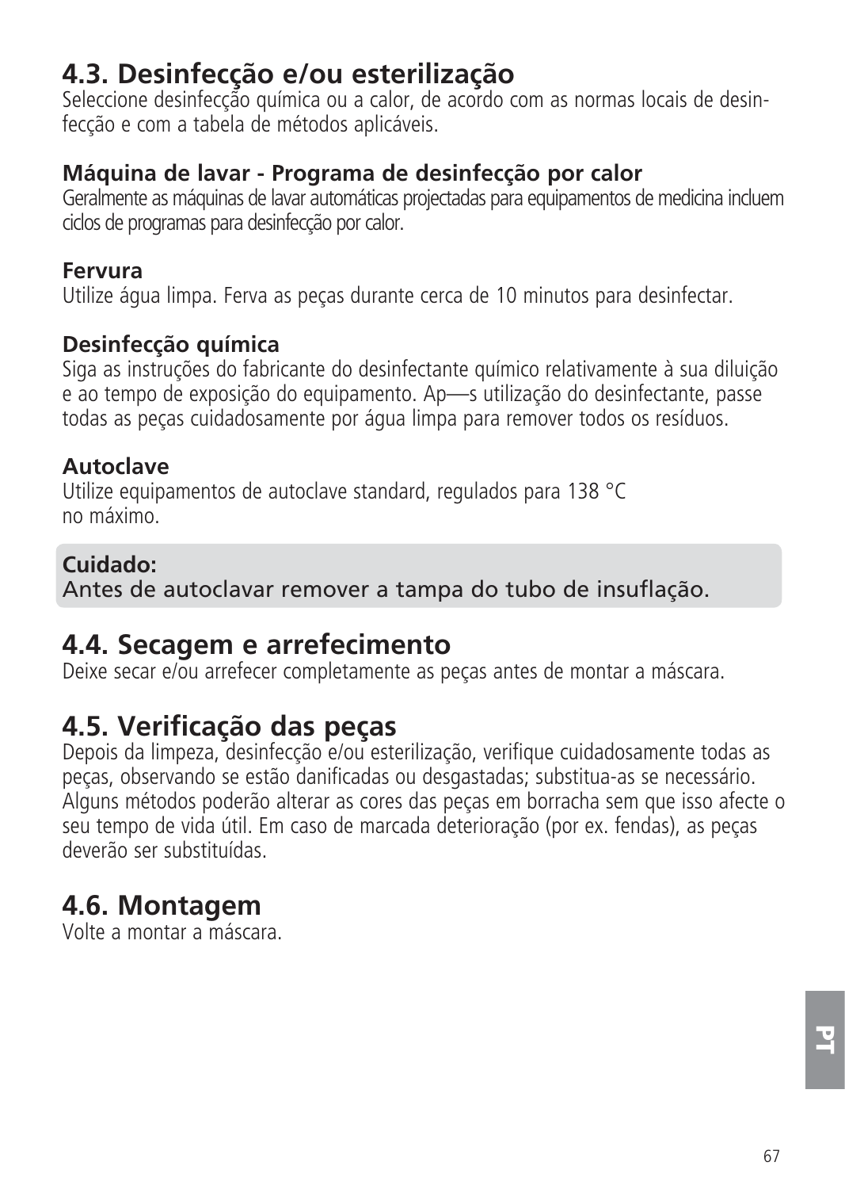## 4.3. Desinfecção e/ou esterilização

Seleccione desinfecção química ou a calor, de acordo com as normas locais de desinfecção e com a tabela de métodos aplicáveis.

**Máquina de lavar - Programa de desinfecção por calor**
Geralmente as máquinas de lavar automáticas projectadas para equipamentos de medicina incluem ciclos de programas para desinfecção por calor.

**Fervura**
Utilize água limpa. Ferva as peças durante cerca de 10 minutos para desinfectar.

**Desinfecção química**
Siga as instruções do fabricante do desinfectante químico relativamente à sua diluição e ao tempo de exposição do equipamento. Ap—s utilização do desinfectante, passe todas as peças cuidadosamente por água limpa para remover todos os resíduos.

**Autoclave**
Utilize equipamentos de autoclave standard, regulados para 138 °C no máximo.

**Cuidado:**
Antes de autoclavar remover a tampa do tubo de insuflação.

## 4.4. Secagem e arrefecimento

Deixe secar e/ou arrefecer completamente as peças antes de montar a máscara.

## 4.5. Verificação das peças

Depois da limpeza, desinfecção e/ou esterilização, verifique cuidadosamente todas as peças, observando se estão danificadas ou desgastadas; substitua-as se necessário. Alguns métodos poderão alterar as cores das peças em borracha sem que isso afecte o seu tempo de vida útil. Em caso de marcada deterioração (por ex. fendas), as peças deverão ser substituídas.

## 4.6. Montagem

Volte a montar a máscara.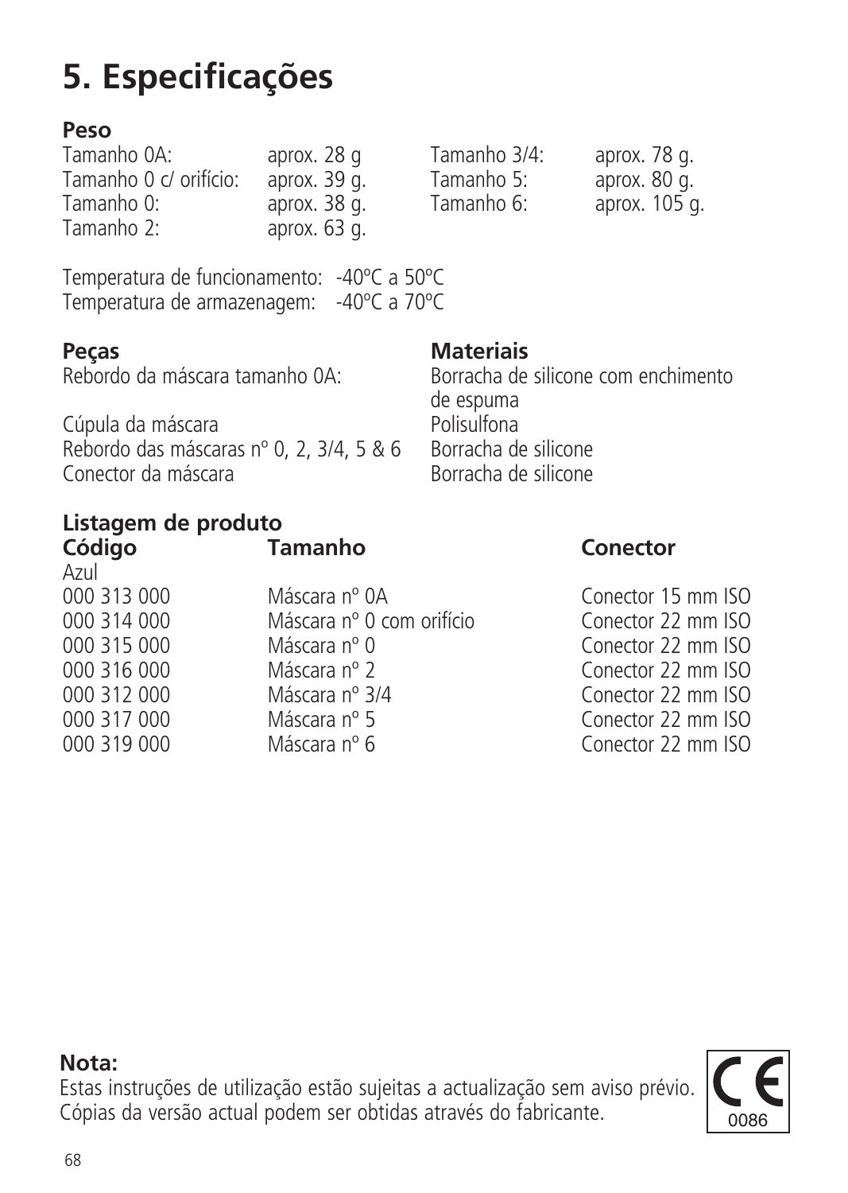# 5. Especificações

**Peso**

| | | | |
|---|---|---|---|
| Tamanho 0A: | aprox. 28 g | Tamanho 3/4: | aprox. 78 g. |
| Tamanho 0 c/ orifício: | aprox. 39 g. | Tamanho 5: | aprox. 80 g. |
| Tamanho 0: | aprox. 38 g. | Tamanho 6: | aprox. 105 g. |
| Tamanho 2: | aprox. 63 g. | | |

Temperatura de funcionamento: -40ºC a 50ºC
Temperatura de armazenagem: -40ºC a 70ºC

| **Peças** | **Materiais** |
|---|---|
| Rebordo da máscara tamanho 0A: | Borracha de silicone com enchimento de espuma |
| Cúpula da máscara | Polisulfona |
| Rebordo das máscaras nº 0, 2, 3/4, 5 & 6 | Borracha de silicone |
| Conector da máscara | Borracha de silicone |

**Listagem de produto**

| **Código** | **Tamanho** | **Conector** |
|---|---|---|
| Azul | | |
| 000 313 000 | Máscara nº 0A | Conector 15 mm ISO |
| 000 314 000 | Máscara nº 0 com orifício | Conector 22 mm ISO |
| 000 315 000 | Máscara nº 0 | Conector 22 mm ISO |
| 000 316 000 | Máscara nº 2 | Conector 22 mm ISO |
| 000 312 000 | Máscara nº 3/4 | Conector 22 mm ISO |
| 000 317 000 | Máscara nº 5 | Conector 22 mm ISO |
| 000 319 000 | Máscara nº 6 | Conector 22 mm ISO |

**Nota:**
Estas instruções de utilização estão sujeitas a actualização sem aviso prévio. Cópias da versão actual podem ser obtidas através do fabricante.

CE 0086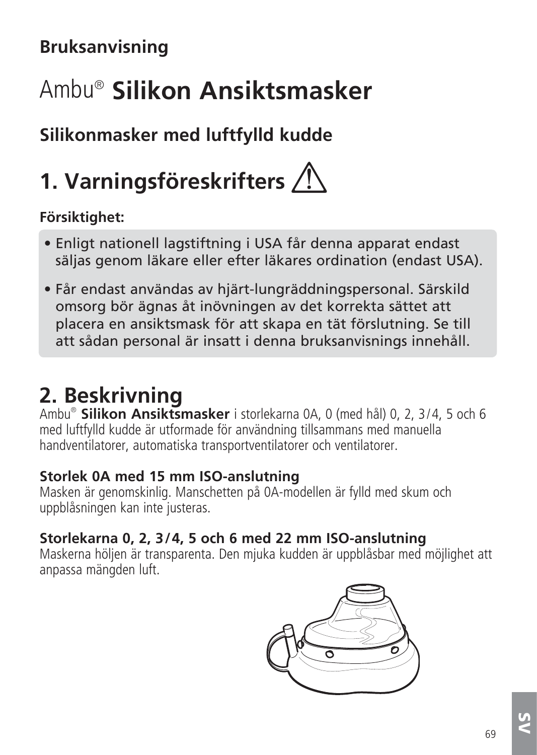**Bruksanvisning**

# Ambu® **Silikon Ansiktsmasker**

## Silikonmasker med luftfylld kudde

## 1. Varningsföreskrifters ⚠

**Försiktighet:**

- Enligt nationell lagstiftning i USA får denna apparat endast säljas genom läkare eller efter läkares ordination (endast USA).
- Får endast användas av hjärt-lungräddningspersonal. Särskild omsorg bör ägnas åt inövningen av det korrekta sättet att placera en ansiktsmask för att skapa en tät förslutning. Se till att sådan personal är insatt i denna bruksanvisnings innehåll.

## 2. Beskrivning

Ambu® **Silikon Ansiktsmasker** i storlekarna 0A, 0 (med hål) 0, 2, 3/4, 5 och 6 med luftfylld kudde är utformade för användning tillsammans med manuella handventilatorer, automatiska transportventilatorer och ventilatorer.

**Storlek 0A med 15 mm ISO-anslutning**
Masken är genomskinlig. Manschetten på 0A-modellen är fylld med skum och uppblåsningen kan inte justeras.

**Storlekarna 0, 2, 3/4, 5 och 6 med 22 mm ISO-anslutning**
Maskerna höljen är transparenta. Den mjuka kudden är uppblåsbar med möjlighet att anpassa mängden luft.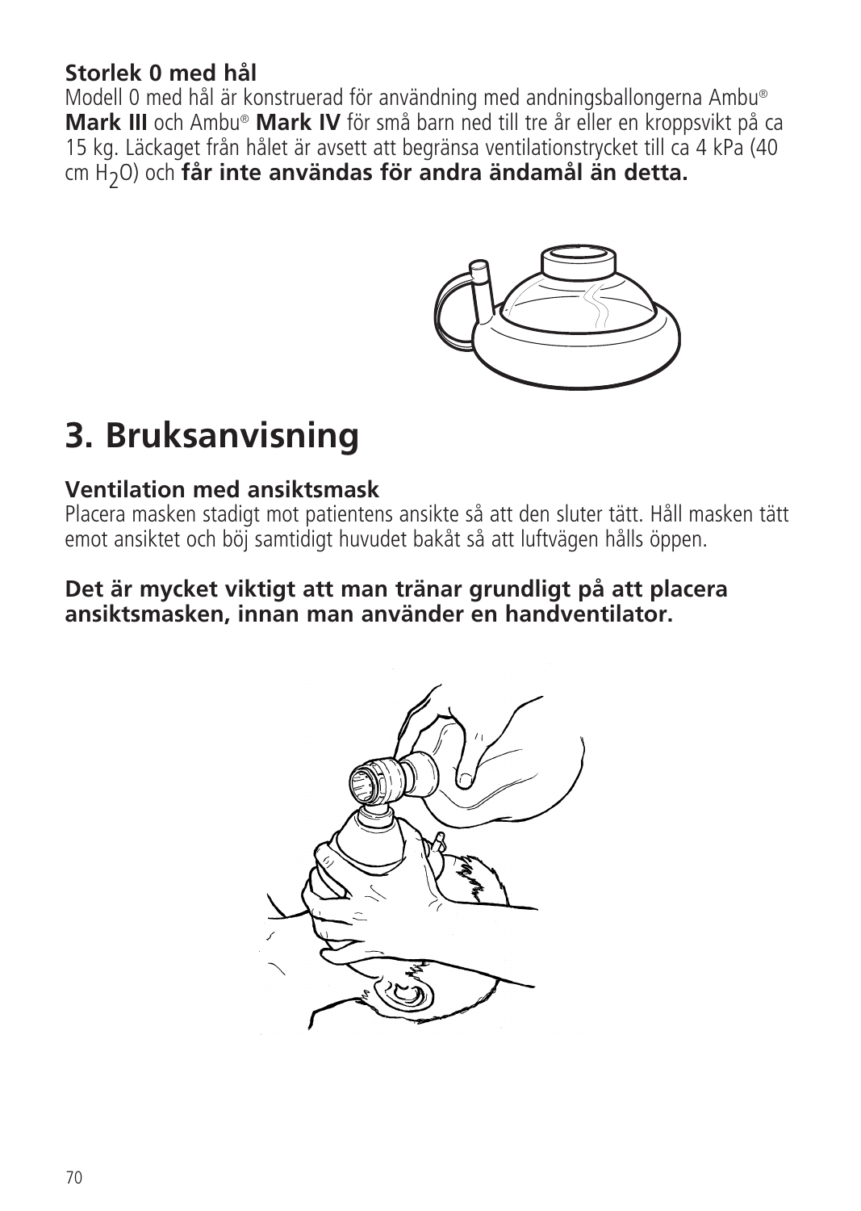**Storlek 0 med hål**

Modell 0 med hål är konstruerad för användning med andningsballongerna Ambu® **Mark III** och Ambu® **Mark IV** för små barn ned till tre år eller en kroppsvikt på ca 15 kg. Läckaget från hålet är avsett att begränsa ventilationstrycket till ca 4 kPa (40 cm $H_2O$) och **får inte användas för andra ändamål än detta.**

# 3. Bruksanvisning

## Ventilation med ansiktsmask

Placera masken stadigt mot patientens ansikte så att den sluter tätt. Håll masken tätt emot ansiktet och böj samtidigt huvudet bakåt så att luftvägen hålls öppen.

**Det är mycket viktigt att man tränar grundligt på att placera ansiktsmasken, innan man använder en handventilator.**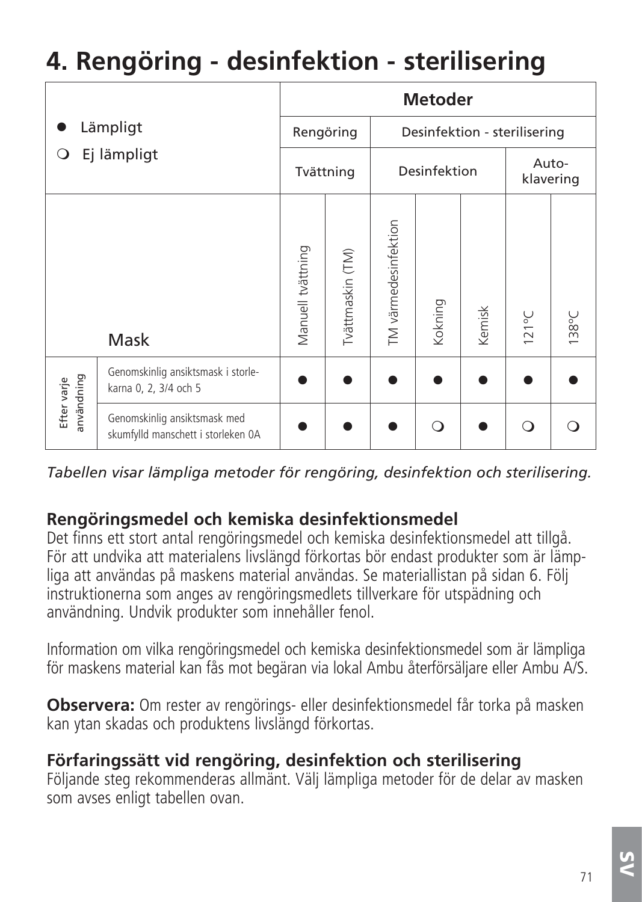# 4. Rengöring - desinfektion - sterilisering

| ● Lämpligt<br>❍ Ej lämpligt | | Metoder | | | | | | |
|---|---|---|---|---|---|---|---|---|
| | | Rengöring | | Desinfektion - sterilisering | | | | |
| | | Tvättning | | Desinfektion | | | Autoklavering | |
| | Mask | Manuell tvättning | Tvättmaskin (TM) | TM värmedesinfektion | Kokning | Kemisk | 121°C | 138°C |
| Efter varje användning | Genomskinlig ansiktsmask i storlekarna 0, 2, 3/4 och 5 | ● | ● | ● | ● | ● | ● | ● |
| | Genomskinlig ansiktsmask med skumfylld manschett i storleken 0A | ● | ● | ● | ❍ | ● | ❍ | ❍ |

*Tabellen visar lämpliga metoder för rengöring, desinfektion och sterilisering.*

## Rengöringsmedel och kemiska desinfektionsmedel

Det finns ett stort antal rengöringsmedel och kemiska desinfektionsmedel att tillgå. För att undvika att materialens livslängd förkortas bör endast produkter som är lämpliga att användas på maskens material användas. Se materiallistan på sidan 6. Följ instruktionerna som anges av rengöringsmedlets tillverkare för utspädning och användning. Undvik produkter som innehåller fenol.

Information om vilka rengöringsmedel och kemiska desinfektionsmedel som är lämpliga för maskens material kan fås mot begäran via lokal Ambu återförsäljare eller Ambu A/S.

**Observera:** Om rester av rengörings- eller desinfektionsmedel får torka på masken kan ytan skadas och produktens livslängd förkortas.

## Förfaringssätt vid rengöring, desinfektion och sterilisering

Följande steg rekommenderas allmänt. Välj lämpliga metoder för de delar av masken som avses enligt tabellen ovan.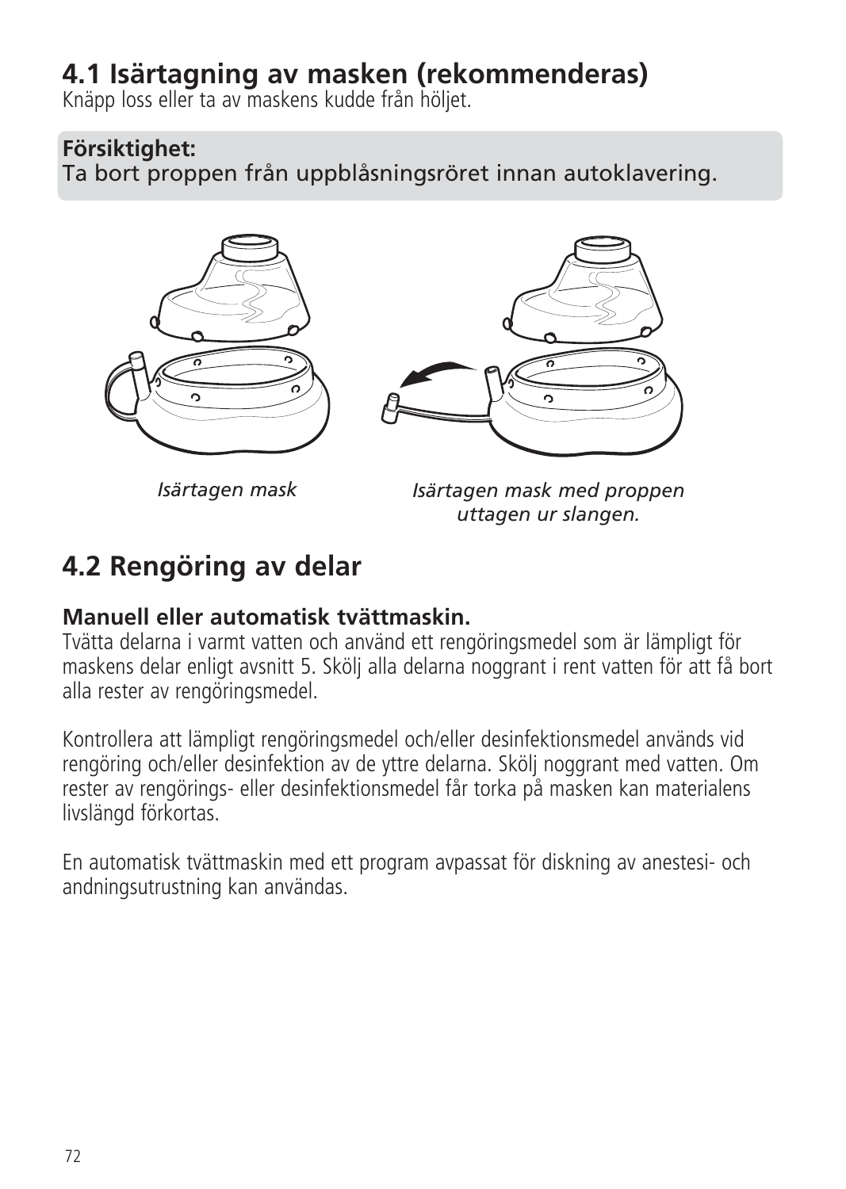## 4.1 Isärtagning av masken (rekommenderas)

Knäpp loss eller ta av maskens kudde från höljet.

**Försiktighet:**
Ta bort proppen från uppblåsningsröret innan autoklavering.

*Isärtagen mask*

*Isärtagen mask med proppen uttagen ur slangen.*

## 4.2 Rengöring av delar

**Manuell eller automatisk tvättmaskin.**
Tvätta delarna i varmt vatten och använd ett rengöringsmedel som är lämpligt för maskens delar enligt avsnitt 5. Skölj alla delarna noggrant i rent vatten för att få bort alla rester av rengöringsmedel.

Kontrollera att lämpligt rengöringsmedel och/eller desinfektionsmedel används vid rengöring och/eller desinfektion av de yttre delarna. Skölj noggrant med vatten. Om rester av rengörings- eller desinfektionsmedel får torka på masken kan materialens livslängd förkortas.

En automatisk tvättmaskin med ett program avpassat för diskning av anestesi- och andningsutrustning kan användas.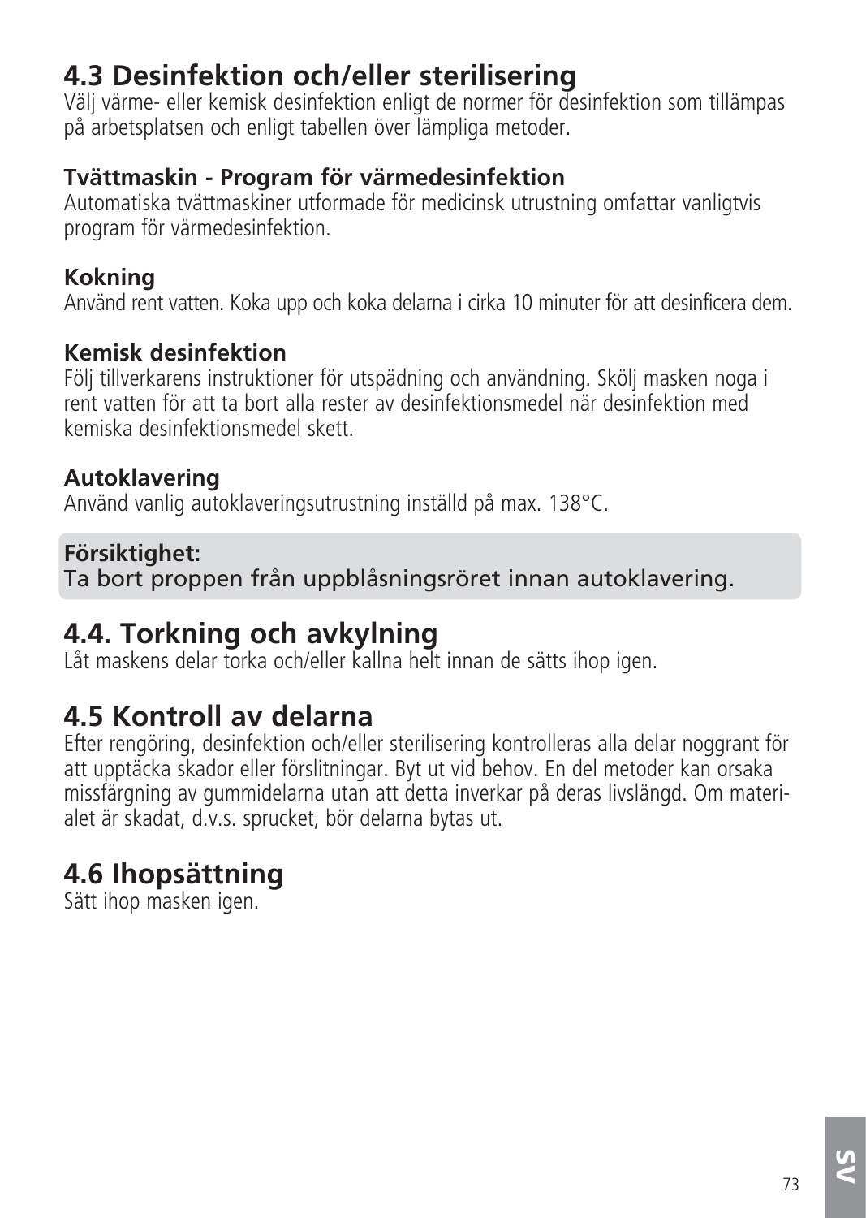## 4.3 Desinfektion och/eller sterilisering

Välj värme- eller kemisk desinfektion enligt de normer för desinfektion som tillämpas på arbetsplatsen och enligt tabellen över lämpliga metoder.

### Tvättmaskin - Program för värmedesinfektion

Automatiska tvättmaskiner utformade för medicinsk utrustning omfattar vanligtvis program för värmedesinfektion.

### Kokning

Använd rent vatten. Koka upp och koka delarna i cirka 10 minuter för att desinficera dem.

### Kemisk desinfektion

Följ tillverkarens instruktioner för utspädning och användning. Skölj masken noga i rent vatten för att ta bort alla rester av desinfektionsmedel när desinfektion med kemiska desinfektionsmedel skett.

### Autoklavering

Använd vanlig autoklaveringsutrustning inställd på max. 138°C.

**Försiktighet:**
Ta bort proppen från uppblåsningsröret innan autoklavering.

## 4.4. Torkning och avkylning

Låt maskens delar torka och/eller kallna helt innan de sätts ihop igen.

## 4.5 Kontroll av delarna

Efter rengöring, desinfektion och/eller sterilisering kontrolleras alla delar noggrant för att upptäcka skador eller förslitningar. Byt ut vid behov. En del metoder kan orsaka missfärgning av gummidelarna utan att detta inverkar på deras livslängd. Om materialet är skadat, d.v.s. sprucket, bör delarna bytas ut.

## 4.6 Ihopsättning

Sätt ihop masken igen.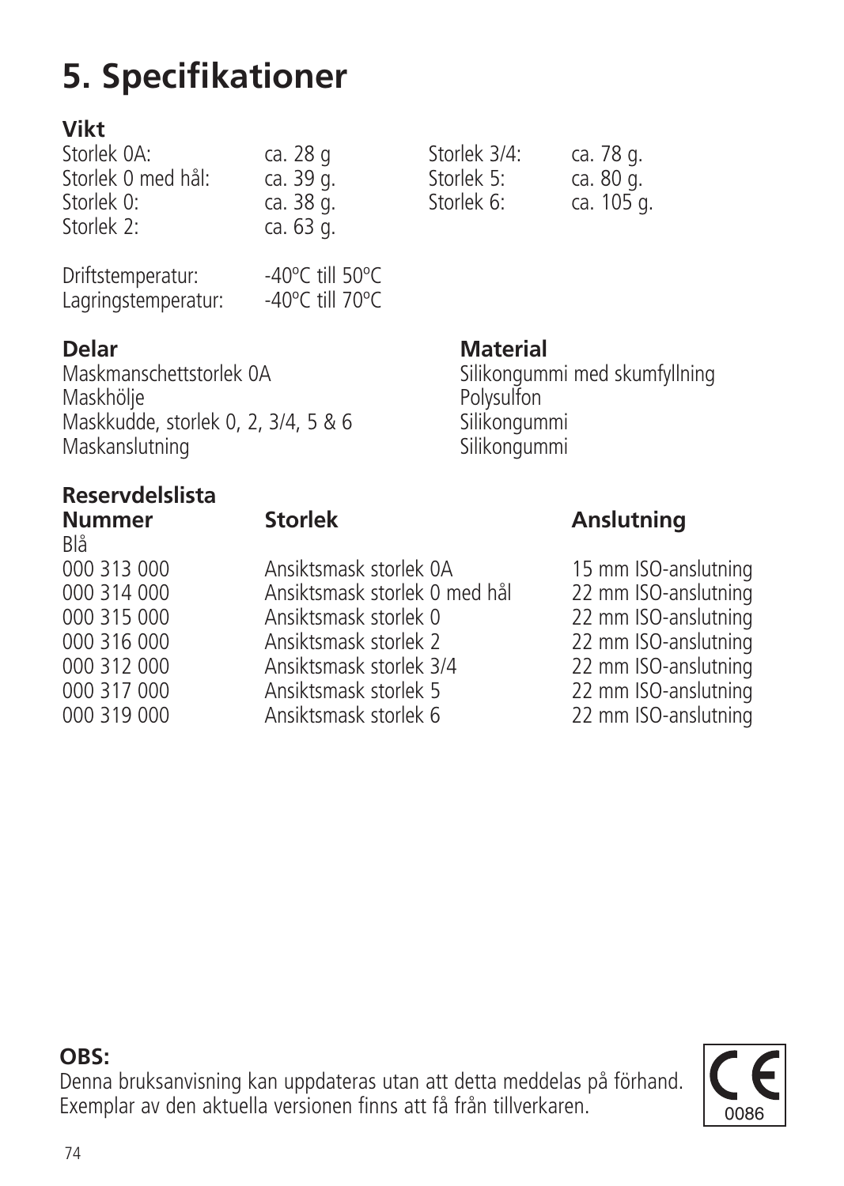# 5. Specifikationer

**Vikt**

| | | | |
|---|---|---|---|
| Storlek 0A: | ca. 28 g | Storlek 3/4: | ca. 78 g. |
| Storlek 0 med hål: | ca. 39 g. | Storlek 5: | ca. 80 g. |
| Storlek 0: | ca. 38 g. | Storlek 6: | ca. 105 g. |
| Storlek 2: | ca. 63 g. | | |

| | |
|---|---|
| Driftstemperatur: | -40ºC till 50ºC |
| Lagringstemperatur: | -40ºC till 70ºC |

| Delar | Material |
|---|---|
| Maskmanschettstorlek 0A | Silikongummi med skumfyllning |
| Maskhölje | Polysulfon |
| Maskkudde, storlek 0, 2, 3/4, 5 & 6 | Silikongummi |
| Maskanslutning | Silikongummi |

**Reservdelslista**

| Nummer | Storlek | Anslutning |
|---|---|---|
| Blå | | |
| 000 313 000 | Ansiktsmask storlek 0A | 15 mm ISO-anslutning |
| 000 314 000 | Ansiktsmask storlek 0 med hål | 22 mm ISO-anslutning |
| 000 315 000 | Ansiktsmask storlek 0 | 22 mm ISO-anslutning |
| 000 316 000 | Ansiktsmask storlek 2 | 22 mm ISO-anslutning |
| 000 312 000 | Ansiktsmask storlek 3/4 | 22 mm ISO-anslutning |
| 000 317 000 | Ansiktsmask storlek 5 | 22 mm ISO-anslutning |
| 000 319 000 | Ansiktsmask storlek 6 | 22 mm ISO-anslutning |

**OBS:**
Denna bruksanvisning kan uppdateras utan att detta meddelas på förhand.
Exemplar av den aktuella versionen finns att få från tillverkaren.

CE 0086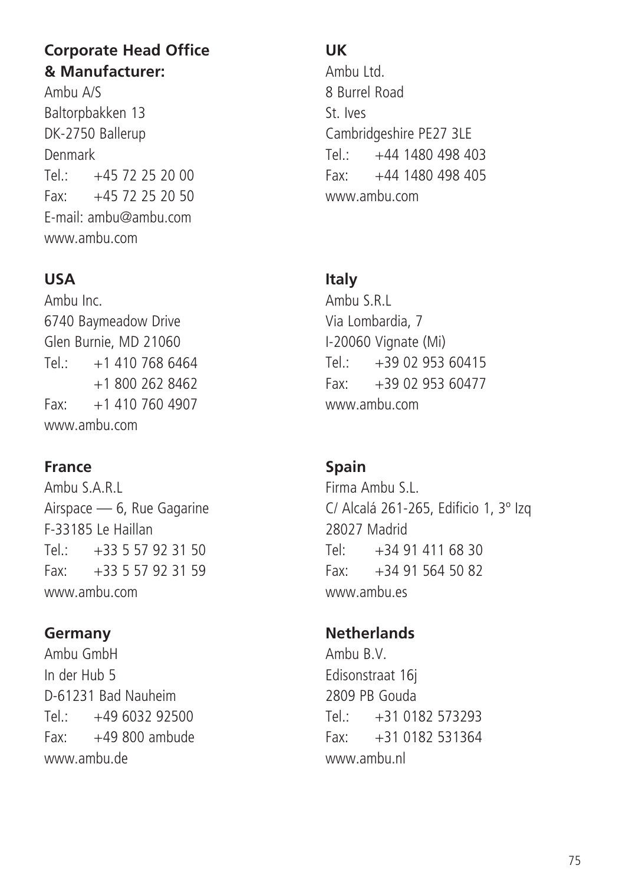**Corporate Head Office & Manufacturer:**
Ambu A/S
Baltorpbakken 13
DK-2750 Ballerup
Denmark
Tel.: +45 72 25 20 00
Fax: +45 72 25 20 50
E-mail: ambu@ambu.com
www.ambu.com

**USA**
Ambu Inc.
6740 Baymeadow Drive
Glen Burnie, MD 21060
Tel.: +1 410 768 6464
+1 800 262 8462
Fax: +1 410 760 4907
www.ambu.com

**France**
Ambu S.A.R.L
Airspace — 6, Rue Gagarine
F-33185 Le Haillan
Tel.: +33 5 57 92 31 50
Fax: +33 5 57 92 31 59
www.ambu.com

**Germany**
Ambu GmbH
In der Hub 5
D-61231 Bad Nauheim
Tel.: +49 6032 92500
Fax: +49 800 ambude
www.ambu.de

**UK**
Ambu Ltd.
8 Burrel Road
St. Ives
Cambridgeshire PE27 3LE
Tel.: +44 1480 498 403
Fax: +44 1480 498 405
www.ambu.com

**Italy**
Ambu S.R.L
Via Lombardia, 7
I-20060 Vignate (Mi)
Tel.: +39 02 953 60415
Fax: +39 02 953 60477
www.ambu.com

**Spain**
Firma Ambu S.L.
C/ Alcalá 261-265, Edificio 1, 3º Izq
28027 Madrid
Tel: +34 91 411 68 30
Fax: +34 91 564 50 82
www.ambu.es

**Netherlands**
Ambu B.V.
Edisonstraat 16j
2809 PB Gouda
Tel.: +31 0182 573293
Fax: +31 0182 531364
www.ambu.nl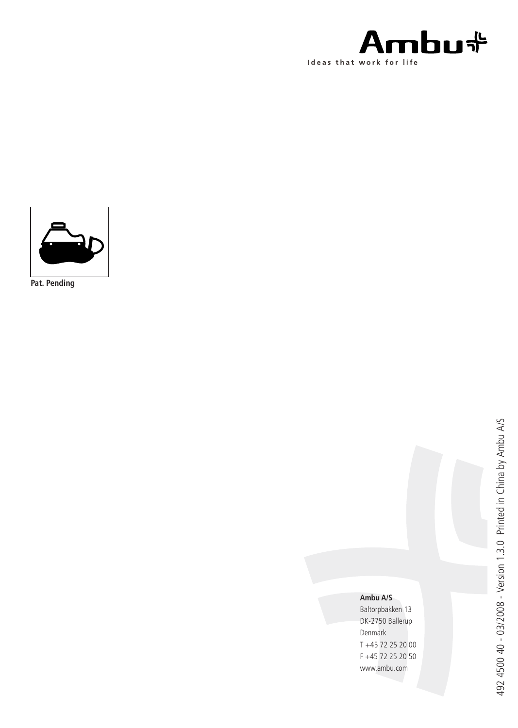Ambu

Ideas that work for life

**Pat. Pending**

**Ambu A/S**
Baltorpbakken 13
DK-2750 Ballerup
Denmark
T +45 72 25 20 00
F +45 72 25 20 50
www.ambu.com

492 4500 40 - 03/2008 - Version 1.3.0 Printed in China by Ambu A/S